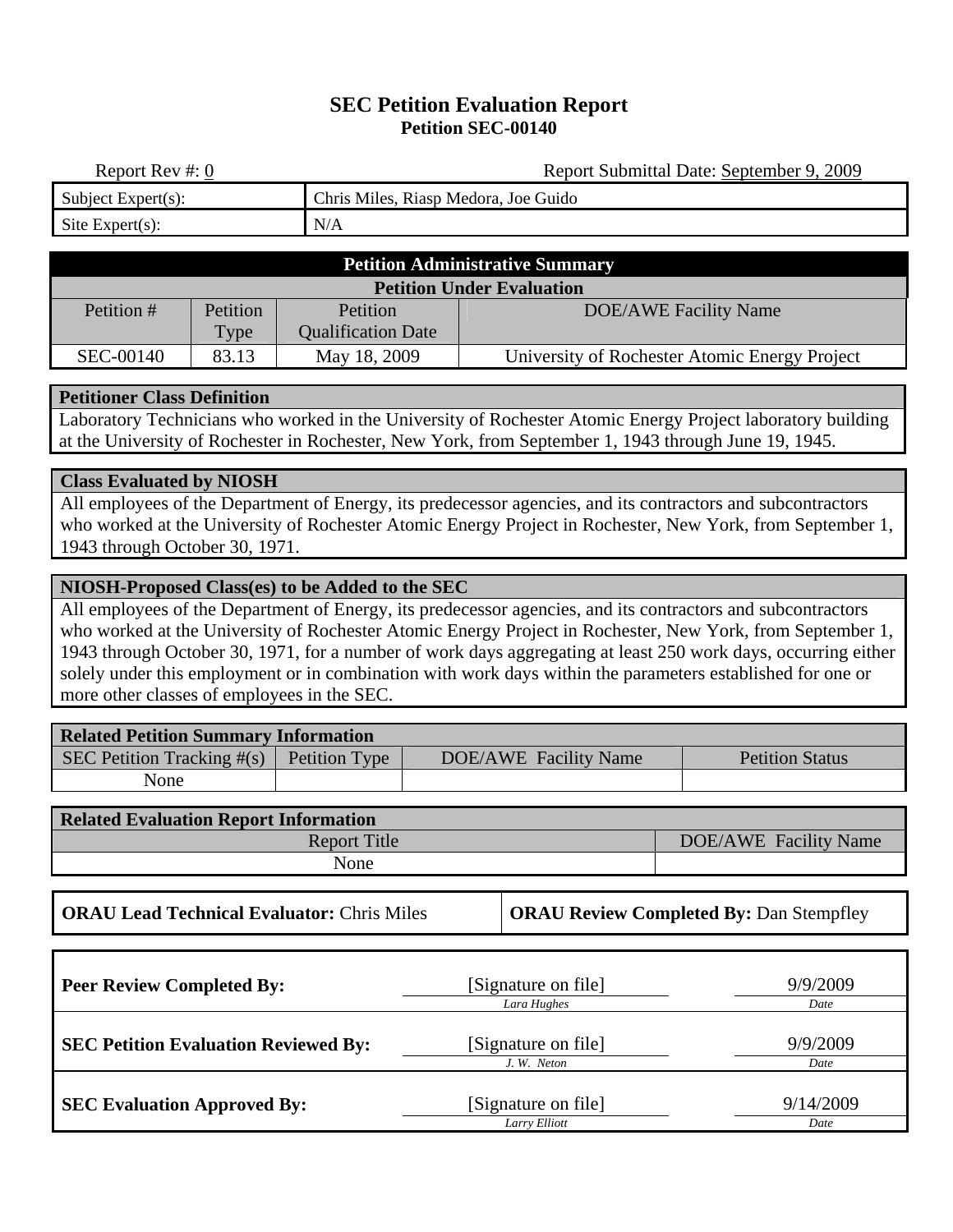# SEC Petition Evaluation Report

## Petition SEC-00140

Report Rev #: 0 | Report Submittal Date: September 9, 2009

| | |
|---|---|
| Subject Expert(s): | Chris Miles, Riasp Medora, Joe Guido |
| Site Expert(s): | N/A |

| Petition Administrative Summary | | | |
|---|---|---|---|
| **Petition Under Evaluation** | | | |
| Petition # | Petition Type | Petition Qualification Date | DOE/AWE Facility Name |
| SEC-00140 | 83.13 | May 18, 2009 | University of Rochester Atomic Energy Project |

**Petitioner Class Definition**

Laboratory Technicians who worked in the University of Rochester Atomic Energy Project laboratory building at the University of Rochester in Rochester, New York, from September 1, 1943 through June 19, 1945.

**Class Evaluated by NIOSH**

All employees of the Department of Energy, its predecessor agencies, and its contractors and subcontractors who worked at the University of Rochester Atomic Energy Project in Rochester, New York, from September 1, 1943 through October 30, 1971.

**NIOSH-Proposed Class(es) to be Added to the SEC**

All employees of the Department of Energy, its predecessor agencies, and its contractors and subcontractors who worked at the University of Rochester Atomic Energy Project in Rochester, New York, from September 1, 1943 through October 30, 1971, for a number of work days aggregating at least 250 work days, occurring either solely under this employment or in combination with work days within the parameters established for one or more other classes of employees in the SEC.

| Related Petition Summary Information | | | |
|---|---|---|---|
| SEC Petition Tracking #(s) | Petition Type | DOE/AWE Facility Name | Petition Status |
| None | | | |

| Related Evaluation Report Information | |
|---|---|
| Report Title | DOE/AWE Facility Name |
| None | |

**ORAU Lead Technical Evaluator:** Chris Miles | **ORAU Review Completed By:** Dan Stempfley

| | | |
|---|---|---|
| **Peer Review Completed By:** | [Signature on file] *Lara Hughes* | 9/9/2009 *Date* |
| **SEC Petition Evaluation Reviewed By:** | [Signature on file] *J. W. Neton* | 9/9/2009 *Date* |
| **SEC Evaluation Approved By:** | [Signature on file] *Larry Elliott* | 9/14/2009 *Date* |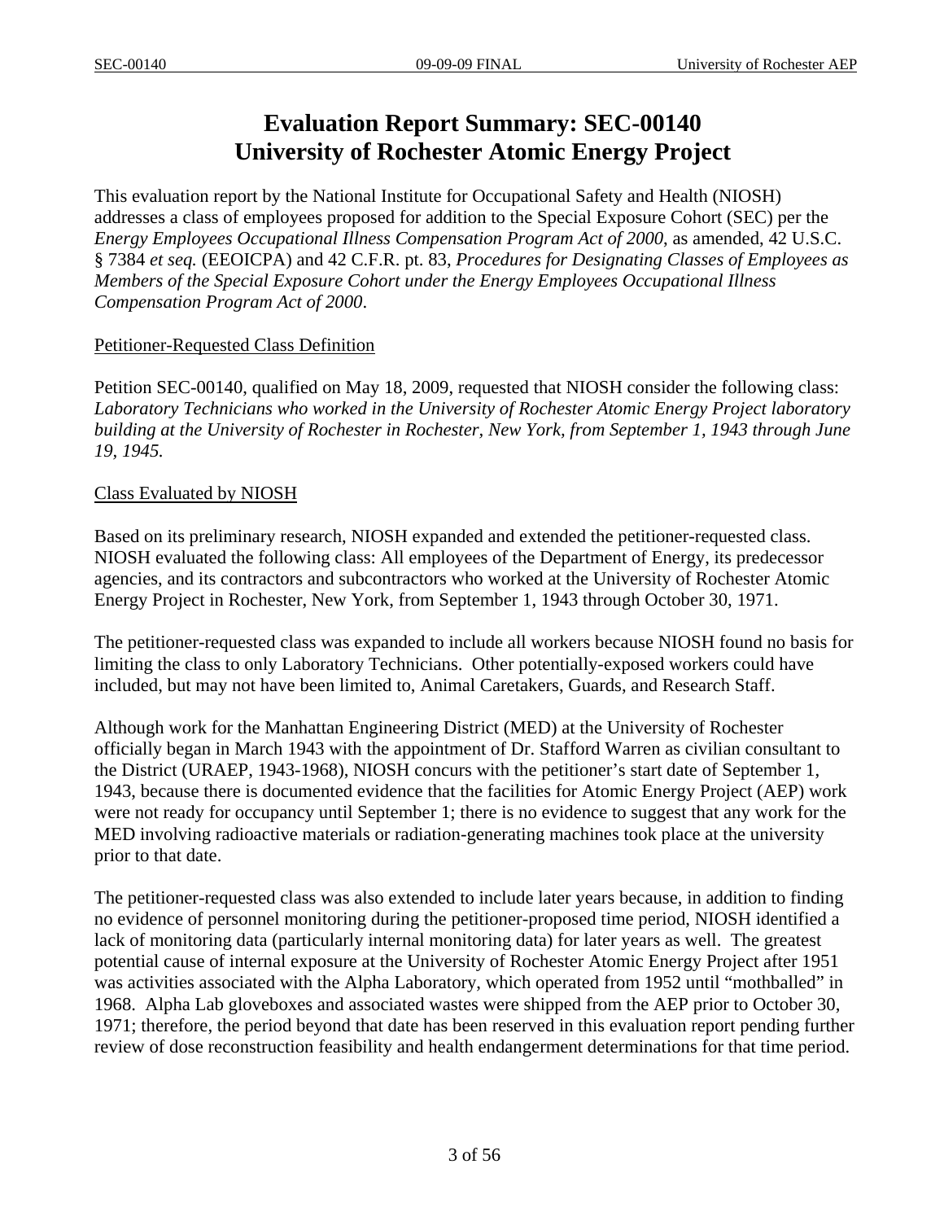# Evaluation Report Summary: SEC-00140
# University of Rochester Atomic Energy Project

This evaluation report by the National Institute for Occupational Safety and Health (NIOSH) addresses a class of employees proposed for addition to the Special Exposure Cohort (SEC) per the *Energy Employees Occupational Illness Compensation Program Act of 2000*, as amended, 42 U.S.C. § 7384 *et seq.* (EEOICPA) and 42 C.F.R. pt. 83, *Procedures for Designating Classes of Employees as Members of the Special Exposure Cohort under the Energy Employees Occupational Illness Compensation Program Act of 2000*.

## Petitioner-Requested Class Definition

Petition SEC-00140, qualified on May 18, 2009, requested that NIOSH consider the following class: *Laboratory Technicians who worked in the University of Rochester Atomic Energy Project laboratory building at the University of Rochester in Rochester, New York, from September 1, 1943 through June 19, 1945.*

## Class Evaluated by NIOSH

Based on its preliminary research, NIOSH expanded and extended the petitioner-requested class. NIOSH evaluated the following class: All employees of the Department of Energy, its predecessor agencies, and its contractors and subcontractors who worked at the University of Rochester Atomic Energy Project in Rochester, New York, from September 1, 1943 through October 30, 1971.

The petitioner-requested class was expanded to include all workers because NIOSH found no basis for limiting the class to only Laboratory Technicians. Other potentially-exposed workers could have included, but may not have been limited to, Animal Caretakers, Guards, and Research Staff.

Although work for the Manhattan Engineering District (MED) at the University of Rochester officially began in March 1943 with the appointment of Dr. Stafford Warren as civilian consultant to the District (URAEP, 1943-1968), NIOSH concurs with the petitioner's start date of September 1, 1943, because there is documented evidence that the facilities for Atomic Energy Project (AEP) work were not ready for occupancy until September 1; there is no evidence to suggest that any work for the MED involving radioactive materials or radiation-generating machines took place at the university prior to that date.

The petitioner-requested class was also extended to include later years because, in addition to finding no evidence of personnel monitoring during the petitioner-proposed time period, NIOSH identified a lack of monitoring data (particularly internal monitoring data) for later years as well. The greatest potential cause of internal exposure at the University of Rochester Atomic Energy Project after 1951 was activities associated with the Alpha Laboratory, which operated from 1952 until "mothballed" in 1968. Alpha Lab gloveboxes and associated wastes were shipped from the AEP prior to October 30, 1971; therefore, the period beyond that date has been reserved in this evaluation report pending further review of dose reconstruction feasibility and health endangerment determinations for that time period.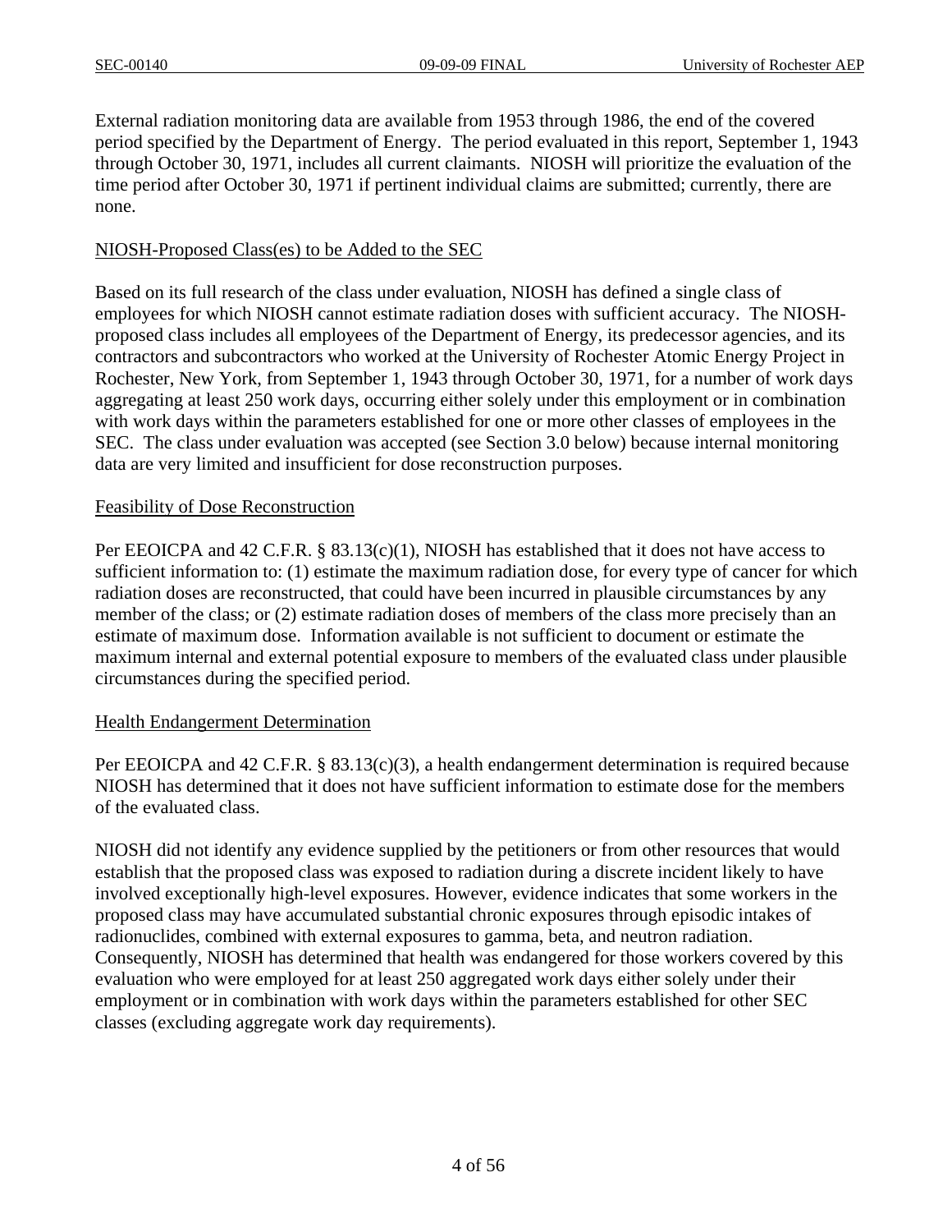External radiation monitoring data are available from 1953 through 1986, the end of the covered period specified by the Department of Energy. The period evaluated in this report, September 1, 1943 through October 30, 1971, includes all current claimants. NIOSH will prioritize the evaluation of the time period after October 30, 1971 if pertinent individual claims are submitted; currently, there are none.

## NIOSH-Proposed Class(es) to be Added to the SEC

Based on its full research of the class under evaluation, NIOSH has defined a single class of employees for which NIOSH cannot estimate radiation doses with sufficient accuracy. The NIOSH-proposed class includes all employees of the Department of Energy, its predecessor agencies, and its contractors and subcontractors who worked at the University of Rochester Atomic Energy Project in Rochester, New York, from September 1, 1943 through October 30, 1971, for a number of work days aggregating at least 250 work days, occurring either solely under this employment or in combination with work days within the parameters established for one or more other classes of employees in the SEC. The class under evaluation was accepted (see Section 3.0 below) because internal monitoring data are very limited and insufficient for dose reconstruction purposes.

## Feasibility of Dose Reconstruction

Per EEOICPA and 42 C.F.R. § 83.13(c)(1), NIOSH has established that it does not have access to sufficient information to: (1) estimate the maximum radiation dose, for every type of cancer for which radiation doses are reconstructed, that could have been incurred in plausible circumstances by any member of the class; or (2) estimate radiation doses of members of the class more precisely than an estimate of maximum dose. Information available is not sufficient to document or estimate the maximum internal and external potential exposure to members of the evaluated class under plausible circumstances during the specified period.

## Health Endangerment Determination

Per EEOICPA and 42 C.F.R. § 83.13(c)(3), a health endangerment determination is required because NIOSH has determined that it does not have sufficient information to estimate dose for the members of the evaluated class.

NIOSH did not identify any evidence supplied by the petitioners or from other resources that would establish that the proposed class was exposed to radiation during a discrete incident likely to have involved exceptionally high-level exposures. However, evidence indicates that some workers in the proposed class may have accumulated substantial chronic exposures through episodic intakes of radionuclides, combined with external exposures to gamma, beta, and neutron radiation. Consequently, NIOSH has determined that health was endangered for those workers covered by this evaluation who were employed for at least 250 aggregated work days either solely under their employment or in combination with work days within the parameters established for other SEC classes (excluding aggregate work day requirements).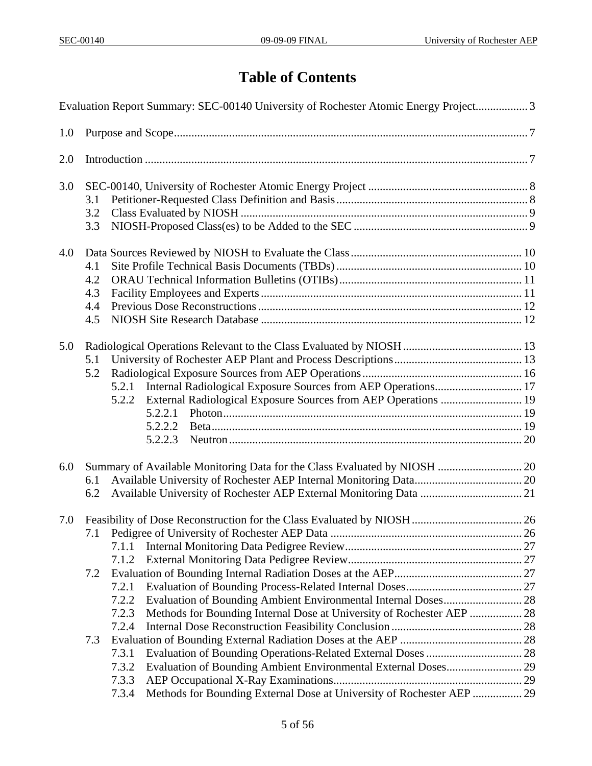# Table of Contents

Evaluation Report Summary: SEC-00140 University of Rochester Atomic Energy Project .................. 3

1.0 Purpose and Scope .......................................................................................................................... 7

2.0 Introduction .................................................................................................................................... 7

3.0 SEC-00140, University of Rochester Atomic Energy Project ....................................................... 8
- 3.1 Petitioner-Requested Class Definition and Basis ................................................................. 8
- 3.2 Class Evaluated by NIOSH .................................................................................................. 9
- 3.3 NIOSH-Proposed Class(es) to be Added to the SEC ............................................................ 9

4.0 Data Sources Reviewed by NIOSH to Evaluate the Class ........................................................... 10
- 4.1 Site Profile Technical Basis Documents (TBDs) ................................................................ 10
- 4.2 ORAU Technical Information Bulletins (OTIBs) ............................................................... 11
- 4.3 Facility Employees and Experts .......................................................................................... 11
- 4.4 Previous Dose Reconstructions ........................................................................................... 12
- 4.5 NIOSH Site Research Database .......................................................................................... 12

5.0 Radiological Operations Relevant to the Class Evaluated by NIOSH ......................................... 13
- 5.1 University of Rochester AEP Plant and Process Descriptions ............................................ 13
- 5.2 Radiological Exposure Sources from AEP Operations ....................................................... 16
  - 5.2.1 Internal Radiological Exposure Sources from AEP Operations .............................. 17
  - 5.2.2 External Radiological Exposure Sources from AEP Operations ............................ 19
    - 5.2.2.1 Photon ....................................................................................................... 19
    - 5.2.2.2 Beta ........................................................................................................... 19
    - 5.2.2.3 Neutron ..................................................................................................... 20

6.0 Summary of Available Monitoring Data for the Class Evaluated by NIOSH ............................. 20
- 6.1 Available University of Rochester AEP Internal Monitoring Data ..................................... 20
- 6.2 Available University of Rochester AEP External Monitoring Data ................................... 21

7.0 Feasibility of Dose Reconstruction for the Class Evaluated by NIOSH ...................................... 26
- 7.1 Pedigree of University of Rochester AEP Data .................................................................. 26
  - 7.1.1 Internal Monitoring Data Pedigree Review ............................................................. 27
  - 7.1.2 External Monitoring Data Pedigree Review ............................................................ 27
- 7.2 Evaluation of Bounding Internal Radiation Doses at the AEP ............................................ 27
  - 7.2.1 Evaluation of Bounding Process-Related Internal Doses ........................................ 27
  - 7.2.2 Evaluation of Bounding Ambient Environmental Internal Doses ........................... 28
  - 7.2.3 Methods for Bounding Internal Dose at University of Rochester AEP .................. 28
  - 7.2.4 Internal Dose Reconstruction Feasibility Conclusion ............................................. 28
- 7.3 Evaluation of Bounding External Radiation Doses at the AEP .......................................... 28
  - 7.3.1 Evaluation of Bounding Operations-Related External Doses ................................. 28
  - 7.3.2 Evaluation of Bounding Ambient Environmental External Doses .......................... 29
  - 7.3.3 AEP Occupational X-Ray Examinations ................................................................. 29
  - 7.3.4 Methods for Bounding External Dose at University of Rochester AEP ................. 29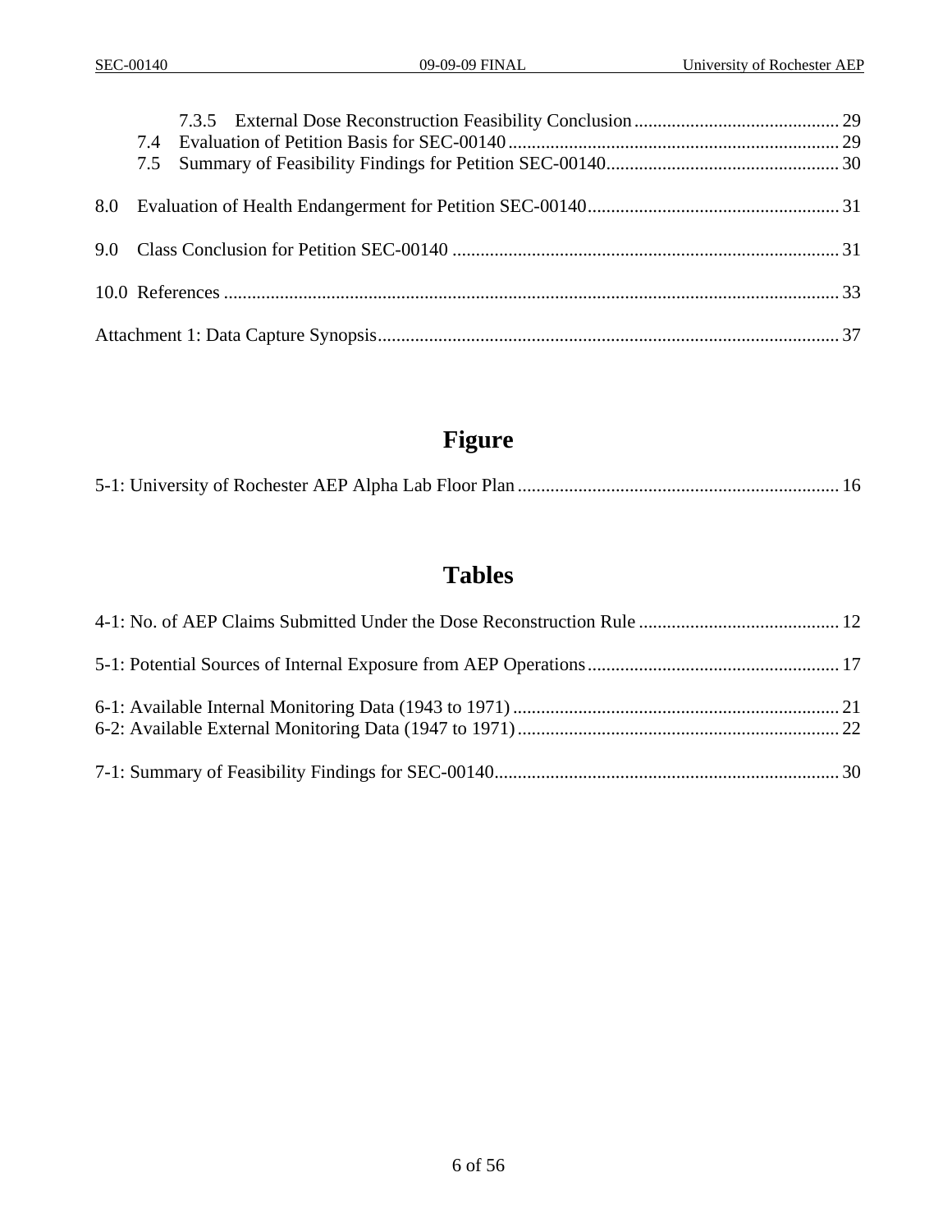7.3.5 External Dose Reconstruction Feasibility Conclusion ............................................ 29
7.4 Evaluation of Petition Basis for SEC-00140 ....................................................................... 29
7.5 Summary of Feasibility Findings for Petition SEC-00140 .................................................. 30

8.0 Evaluation of Health Endangerment for Petition SEC-00140 ...................................................... 31

9.0 Class Conclusion for Petition SEC-00140 .................................................................................. 31

10.0 References ................................................................................................................................... 33

Attachment 1: Data Capture Synopsis .................................................................................................. 37

# Figure

5-1: University of Rochester AEP Alpha Lab Floor Plan ..................................................................... 16

# Tables

4-1: No. of AEP Claims Submitted Under the Dose Reconstruction Rule ........................................... 12

5-1: Potential Sources of Internal Exposure from AEP Operations ...................................................... 17

6-1: Available Internal Monitoring Data (1943 to 1971) ...................................................................... 21
6-2: Available External Monitoring Data (1947 to 1971) ..................................................................... 22

7-1: Summary of Feasibility Findings for SEC-00140 .......................................................................... 30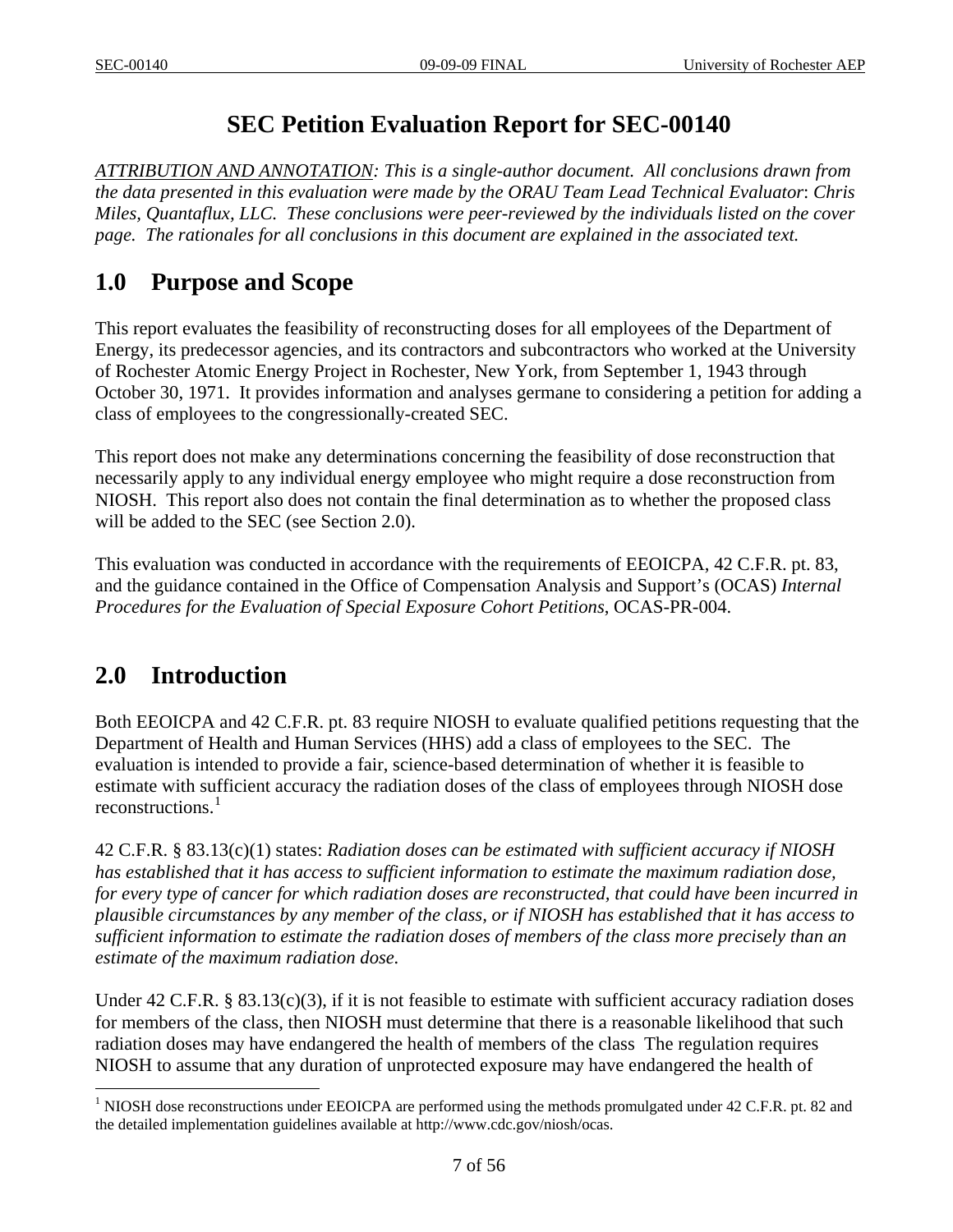# SEC Petition Evaluation Report for SEC-00140

*ATTRIBUTION AND ANNOTATION: This is a single-author document. All conclusions drawn from the data presented in this evaluation were made by the ORAU Team Lead Technical Evaluator: Chris Miles, Quantaflux, LLC. These conclusions were peer-reviewed by the individuals listed on the cover page. The rationales for all conclusions in this document are explained in the associated text.*

## 1.0 Purpose and Scope

This report evaluates the feasibility of reconstructing doses for all employees of the Department of Energy, its predecessor agencies, and its contractors and subcontractors who worked at the University of Rochester Atomic Energy Project in Rochester, New York, from September 1, 1943 through October 30, 1971. It provides information and analyses germane to considering a petition for adding a class of employees to the congressionally-created SEC.

This report does not make any determinations concerning the feasibility of dose reconstruction that necessarily apply to any individual energy employee who might require a dose reconstruction from NIOSH. This report also does not contain the final determination as to whether the proposed class will be added to the SEC (see Section 2.0).

This evaluation was conducted in accordance with the requirements of EEOICPA, 42 C.F.R. pt. 83, and the guidance contained in the Office of Compensation Analysis and Support's (OCAS) *Internal Procedures for the Evaluation of Special Exposure Cohort Petitions*, OCAS-PR-004.

## 2.0 Introduction

Both EEOICPA and 42 C.F.R. pt. 83 require NIOSH to evaluate qualified petitions requesting that the Department of Health and Human Services (HHS) add a class of employees to the SEC. The evaluation is intended to provide a fair, science-based determination of whether it is feasible to estimate with sufficient accuracy the radiation doses of the class of employees through NIOSH dose reconstructions.[1]

42 C.F.R. § 83.13(c)(1) states: *Radiation doses can be estimated with sufficient accuracy if NIOSH has established that it has access to sufficient information to estimate the maximum radiation dose, for every type of cancer for which radiation doses are reconstructed, that could have been incurred in plausible circumstances by any member of the class, or if NIOSH has established that it has access to sufficient information to estimate the radiation doses of members of the class more precisely than an estimate of the maximum radiation dose.*

Under 42 C.F.R. § 83.13(c)(3), if it is not feasible to estimate with sufficient accuracy radiation doses for members of the class, then NIOSH must determine that there is a reasonable likelihood that such radiation doses may have endangered the health of members of the class The regulation requires NIOSH to assume that any duration of unprotected exposure may have endangered the health of

---

[1] NIOSH dose reconstructions under EEOICPA are performed using the methods promulgated under 42 C.F.R. pt. 82 and the detailed implementation guidelines available at http://www.cdc.gov/niosh/ocas.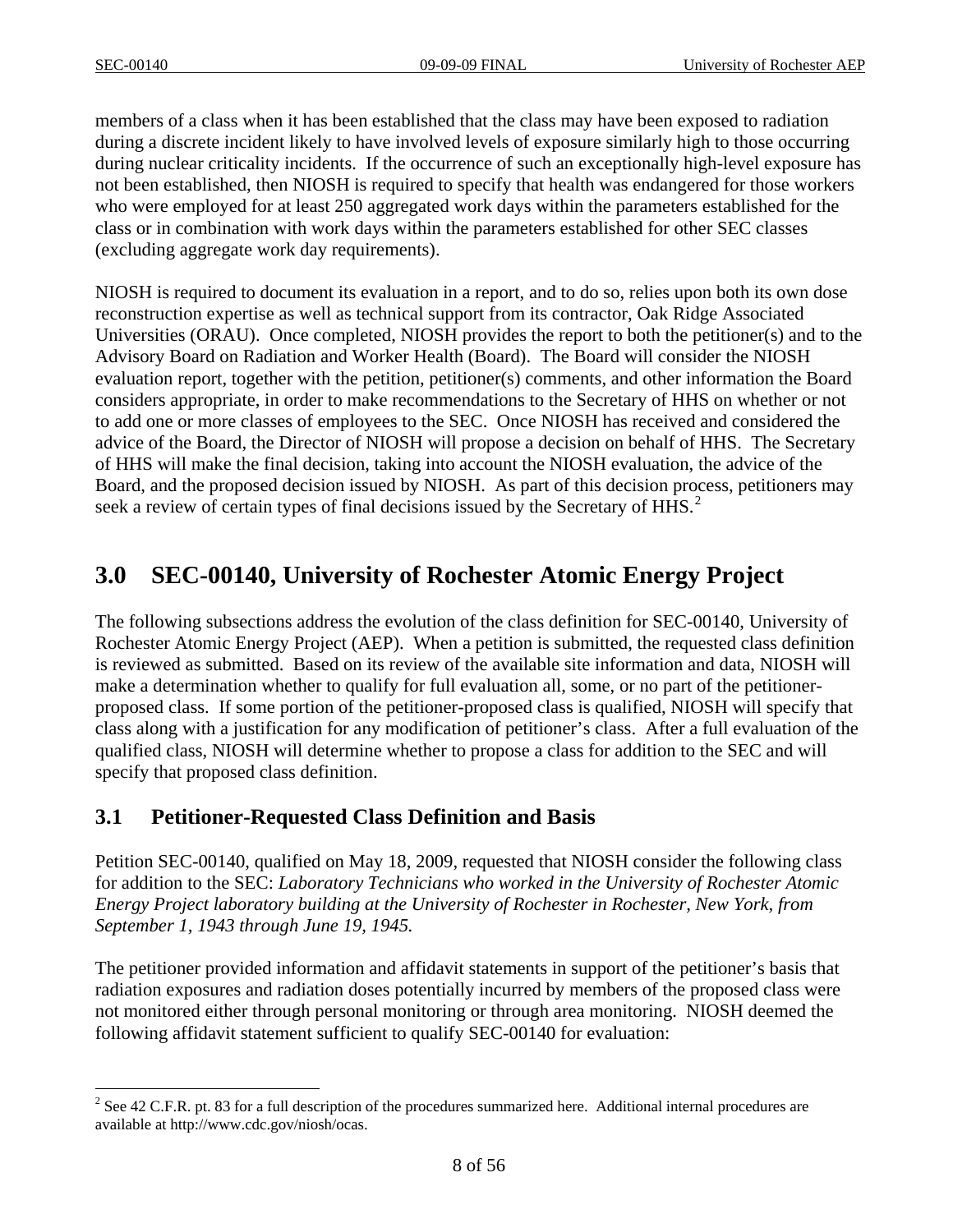members of a class when it has been established that the class may have been exposed to radiation during a discrete incident likely to have involved levels of exposure similarly high to those occurring during nuclear criticality incidents. If the occurrence of such an exceptionally high-level exposure has not been established, then NIOSH is required to specify that health was endangered for those workers who were employed for at least 250 aggregated work days within the parameters established for the class or in combination with work days within the parameters established for other SEC classes (excluding aggregate work day requirements).

NIOSH is required to document its evaluation in a report, and to do so, relies upon both its own dose reconstruction expertise as well as technical support from its contractor, Oak Ridge Associated Universities (ORAU). Once completed, NIOSH provides the report to both the petitioner(s) and to the Advisory Board on Radiation and Worker Health (Board). The Board will consider the NIOSH evaluation report, together with the petition, petitioner(s) comments, and other information the Board considers appropriate, in order to make recommendations to the Secretary of HHS on whether or not to add one or more classes of employees to the SEC. Once NIOSH has received and considered the advice of the Board, the Director of NIOSH will propose a decision on behalf of HHS. The Secretary of HHS will make the final decision, taking into account the NIOSH evaluation, the advice of the Board, and the proposed decision issued by NIOSH. As part of this decision process, petitioners may seek a review of certain types of final decisions issued by the Secretary of HHS.[2]

# 3.0 SEC-00140, University of Rochester Atomic Energy Project

The following subsections address the evolution of the class definition for SEC-00140, University of Rochester Atomic Energy Project (AEP). When a petition is submitted, the requested class definition is reviewed as submitted. Based on its review of the available site information and data, NIOSH will make a determination whether to qualify for full evaluation all, some, or no part of the petitioner-proposed class. If some portion of the petitioner-proposed class is qualified, NIOSH will specify that class along with a justification for any modification of petitioner's class. After a full evaluation of the qualified class, NIOSH will determine whether to propose a class for addition to the SEC and will specify that proposed class definition.

## 3.1 Petitioner-Requested Class Definition and Basis

Petition SEC-00140, qualified on May 18, 2009, requested that NIOSH consider the following class for addition to the SEC: *Laboratory Technicians who worked in the University of Rochester Atomic Energy Project laboratory building at the University of Rochester in Rochester, New York, from September 1, 1943 through June 19, 1945.*

The petitioner provided information and affidavit statements in support of the petitioner's basis that radiation exposures and radiation doses potentially incurred by members of the proposed class were not monitored either through personal monitoring or through area monitoring. NIOSH deemed the following affidavit statement sufficient to qualify SEC-00140 for evaluation:

---

[2] See 42 C.F.R. pt. 83 for a full description of the procedures summarized here. Additional internal procedures are available at http://www.cdc.gov/niosh/ocas.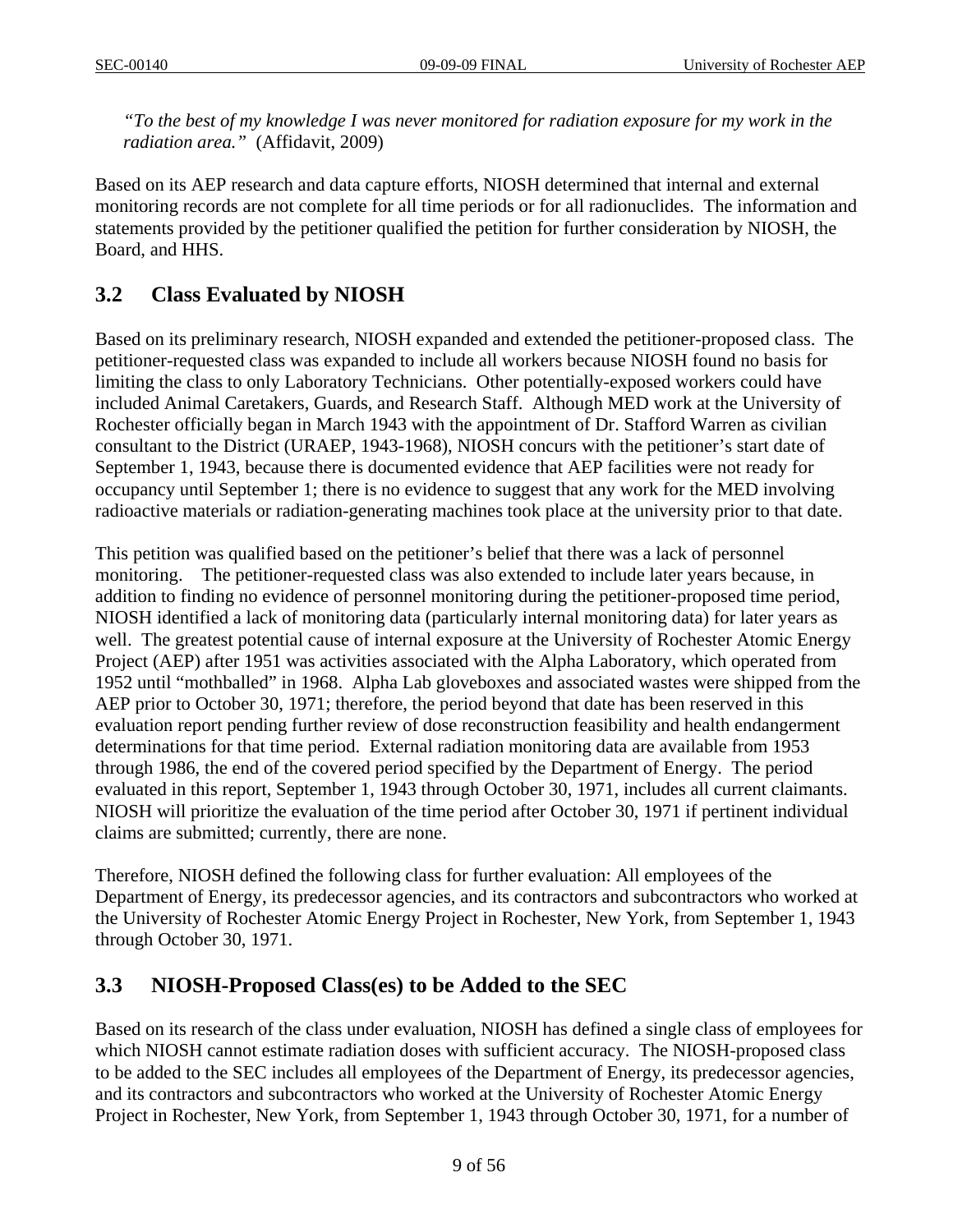*"To the best of my knowledge I was never monitored for radiation exposure for my work in the radiation area."* (Affidavit, 2009)

Based on its AEP research and data capture efforts, NIOSH determined that internal and external monitoring records are not complete for all time periods or for all radionuclides. The information and statements provided by the petitioner qualified the petition for further consideration by NIOSH, the Board, and HHS.

## 3.2 Class Evaluated by NIOSH

Based on its preliminary research, NIOSH expanded and extended the petitioner-proposed class. The petitioner-requested class was expanded to include all workers because NIOSH found no basis for limiting the class to only Laboratory Technicians. Other potentially-exposed workers could have included Animal Caretakers, Guards, and Research Staff. Although MED work at the University of Rochester officially began in March 1943 with the appointment of Dr. Stafford Warren as civilian consultant to the District (URAEP, 1943-1968), NIOSH concurs with the petitioner's start date of September 1, 1943, because there is documented evidence that AEP facilities were not ready for occupancy until September 1; there is no evidence to suggest that any work for the MED involving radioactive materials or radiation-generating machines took place at the university prior to that date.

This petition was qualified based on the petitioner's belief that there was a lack of personnel monitoring. The petitioner-requested class was also extended to include later years because, in addition to finding no evidence of personnel monitoring during the petitioner-proposed time period, NIOSH identified a lack of monitoring data (particularly internal monitoring data) for later years as well. The greatest potential cause of internal exposure at the University of Rochester Atomic Energy Project (AEP) after 1951 was activities associated with the Alpha Laboratory, which operated from 1952 until "mothballed" in 1968. Alpha Lab gloveboxes and associated wastes were shipped from the AEP prior to October 30, 1971; therefore, the period beyond that date has been reserved in this evaluation report pending further review of dose reconstruction feasibility and health endangerment determinations for that time period. External radiation monitoring data are available from 1953 through 1986, the end of the covered period specified by the Department of Energy. The period evaluated in this report, September 1, 1943 through October 30, 1971, includes all current claimants. NIOSH will prioritize the evaluation of the time period after October 30, 1971 if pertinent individual claims are submitted; currently, there are none.

Therefore, NIOSH defined the following class for further evaluation: All employees of the Department of Energy, its predecessor agencies, and its contractors and subcontractors who worked at the University of Rochester Atomic Energy Project in Rochester, New York, from September 1, 1943 through October 30, 1971.

## 3.3 NIOSH-Proposed Class(es) to be Added to the SEC

Based on its research of the class under evaluation, NIOSH has defined a single class of employees for which NIOSH cannot estimate radiation doses with sufficient accuracy. The NIOSH-proposed class to be added to the SEC includes all employees of the Department of Energy, its predecessor agencies, and its contractors and subcontractors who worked at the University of Rochester Atomic Energy Project in Rochester, New York, from September 1, 1943 through October 30, 1971, for a number of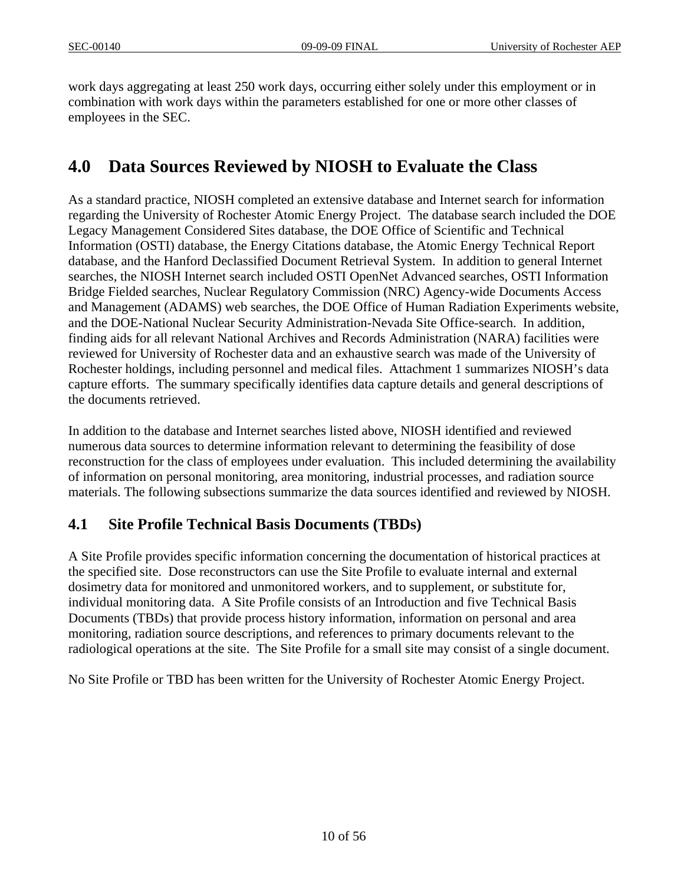work days aggregating at least 250 work days, occurring either solely under this employment or in combination with work days within the parameters established for one or more other classes of employees in the SEC.

# 4.0 Data Sources Reviewed by NIOSH to Evaluate the Class

As a standard practice, NIOSH completed an extensive database and Internet search for information regarding the University of Rochester Atomic Energy Project. The database search included the DOE Legacy Management Considered Sites database, the DOE Office of Scientific and Technical Information (OSTI) database, the Energy Citations database, the Atomic Energy Technical Report database, and the Hanford Declassified Document Retrieval System. In addition to general Internet searches, the NIOSH Internet search included OSTI OpenNet Advanced searches, OSTI Information Bridge Fielded searches, Nuclear Regulatory Commission (NRC) Agency-wide Documents Access and Management (ADAMS) web searches, the DOE Office of Human Radiation Experiments website, and the DOE-National Nuclear Security Administration-Nevada Site Office-search. In addition, finding aids for all relevant National Archives and Records Administration (NARA) facilities were reviewed for University of Rochester data and an exhaustive search was made of the University of Rochester holdings, including personnel and medical files. Attachment 1 summarizes NIOSH's data capture efforts. The summary specifically identifies data capture details and general descriptions of the documents retrieved.

In addition to the database and Internet searches listed above, NIOSH identified and reviewed numerous data sources to determine information relevant to determining the feasibility of dose reconstruction for the class of employees under evaluation. This included determining the availability of information on personal monitoring, area monitoring, industrial processes, and radiation source materials. The following subsections summarize the data sources identified and reviewed by NIOSH.

## 4.1 Site Profile Technical Basis Documents (TBDs)

A Site Profile provides specific information concerning the documentation of historical practices at the specified site. Dose reconstructors can use the Site Profile to evaluate internal and external dosimetry data for monitored and unmonitored workers, and to supplement, or substitute for, individual monitoring data. A Site Profile consists of an Introduction and five Technical Basis Documents (TBDs) that provide process history information, information on personal and area monitoring, radiation source descriptions, and references to primary documents relevant to the radiological operations at the site. The Site Profile for a small site may consist of a single document.

No Site Profile or TBD has been written for the University of Rochester Atomic Energy Project.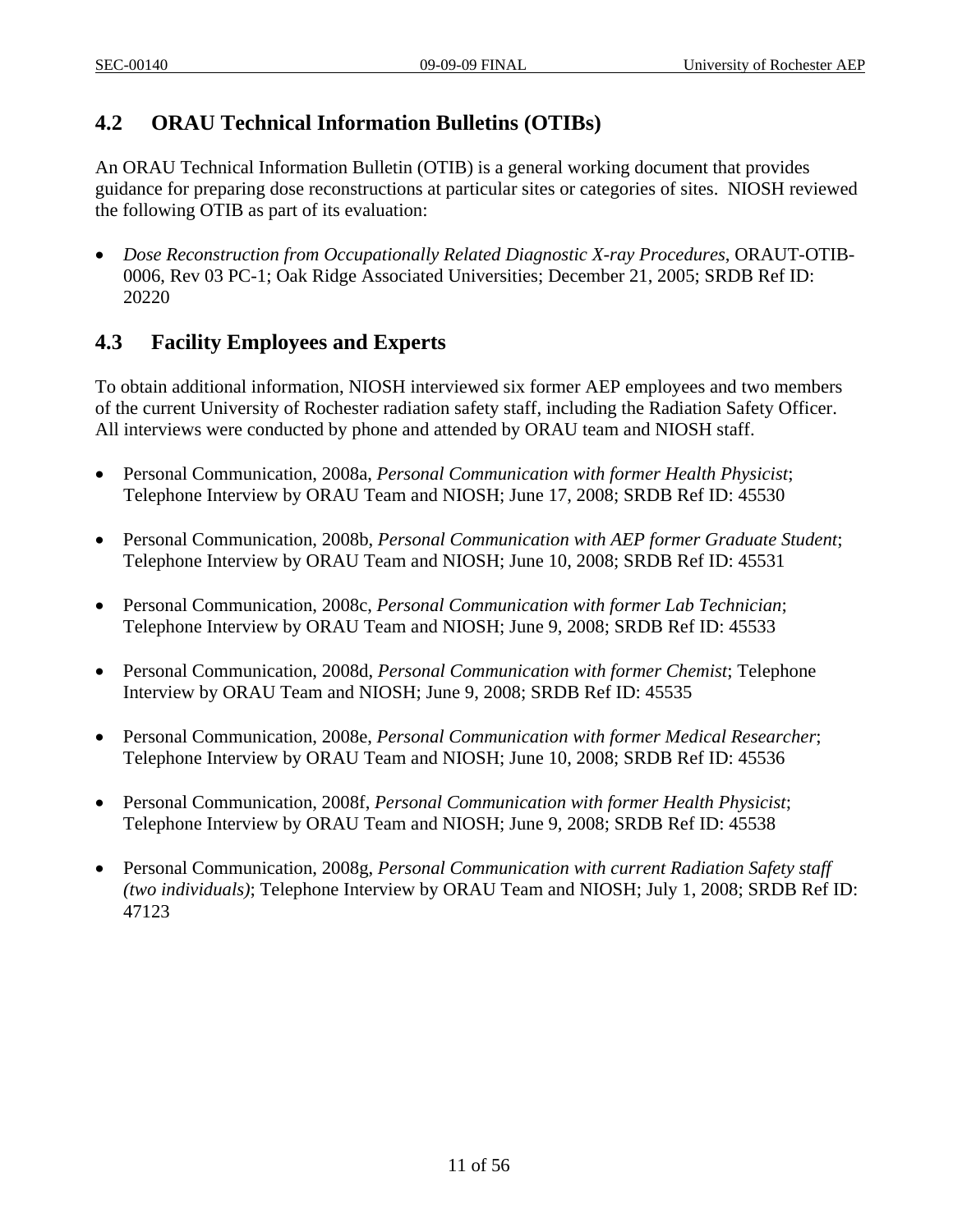## 4.2 ORAU Technical Information Bulletins (OTIBs)

An ORAU Technical Information Bulletin (OTIB) is a general working document that provides guidance for preparing dose reconstructions at particular sites or categories of sites. NIOSH reviewed the following OTIB as part of its evaluation:

- *Dose Reconstruction from Occupationally Related Diagnostic X-ray Procedures*, ORAUT-OTIB-0006, Rev 03 PC-1; Oak Ridge Associated Universities; December 21, 2005; SRDB Ref ID: 20220

## 4.3 Facility Employees and Experts

To obtain additional information, NIOSH interviewed six former AEP employees and two members of the current University of Rochester radiation safety staff, including the Radiation Safety Officer. All interviews were conducted by phone and attended by ORAU team and NIOSH staff.

- Personal Communication, 2008a, *Personal Communication with former Health Physicist*; Telephone Interview by ORAU Team and NIOSH; June 17, 2008; SRDB Ref ID: 45530

- Personal Communication, 2008b, *Personal Communication with AEP former Graduate Student*; Telephone Interview by ORAU Team and NIOSH; June 10, 2008; SRDB Ref ID: 45531

- Personal Communication, 2008c, *Personal Communication with former Lab Technician*; Telephone Interview by ORAU Team and NIOSH; June 9, 2008; SRDB Ref ID: 45533

- Personal Communication, 2008d, *Personal Communication with former Chemist*; Telephone Interview by ORAU Team and NIOSH; June 9, 2008; SRDB Ref ID: 45535

- Personal Communication, 2008e, *Personal Communication with former Medical Researcher*; Telephone Interview by ORAU Team and NIOSH; June 10, 2008; SRDB Ref ID: 45536

- Personal Communication, 2008f, *Personal Communication with former Health Physicist*; Telephone Interview by ORAU Team and NIOSH; June 9, 2008; SRDB Ref ID: 45538

- Personal Communication, 2008g, *Personal Communication with current Radiation Safety staff (two individuals)*; Telephone Interview by ORAU Team and NIOSH; July 1, 2008; SRDB Ref ID: 47123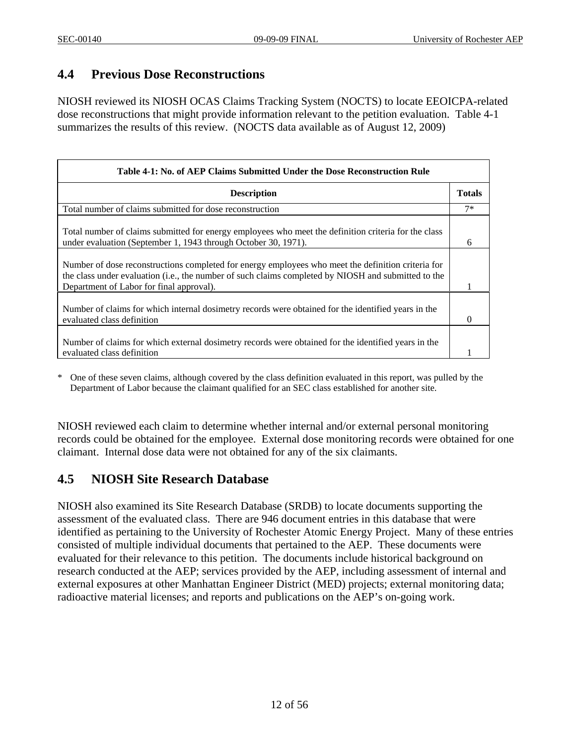## 4.4 Previous Dose Reconstructions

NIOSH reviewed its NIOSH OCAS Claims Tracking System (NOCTS) to locate EEOICPA-related dose reconstructions that might provide information relevant to the petition evaluation. Table 4-1 summarizes the results of this review. (NOCTS data available as of August 12, 2009)

| Table 4-1: No. of AEP Claims Submitted Under the Dose Reconstruction Rule | |
|---|---|
| **Description** | **Totals** |
| Total number of claims submitted for dose reconstruction | 7* |
| Total number of claims submitted for energy employees who meet the definition criteria for the class under evaluation (September 1, 1943 through October 30, 1971). | 6 |
| Number of dose reconstructions completed for energy employees who meet the definition criteria for the class under evaluation (i.e., the number of such claims completed by NIOSH and submitted to the Department of Labor for final approval). | 1 |
| Number of claims for which internal dosimetry records were obtained for the identified years in the evaluated class definition | 0 |
| Number of claims for which external dosimetry records were obtained for the identified years in the evaluated class definition | 1 |

\* One of these seven claims, although covered by the class definition evaluated in this report, was pulled by the Department of Labor because the claimant qualified for an SEC class established for another site.

NIOSH reviewed each claim to determine whether internal and/or external personal monitoring records could be obtained for the employee. External dose monitoring records were obtained for one claimant. Internal dose data were not obtained for any of the six claimants.

## 4.5 NIOSH Site Research Database

NIOSH also examined its Site Research Database (SRDB) to locate documents supporting the assessment of the evaluated class. There are 946 document entries in this database that were identified as pertaining to the University of Rochester Atomic Energy Project. Many of these entries consisted of multiple individual documents that pertained to the AEP. These documents were evaluated for their relevance to this petition. The documents include historical background on research conducted at the AEP; services provided by the AEP, including assessment of internal and external exposures at other Manhattan Engineer District (MED) projects; external monitoring data; radioactive material licenses; and reports and publications on the AEP's on-going work.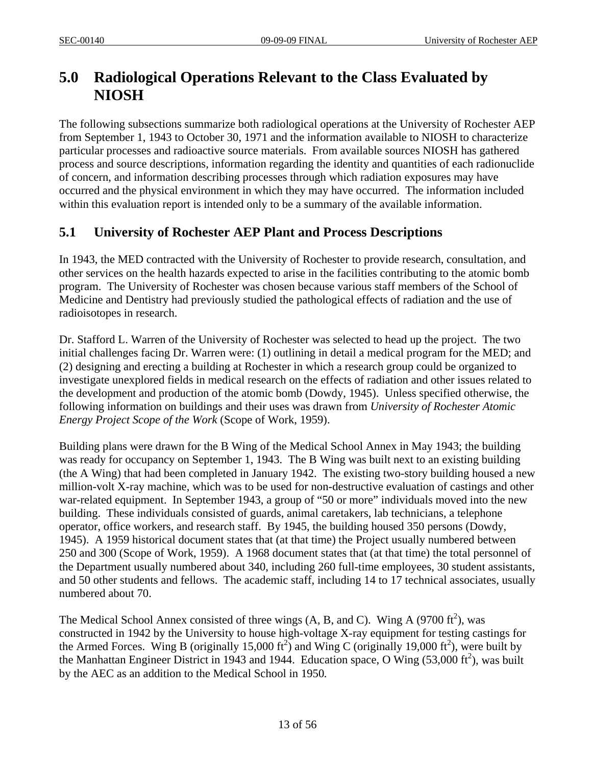# 5.0 Radiological Operations Relevant to the Class Evaluated by NIOSH

The following subsections summarize both radiological operations at the University of Rochester AEP from September 1, 1943 to October 30, 1971 and the information available to NIOSH to characterize particular processes and radioactive source materials. From available sources NIOSH has gathered process and source descriptions, information regarding the identity and quantities of each radionuclide of concern, and information describing processes through which radiation exposures may have occurred and the physical environment in which they may have occurred. The information included within this evaluation report is intended only to be a summary of the available information.

## 5.1 University of Rochester AEP Plant and Process Descriptions

In 1943, the MED contracted with the University of Rochester to provide research, consultation, and other services on the health hazards expected to arise in the facilities contributing to the atomic bomb program. The University of Rochester was chosen because various staff members of the School of Medicine and Dentistry had previously studied the pathological effects of radiation and the use of radioisotopes in research.

Dr. Stafford L. Warren of the University of Rochester was selected to head up the project. The two initial challenges facing Dr. Warren were: (1) outlining in detail a medical program for the MED; and (2) designing and erecting a building at Rochester in which a research group could be organized to investigate unexplored fields in medical research on the effects of radiation and other issues related to the development and production of the atomic bomb (Dowdy, 1945). Unless specified otherwise, the following information on buildings and their uses was drawn from *University of Rochester Atomic Energy Project Scope of the Work* (Scope of Work, 1959).

Building plans were drawn for the B Wing of the Medical School Annex in May 1943; the building was ready for occupancy on September 1, 1943. The B Wing was built next to an existing building (the A Wing) that had been completed in January 1942. The existing two-story building housed a new million-volt X-ray machine, which was to be used for non-destructive evaluation of castings and other war-related equipment. In September 1943, a group of "50 or more" individuals moved into the new building. These individuals consisted of guards, animal caretakers, lab technicians, a telephone operator, office workers, and research staff. By 1945, the building housed 350 persons (Dowdy, 1945). A 1959 historical document states that (at that time) the Project usually numbered between 250 and 300 (Scope of Work, 1959). A 1968 document states that (at that time) the total personnel of the Department usually numbered about 340, including 260 full-time employees, 30 student assistants, and 50 other students and fellows. The academic staff, including 14 to 17 technical associates, usually numbered about 70.

The Medical School Annex consisted of three wings (A, B, and C). Wing A (9700 $ft^2$), was constructed in 1942 by the University to house high-voltage X-ray equipment for testing castings for the Armed Forces. Wing B (originally 15,000 $ft^2$) and Wing C (originally 19,000 $ft^2$), were built by the Manhattan Engineer District in 1943 and 1944. Education space, O Wing (53,000 $ft^2$), was built by the AEC as an addition to the Medical School in 1950.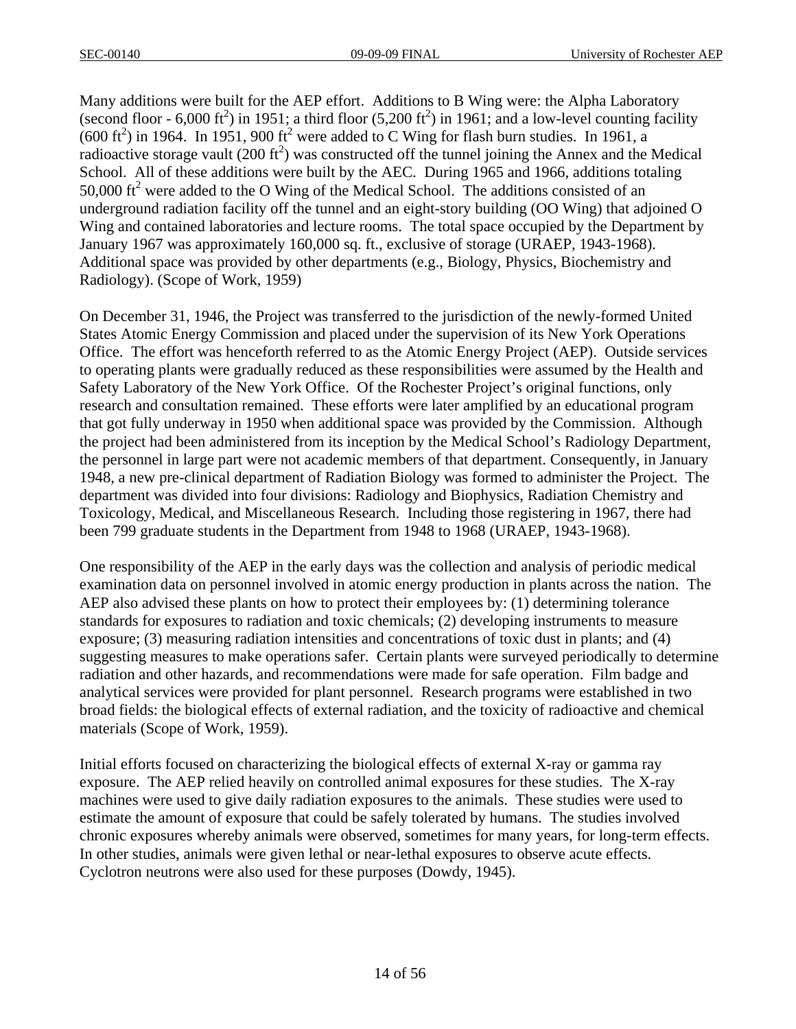Many additions were built for the AEP effort. Additions to B Wing were: the Alpha Laboratory (second floor - 6,000 $ft^2$) in 1951; a third floor (5,200 $ft^2$) in 1961; and a low-level counting facility (600 $ft^2$) in 1964. In 1951, 900 $ft^2$ were added to C Wing for flash burn studies. In 1961, a radioactive storage vault (200 $ft^2$) was constructed off the tunnel joining the Annex and the Medical School. All of these additions were built by the AEC. During 1965 and 1966, additions totaling 50,000 $ft^2$ were added to the O Wing of the Medical School. The additions consisted of an underground radiation facility off the tunnel and an eight-story building (OO Wing) that adjoined O Wing and contained laboratories and lecture rooms. The total space occupied by the Department by January 1967 was approximately 160,000 sq. ft., exclusive of storage (URAEP, 1943-1968). Additional space was provided by other departments (e.g., Biology, Physics, Biochemistry and Radiology). (Scope of Work, 1959)

On December 31, 1946, the Project was transferred to the jurisdiction of the newly-formed United States Atomic Energy Commission and placed under the supervision of its New York Operations Office. The effort was henceforth referred to as the Atomic Energy Project (AEP). Outside services to operating plants were gradually reduced as these responsibilities were assumed by the Health and Safety Laboratory of the New York Office. Of the Rochester Project's original functions, only research and consultation remained. These efforts were later amplified by an educational program that got fully underway in 1950 when additional space was provided by the Commission. Although the project had been administered from its inception by the Medical School's Radiology Department, the personnel in large part were not academic members of that department. Consequently, in January 1948, a new pre-clinical department of Radiation Biology was formed to administer the Project. The department was divided into four divisions: Radiology and Biophysics, Radiation Chemistry and Toxicology, Medical, and Miscellaneous Research. Including those registering in 1967, there had been 799 graduate students in the Department from 1948 to 1968 (URAEP, 1943-1968).

One responsibility of the AEP in the early days was the collection and analysis of periodic medical examination data on personnel involved in atomic energy production in plants across the nation. The AEP also advised these plants on how to protect their employees by: (1) determining tolerance standards for exposures to radiation and toxic chemicals; (2) developing instruments to measure exposure; (3) measuring radiation intensities and concentrations of toxic dust in plants; and (4) suggesting measures to make operations safer. Certain plants were surveyed periodically to determine radiation and other hazards, and recommendations were made for safe operation. Film badge and analytical services were provided for plant personnel. Research programs were established in two broad fields: the biological effects of external radiation, and the toxicity of radioactive and chemical materials (Scope of Work, 1959).

Initial efforts focused on characterizing the biological effects of external X-ray or gamma ray exposure. The AEP relied heavily on controlled animal exposures for these studies. The X-ray machines were used to give daily radiation exposures to the animals. These studies were used to estimate the amount of exposure that could be safely tolerated by humans. The studies involved chronic exposures whereby animals were observed, sometimes for many years, for long-term effects. In other studies, animals were given lethal or near-lethal exposures to observe acute effects. Cyclotron neutrons were also used for these purposes (Dowdy, 1945).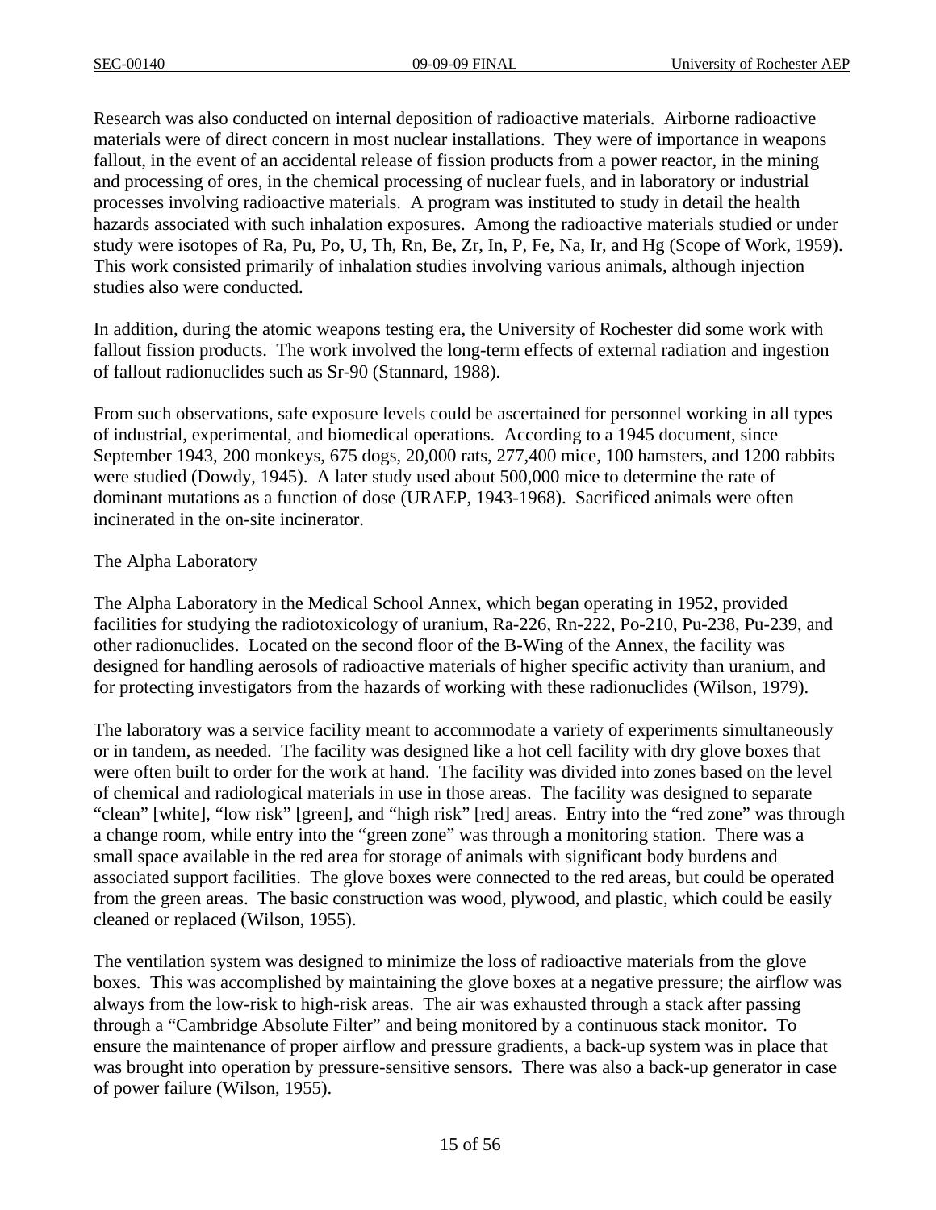Research was also conducted on internal deposition of radioactive materials. Airborne radioactive materials were of direct concern in most nuclear installations. They were of importance in weapons fallout, in the event of an accidental release of fission products from a power reactor, in the mining and processing of ores, in the chemical processing of nuclear fuels, and in laboratory or industrial processes involving radioactive materials. A program was instituted to study in detail the health hazards associated with such inhalation exposures. Among the radioactive materials studied or under study were isotopes of Ra, Pu, Po, U, Th, Rn, Be, Zr, In, P, Fe, Na, Ir, and Hg (Scope of Work, 1959). This work consisted primarily of inhalation studies involving various animals, although injection studies also were conducted.

In addition, during the atomic weapons testing era, the University of Rochester did some work with fallout fission products. The work involved the long-term effects of external radiation and ingestion of fallout radionuclides such as Sr-90 (Stannard, 1988).

From such observations, safe exposure levels could be ascertained for personnel working in all types of industrial, experimental, and biomedical operations. According to a 1945 document, since September 1943, 200 monkeys, 675 dogs, 20,000 rats, 277,400 mice, 100 hamsters, and 1200 rabbits were studied (Dowdy, 1945). A later study used about 500,000 mice to determine the rate of dominant mutations as a function of dose (URAEP, 1943-1968). Sacrificed animals were often incinerated in the on-site incinerator.

## The Alpha Laboratory

The Alpha Laboratory in the Medical School Annex, which began operating in 1952, provided facilities for studying the radiotoxicology of uranium, Ra-226, Rn-222, Po-210, Pu-238, Pu-239, and other radionuclides. Located on the second floor of the B-Wing of the Annex, the facility was designed for handling aerosols of radioactive materials of higher specific activity than uranium, and for protecting investigators from the hazards of working with these radionuclides (Wilson, 1979).

The laboratory was a service facility meant to accommodate a variety of experiments simultaneously or in tandem, as needed. The facility was designed like a hot cell facility with dry glove boxes that were often built to order for the work at hand. The facility was divided into zones based on the level of chemical and radiological materials in use in those areas. The facility was designed to separate "clean" [white], "low risk" [green], and "high risk" [red] areas. Entry into the "red zone" was through a change room, while entry into the "green zone" was through a monitoring station. There was a small space available in the red area for storage of animals with significant body burdens and associated support facilities. The glove boxes were connected to the red areas, but could be operated from the green areas. The basic construction was wood, plywood, and plastic, which could be easily cleaned or replaced (Wilson, 1955).

The ventilation system was designed to minimize the loss of radioactive materials from the glove boxes. This was accomplished by maintaining the glove boxes at a negative pressure; the airflow was always from the low-risk to high-risk areas. The air was exhausted through a stack after passing through a "Cambridge Absolute Filter" and being monitored by a continuous stack monitor. To ensure the maintenance of proper airflow and pressure gradients, a back-up system was in place that was brought into operation by pressure-sensitive sensors. There was also a back-up generator in case of power failure (Wilson, 1955).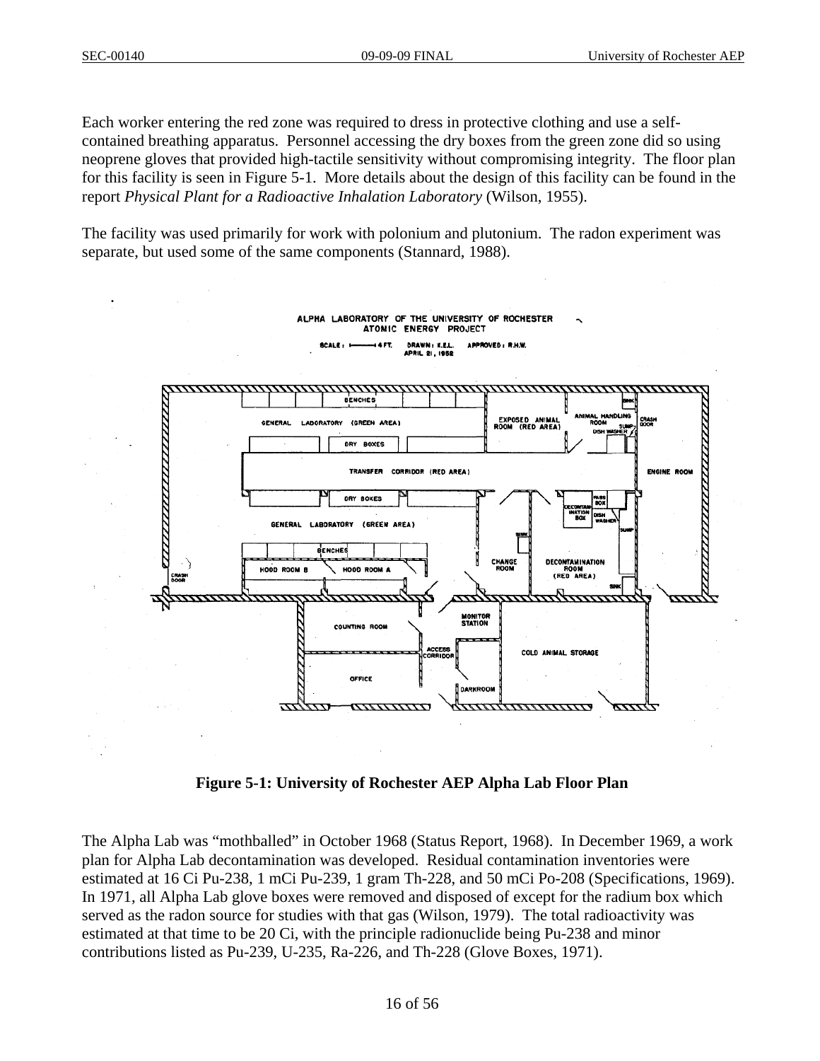Each worker entering the red zone was required to dress in protective clothing and use a self-contained breathing apparatus. Personnel accessing the dry boxes from the green zone did so using neoprene gloves that provided high-tactile sensitivity without compromising integrity. The floor plan for this facility is seen in Figure 5-1. More details about the design of this facility can be found in the report *Physical Plant for a Radioactive Inhalation Laboratory* (Wilson, 1955).

The facility was used primarily for work with polonium and plutonium. The radon experiment was separate, but used some of the same components (Stannard, 1988).

**Figure 5-1: University of Rochester AEP Alpha Lab Floor Plan**

The Alpha Lab was "mothballed" in October 1968 (Status Report, 1968). In December 1969, a work plan for Alpha Lab decontamination was developed. Residual contamination inventories were estimated at 16 Ci Pu-238, 1 mCi Pu-239, 1 gram Th-228, and 50 mCi Po-208 (Specifications, 1969). In 1971, all Alpha Lab glove boxes were removed and disposed of except for the radium box which served as the radon source for studies with that gas (Wilson, 1979). The total radioactivity was estimated at that time to be 20 Ci, with the principle radionuclide being Pu-238 and minor contributions listed as Pu-239, U-235, Ra-226, and Th-228 (Glove Boxes, 1971).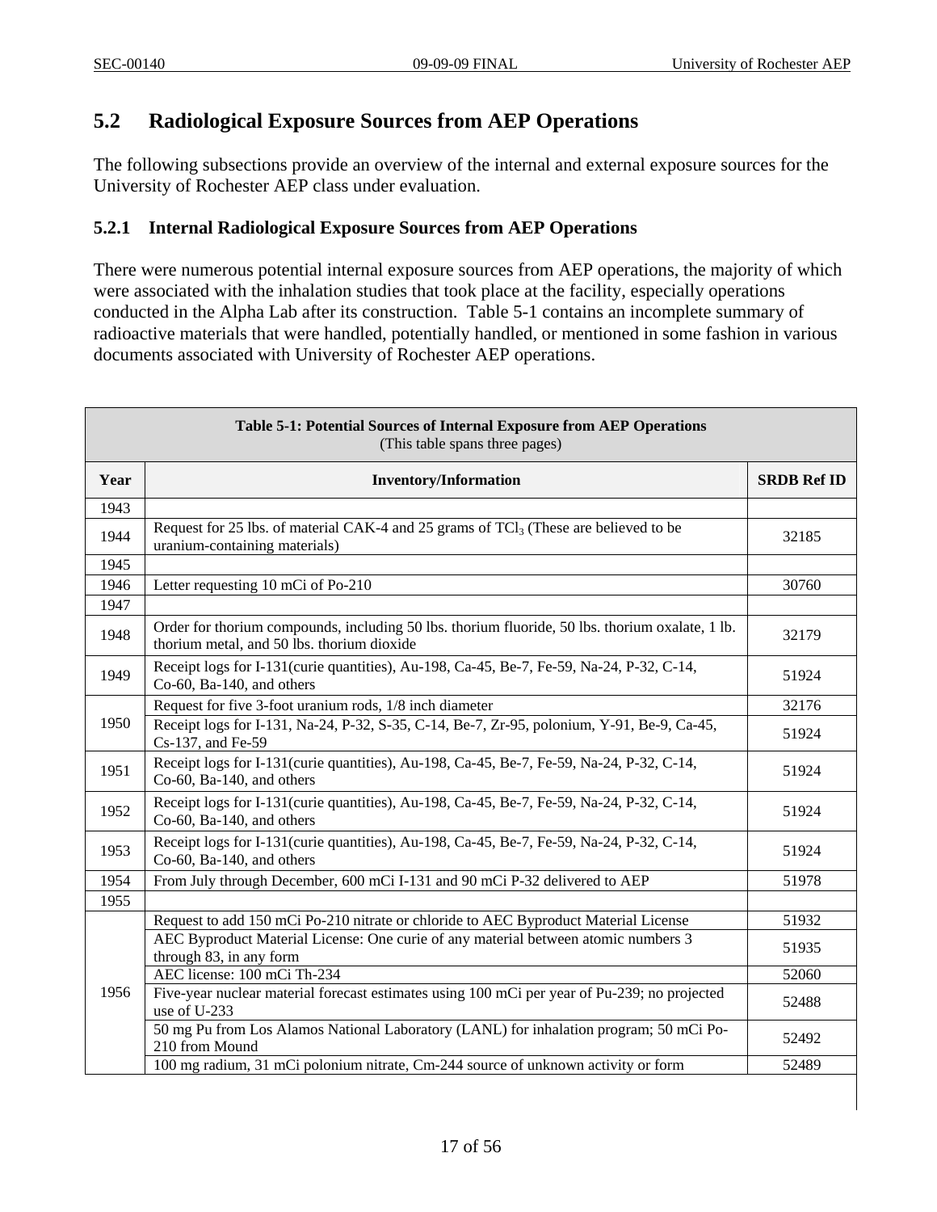## 5.2 Radiological Exposure Sources from AEP Operations

The following subsections provide an overview of the internal and external exposure sources for the University of Rochester AEP class under evaluation.

### 5.2.1 Internal Radiological Exposure Sources from AEP Operations

There were numerous potential internal exposure sources from AEP operations, the majority of which were associated with the inhalation studies that took place at the facility, especially operations conducted in the Alpha Lab after its construction. Table 5-1 contains an incomplete summary of radioactive materials that were handled, potentially handled, or mentioned in some fashion in various documents associated with University of Rochester AEP operations.

**Table 5-1: Potential Sources of Internal Exposure from AEP Operations**
(This table spans three pages)

| Year | Inventory/Information | SRDB Ref ID |
|---|---|---|
| 1943 | | |
| 1944 | Request for 25 lbs. of material CAK-4 and 25 grams of $TCl_3$ (These are believed to be uranium-containing materials) | 32185 |
| 1945 | | |
| 1946 | Letter requesting 10 mCi of Po-210 | 30760 |
| 1947 | | |
| 1948 | Order for thorium compounds, including 50 lbs. thorium fluoride, 50 lbs. thorium oxalate, 1 lb. thorium metal, and 50 lbs. thorium dioxide | 32179 |
| 1949 | Receipt logs for I-131(curie quantities), Au-198, Ca-45, Be-7, Fe-59, Na-24, P-32, C-14, Co-60, Ba-140, and others | 51924 |
| 1950 | Request for five 3-foot uranium rods, 1/8 inch diameter | 32176 |
| | Receipt logs for I-131, Na-24, P-32, S-35, C-14, Be-7, Zr-95, polonium, Y-91, Be-9, Ca-45, Cs-137, and Fe-59 | 51924 |
| 1951 | Receipt logs for I-131(curie quantities), Au-198, Ca-45, Be-7, Fe-59, Na-24, P-32, C-14, Co-60, Ba-140, and others | 51924 |
| 1952 | Receipt logs for I-131(curie quantities), Au-198, Ca-45, Be-7, Fe-59, Na-24, P-32, C-14, Co-60, Ba-140, and others | 51924 |
| 1953 | Receipt logs for I-131(curie quantities), Au-198, Ca-45, Be-7, Fe-59, Na-24, P-32, C-14, Co-60, Ba-140, and others | 51924 |
| 1954 | From July through December, 600 mCi I-131 and 90 mCi P-32 delivered to AEP | 51978 |
| 1955 | | |
| 1956 | Request to add 150 mCi Po-210 nitrate or chloride to AEC Byproduct Material License | 51932 |
| | AEC Byproduct Material License: One curie of any material between atomic numbers 3 through 83, in any form | 51935 |
| | AEC license: 100 mCi Th-234 | 52060 |
| | Five-year nuclear material forecast estimates using 100 mCi per year of Pu-239; no projected use of U-233 | 52488 |
| | 50 mg Pu from Los Alamos National Laboratory (LANL) for inhalation program; 50 mCi Po-210 from Mound | 52492 |
| | 100 mg radium, 31 mCi polonium nitrate, Cm-244 source of unknown activity or form | 52489 |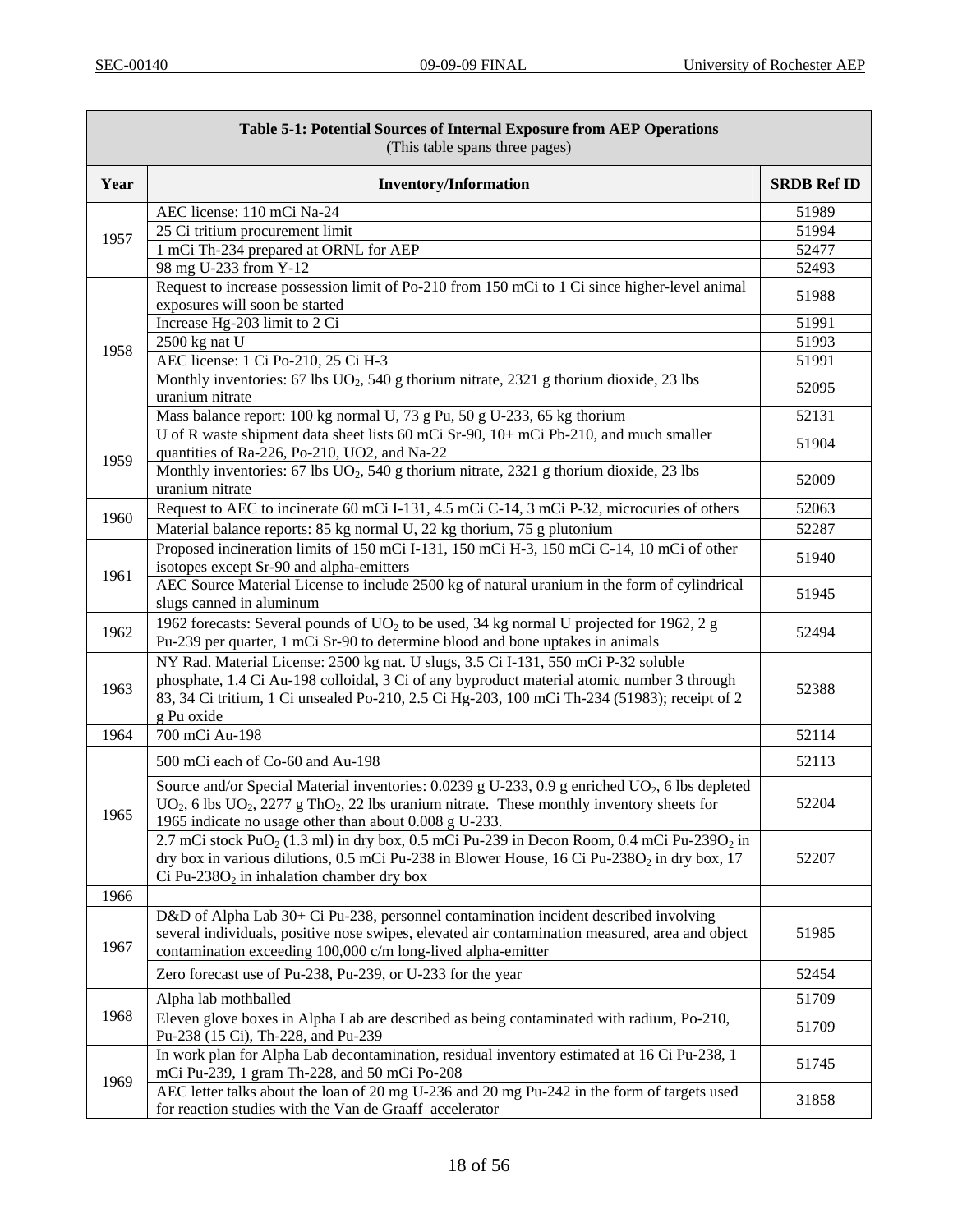| Table 5-1: Potential Sources of Internal Exposure from AEP Operations (This table spans three pages) | | |
|---|---|---|
| **Year** | **Inventory/Information** | **SRDB Ref ID** |
| 1957 | AEC license: 110 mCi Na-24 | 51989 |
| | 25 Ci tritium procurement limit | 51994 |
| | 1 mCi Th-234 prepared at ORNL for AEP | 52477 |
| | 98 mg U-233 from Y-12 | 52493 |
| 1958 | Request to increase possession limit of Po-210 from 150 mCi to 1 Ci since higher-level animal exposures will soon be started | 51988 |
| | Increase Hg-203 limit to 2 Ci | 51991 |
| | 2500 kg nat U | 51993 |
| | AEC license: 1 Ci Po-210, 25 Ci H-3 | 51991 |
| | Monthly inventories: 67 lbs $UO_2$, 540 g thorium nitrate, 2321 g thorium dioxide, 23 lbs uranium nitrate | 52095 |
| | Mass balance report: 100 kg normal U, 73 g Pu, 50 g U-233, 65 kg thorium | 52131 |
| 1959 | U of R waste shipment data sheet lists 60 mCi Sr-90, 10+ mCi Pb-210, and much smaller quantities of Ra-226, Po-210, UO2, and Na-22 | 51904 |
| | Monthly inventories: 67 lbs $UO_2$, 540 g thorium nitrate, 2321 g thorium dioxide, 23 lbs uranium nitrate | 52009 |
| 1960 | Request to AEC to incinerate 60 mCi I-131, 4.5 mCi C-14, 3 mCi P-32, microcuries of others | 52063 |
| | Material balance reports: 85 kg normal U, 22 kg thorium, 75 g plutonium | 52287 |
| 1961 | Proposed incineration limits of 150 mCi I-131, 150 mCi H-3, 150 mCi C-14, 10 mCi of other isotopes except Sr-90 and alpha-emitters | 51940 |
| | AEC Source Material License to include 2500 kg of natural uranium in the form of cylindrical slugs canned in aluminum | 51945 |
| 1962 | 1962 forecasts: Several pounds of $UO_2$ to be used, 34 kg normal U projected for 1962, 2 g Pu-239 per quarter, 1 mCi Sr-90 to determine blood and bone uptakes in animals | 52494 |
| 1963 | NY Rad. Material License: 2500 kg nat. U slugs, 3.5 Ci I-131, 550 mCi P-32 soluble phosphate, 1.4 Ci Au-198 colloidal, 3 Ci of any byproduct material atomic number 3 through 83, 34 Ci tritium, 1 Ci unsealed Po-210, 2.5 Ci Hg-203, 100 mCi Th-234 (51983); receipt of 2 g Pu oxide | 52388 |
| 1964 | 700 mCi Au-198 | 52114 |
| 1965 | 500 mCi each of Co-60 and Au-198 | 52113 |
| | Source and/or Special Material inventories: 0.0239 g U-233, 0.9 g enriched $UO_2$, 6 lbs depleted $UO_2$, 6 lbs $UO_2$, 2277 g $ThO_2$, 22 lbs uranium nitrate. These monthly inventory sheets for 1965 indicate no usage other than about 0.008 g U-233. | 52204 |
| | 2.7 mCi stock $PuO_2$ (1.3 ml) in dry box, 0.5 mCi Pu-239 in Decon Room, 0.4 mCi Pu-239$O_2$ in dry box in various dilutions, 0.5 mCi Pu-238 in Blower House, 16 Ci Pu-238$O_2$ in dry box, 17 Ci Pu-238$O_2$ in inhalation chamber dry box | 52207 |
| 1966 | | |
| 1967 | D&D of Alpha Lab 30+ Ci Pu-238, personnel contamination incident described involving several individuals, positive nose swipes, elevated air contamination measured, area and object contamination exceeding 100,000 c/m long-lived alpha-emitter | 51985 |
| | Zero forecast use of Pu-238, Pu-239, or U-233 for the year | 52454 |
| 1968 | Alpha lab mothballed | 51709 |
| | Eleven glove boxes in Alpha Lab are described as being contaminated with radium, Po-210, Pu-238 (15 Ci), Th-228, and Pu-239 | 51709 |
| 1969 | In work plan for Alpha Lab decontamination, residual inventory estimated at 16 Ci Pu-238, 1 mCi Pu-239, 1 gram Th-228, and 50 mCi Po-208 | 51745 |
| | AEC letter talks about the loan of 20 mg U-236 and 20 mg Pu-242 in the form of targets used for reaction studies with the Van de Graaff accelerator | 31858 |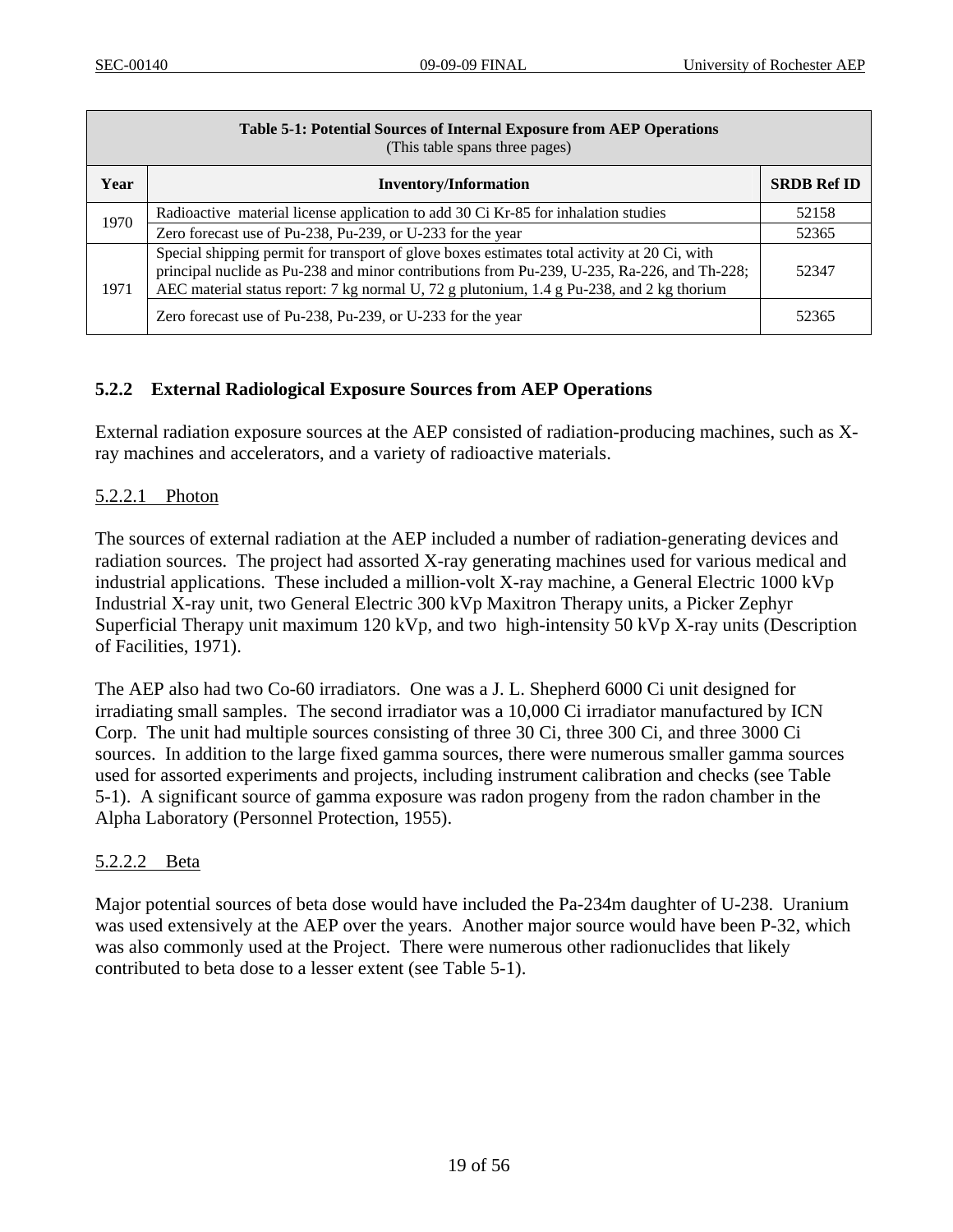| Table 5-1: Potential Sources of Internal Exposure from AEP Operations (This table spans three pages) | | |
|---|---|---|
| **Year** | **Inventory/Information** | **SRDB Ref ID** |
| 1970 | Radioactive material license application to add 30 Ci Kr-85 for inhalation studies | 52158 |
| | Zero forecast use of Pu-238, Pu-239, or U-233 for the year | 52365 |
| 1971 | Special shipping permit for transport of glove boxes estimates total activity at 20 Ci, with principal nuclide as Pu-238 and minor contributions from Pu-239, U-235, Ra-226, and Th-228; AEC material status report: 7 kg normal U, 72 g plutonium, 1.4 g Pu-238, and 2 kg thorium | 52347 |
| | Zero forecast use of Pu-238, Pu-239, or U-233 for the year | 52365 |

### 5.2.2 External Radiological Exposure Sources from AEP Operations

External radiation exposure sources at the AEP consisted of radiation-producing machines, such as X-ray machines and accelerators, and a variety of radioactive materials.

#### 5.2.2.1 Photon

The sources of external radiation at the AEP included a number of radiation-generating devices and radiation sources. The project had assorted X-ray generating machines used for various medical and industrial applications. These included a million-volt X-ray machine, a General Electric 1000 kVp Industrial X-ray unit, two General Electric 300 kVp Maxitron Therapy units, a Picker Zephyr Superficial Therapy unit maximum 120 kVp, and two high-intensity 50 kVp X-ray units (Description of Facilities, 1971).

The AEP also had two Co-60 irradiators. One was a J. L. Shepherd 6000 Ci unit designed for irradiating small samples. The second irradiator was a 10,000 Ci irradiator manufactured by ICN Corp. The unit had multiple sources consisting of three 30 Ci, three 300 Ci, and three 3000 Ci sources. In addition to the large fixed gamma sources, there were numerous smaller gamma sources used for assorted experiments and projects, including instrument calibration and checks (see Table 5-1). A significant source of gamma exposure was radon progeny from the radon chamber in the Alpha Laboratory (Personnel Protection, 1955).

#### 5.2.2.2 Beta

Major potential sources of beta dose would have included the Pa-234m daughter of U-238. Uranium was used extensively at the AEP over the years. Another major source would have been P-32, which was also commonly used at the Project. There were numerous other radionuclides that likely contributed to beta dose to a lesser extent (see Table 5-1).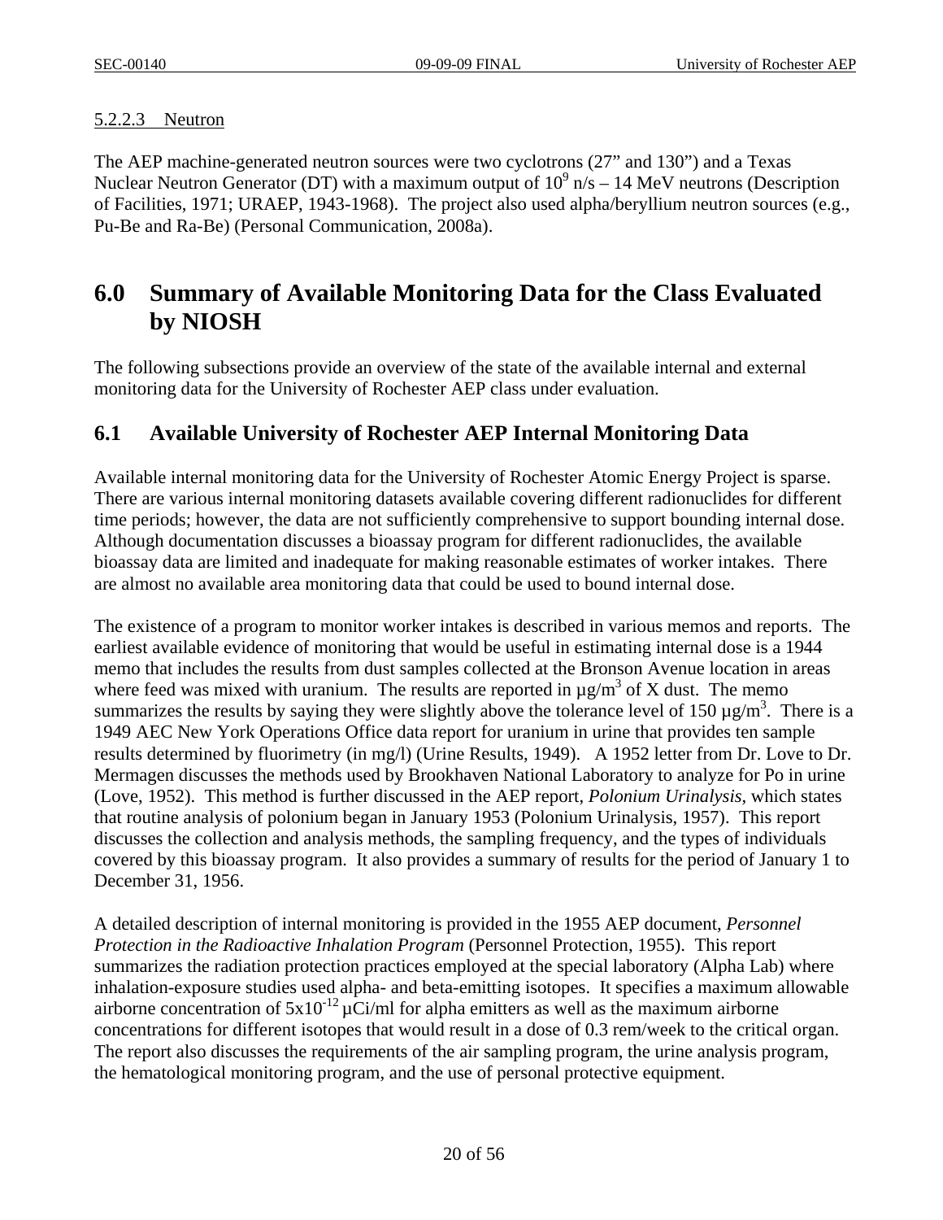#### 5.2.2.3 Neutron

The AEP machine-generated neutron sources were two cyclotrons (27" and 130") and a Texas Nuclear Neutron Generator (DT) with a maximum output of $10^9$ n/s – 14 MeV neutrons (Description of Facilities, 1971; URAEP, 1943-1968). The project also used alpha/beryllium neutron sources (e.g., Pu-Be and Ra-Be) (Personal Communication, 2008a).

# 6.0 Summary of Available Monitoring Data for the Class Evaluated by NIOSH

The following subsections provide an overview of the state of the available internal and external monitoring data for the University of Rochester AEP class under evaluation.

## 6.1 Available University of Rochester AEP Internal Monitoring Data

Available internal monitoring data for the University of Rochester Atomic Energy Project is sparse. There are various internal monitoring datasets available covering different radionuclides for different time periods; however, the data are not sufficiently comprehensive to support bounding internal dose. Although documentation discusses a bioassay program for different radionuclides, the available bioassay data are limited and inadequate for making reasonable estimates of worker intakes. There are almost no available area monitoring data that could be used to bound internal dose.

The existence of a program to monitor worker intakes is described in various memos and reports. The earliest available evidence of monitoring that would be useful in estimating internal dose is a 1944 memo that includes the results from dust samples collected at the Bronson Avenue location in areas where feed was mixed with uranium. The results are reported in µg/m$^3$ of X dust. The memo summarizes the results by saying they were slightly above the tolerance level of 150 µg/m$^3$. There is a 1949 AEC New York Operations Office data report for uranium in urine that provides ten sample results determined by fluorimetry (in mg/l) (Urine Results, 1949). A 1952 letter from Dr. Love to Dr. Mermagen discusses the methods used by Brookhaven National Laboratory to analyze for Po in urine (Love, 1952). This method is further discussed in the AEP report, *Polonium Urinalysis*, which states that routine analysis of polonium began in January 1953 (Polonium Urinalysis, 1957). This report discusses the collection and analysis methods, the sampling frequency, and the types of individuals covered by this bioassay program. It also provides a summary of results for the period of January 1 to December 31, 1956.

A detailed description of internal monitoring is provided in the 1955 AEP document, *Personnel Protection in the Radioactive Inhalation Program* (Personnel Protection, 1955). This report summarizes the radiation protection practices employed at the special laboratory (Alpha Lab) where inhalation-exposure studies used alpha- and beta-emitting isotopes. It specifies a maximum allowable airborne concentration of $5\text{x}10^{-12}$ µCi/ml for alpha emitters as well as the maximum airborne concentrations for different isotopes that would result in a dose of 0.3 rem/week to the critical organ. The report also discusses the requirements of the air sampling program, the urine analysis program, the hematological monitoring program, and the use of personal protective equipment.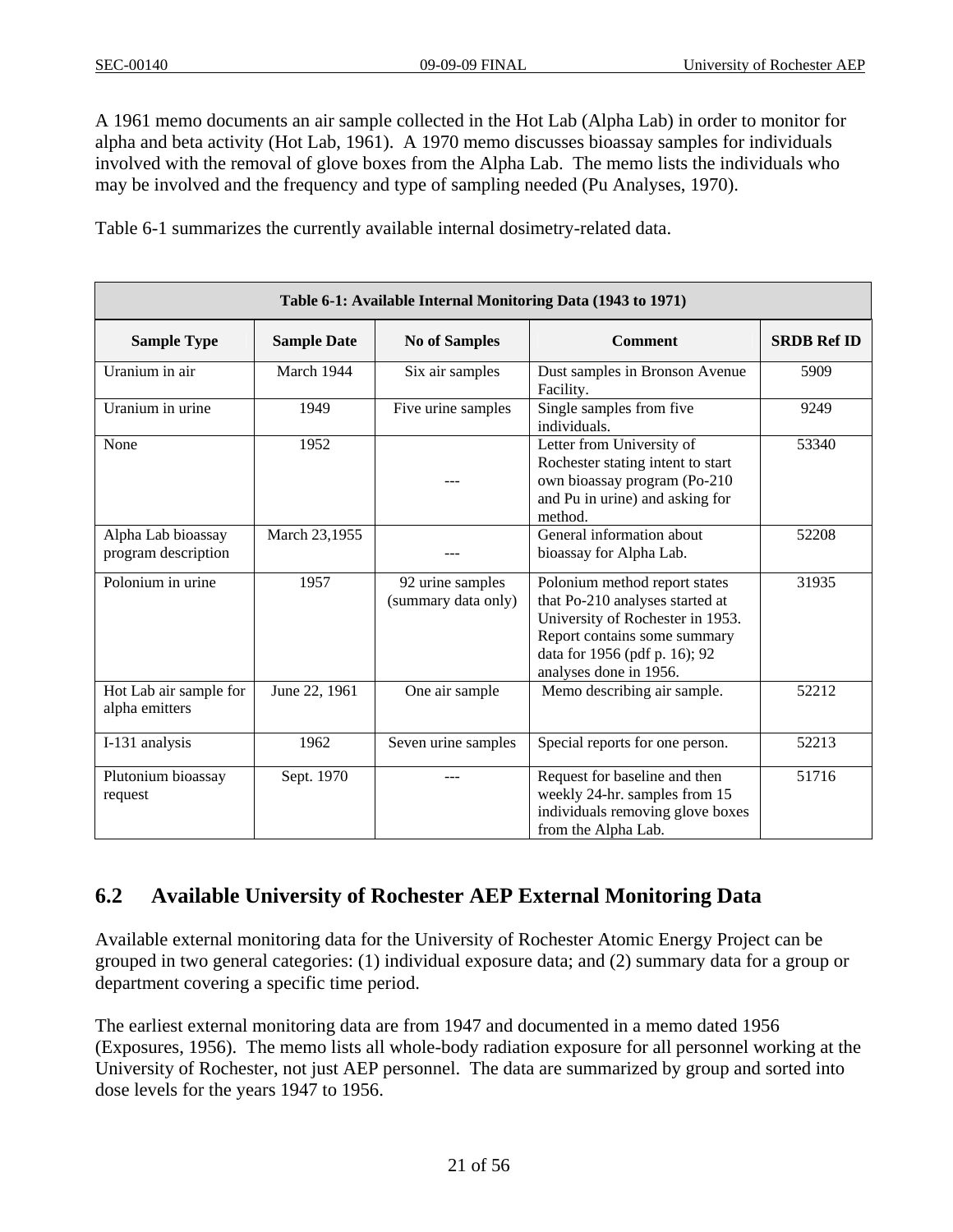A 1961 memo documents an air sample collected in the Hot Lab (Alpha Lab) in order to monitor for alpha and beta activity (Hot Lab, 1961). A 1970 memo discusses bioassay samples for individuals involved with the removal of glove boxes from the Alpha Lab. The memo lists the individuals who may be involved and the frequency and type of sampling needed (Pu Analyses, 1970).

Table 6-1 summarizes the currently available internal dosimetry-related data.

**Table 6-1: Available Internal Monitoring Data (1943 to 1971)**

| Sample Type | Sample Date | No of Samples | Comment | SRDB Ref ID |
|---|---|---|---|---|
| Uranium in air | March 1944 | Six air samples | Dust samples in Bronson Avenue Facility. | 5909 |
| Uranium in urine | 1949 | Five urine samples | Single samples from five individuals. | 9249 |
| None | 1952 | --- | Letter from University of Rochester stating intent to start own bioassay program (Po-210 and Pu in urine) and asking for method. | 53340 |
| Alpha Lab bioassay program description | March 23,1955 | --- | General information about bioassay for Alpha Lab. | 52208 |
| Polonium in urine | 1957 | 92 urine samples (summary data only) | Polonium method report states that Po-210 analyses started at University of Rochester in 1953. Report contains some summary data for 1956 (pdf p. 16); 92 analyses done in 1956. | 31935 |
| Hot Lab air sample for alpha emitters | June 22, 1961 | One air sample | Memo describing air sample. | 52212 |
| I-131 analysis | 1962 | Seven urine samples | Special reports for one person. | 52213 |
| Plutonium bioassay request | Sept. 1970 | --- | Request for baseline and then weekly 24-hr. samples from 15 individuals removing glove boxes from the Alpha Lab. | 51716 |

## 6.2 Available University of Rochester AEP External Monitoring Data

Available external monitoring data for the University of Rochester Atomic Energy Project can be grouped in two general categories: (1) individual exposure data; and (2) summary data for a group or department covering a specific time period.

The earliest external monitoring data are from 1947 and documented in a memo dated 1956 (Exposures, 1956). The memo lists all whole-body radiation exposure for all personnel working at the University of Rochester, not just AEP personnel. The data are summarized by group and sorted into dose levels for the years 1947 to 1956.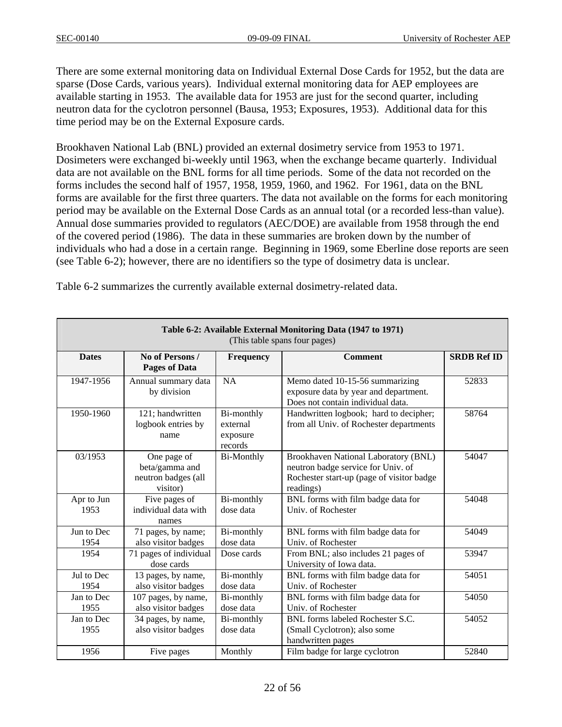There are some external monitoring data on Individual External Dose Cards for 1952, but the data are sparse (Dose Cards, various years). Individual external monitoring data for AEP employees are available starting in 1953. The available data for 1953 are just for the second quarter, including neutron data for the cyclotron personnel (Bausa, 1953; Exposures, 1953). Additional data for this time period may be on the External Exposure cards.

Brookhaven National Lab (BNL) provided an external dosimetry service from 1953 to 1971. Dosimeters were exchanged bi-weekly until 1963, when the exchange became quarterly. Individual data are not available on the BNL forms for all time periods. Some of the data not recorded on the forms includes the second half of 1957, 1958, 1959, 1960, and 1962. For 1961, data on the BNL forms are available for the first three quarters. The data not available on the forms for each monitoring period may be available on the External Dose Cards as an annual total (or a recorded less-than value). Annual dose summaries provided to regulators (AEC/DOE) are available from 1958 through the end of the covered period (1986). The data in these summaries are broken down by the number of individuals who had a dose in a certain range. Beginning in 1969, some Eberline dose reports are seen (see Table 6-2); however, there are no identifiers so the type of dosimetry data is unclear.

Table 6-2 summarizes the currently available external dosimetry-related data.

**Table 6-2: Available External Monitoring Data (1947 to 1971)**
(This table spans four pages)

| Dates | No of Persons / Pages of Data | Frequency | Comment | SRDB Ref ID |
|---|---|---|---|---|
| 1947-1956 | Annual summary data by division | NA | Memo dated 10-15-56 summarizing exposure data by year and department. Does not contain individual data. | 52833 |
| 1950-1960 | 121; handwritten logbook entries by name | Bi-monthly external exposure records | Handwritten logbook; hard to decipher; from all Univ. of Rochester departments | 58764 |
| 03/1953 | One page of beta/gamma and neutron badges (all visitor) | Bi-Monthly | Brookhaven National Laboratory (BNL) neutron badge service for Univ. of Rochester start-up (page of visitor badge readings) | 54047 |
| Apr to Jun 1953 | Five pages of individual data with names | Bi-monthly dose data | BNL forms with film badge data for Univ. of Rochester | 54048 |
| Jun to Dec 1954 | 71 pages, by name; also visitor badges | Bi-monthly dose data | BNL forms with film badge data for Univ. of Rochester | 54049 |
| 1954 | 71 pages of individual dose cards | Dose cards | From BNL; also includes 21 pages of University of Iowa data. | 53947 |
| Jul to Dec 1954 | 13 pages, by name, also visitor badges | Bi-monthly dose data | BNL forms with film badge data for Univ. of Rochester | 54051 |
| Jan to Dec 1955 | 107 pages, by name, also visitor badges | Bi-monthly dose data | BNL forms with film badge data for Univ. of Rochester | 54050 |
| Jan to Dec 1955 | 34 pages, by name, also visitor badges | Bi-monthly dose data | BNL forms labeled Rochester S.C. (Small Cyclotron); also some handwritten pages | 54052 |
| 1956 | Five pages | Monthly | Film badge for large cyclotron | 52840 |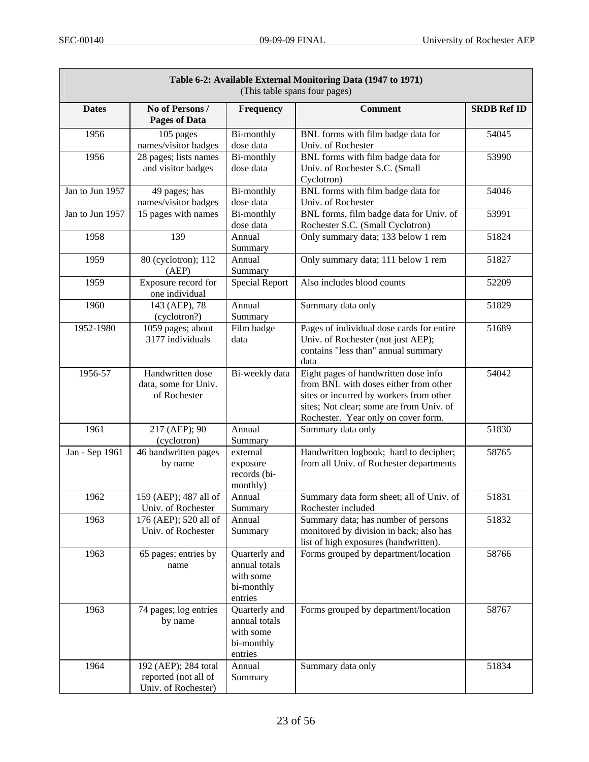| Table 6-2: Available External Monitoring Data (1947 to 1971) (This table spans four pages) | | | | |
|---|---|---|---|---|
| **Dates** | **No of Persons / Pages of Data** | **Frequency** | **Comment** | **SRDB Ref ID** |
| 1956 | 105 pages names/visitor badges | Bi-monthly dose data | BNL forms with film badge data for Univ. of Rochester | 54045 |
| 1956 | 28 pages; lists names and visitor badges | Bi-monthly dose data | BNL forms with film badge data for Univ. of Rochester S.C. (Small Cyclotron) | 53990 |
| Jan to Jun 1957 | 49 pages; has names/visitor badges | Bi-monthly dose data | BNL forms with film badge data for Univ. of Rochester | 54046 |
| Jan to Jun 1957 | 15 pages with names | Bi-monthly dose data | BNL forms, film badge data for Univ. of Rochester S.C. (Small Cyclotron) | 53991 |
| 1958 | 139 | Annual Summary | Only summary data; 133 below 1 rem | 51824 |
| 1959 | 80 (cyclotron); 112 (AEP) | Annual Summary | Only summary data; 111 below 1 rem | 51827 |
| 1959 | Exposure record for one individual | Special Report | Also includes blood counts | 52209 |
| 1960 | 143 (AEP), 78 (cyclotron?) | Annual Summary | Summary data only | 51829 |
| 1952-1980 | 1059 pages; about 3177 individuals | Film badge data | Pages of individual dose cards for entire Univ. of Rochester (not just AEP); contains "less than" annual summary data | 51689 |
| 1956-57 | Handwritten dose data, some for Univ. of Rochester | Bi-weekly data | Eight pages of handwritten dose info from BNL with doses either from other sites or incurred by workers from other sites; Not clear; some are from Univ. of Rochester. Year only on cover form. | 54042 |
| 1961 | 217 (AEP); 90 (cyclotron) | Annual Summary | Summary data only | 51830 |
| Jan - Sep 1961 | 46 handwritten pages by name | external exposure records (bi-monthly) | Handwritten logbook; hard to decipher; from all Univ. of Rochester departments | 58765 |
| 1962 | 159 (AEP); 487 all of Univ. of Rochester | Annual Summary | Summary data form sheet; all of Univ. of Rochester included | 51831 |
| 1963 | 176 (AEP); 520 all of Univ. of Rochester | Annual Summary | Summary data; has number of persons monitored by division in back; also has list of high exposures (handwritten). | 51832 |
| 1963 | 65 pages; entries by name | Quarterly and annual totals with some bi-monthly entries | Forms grouped by department/location | 58766 |
| 1963 | 74 pages; log entries by name | Quarterly and annual totals with some bi-monthly entries | Forms grouped by department/location | 58767 |
| 1964 | 192 (AEP); 284 total reported (not all of Univ. of Rochester) | Annual Summary | Summary data only | 51834 |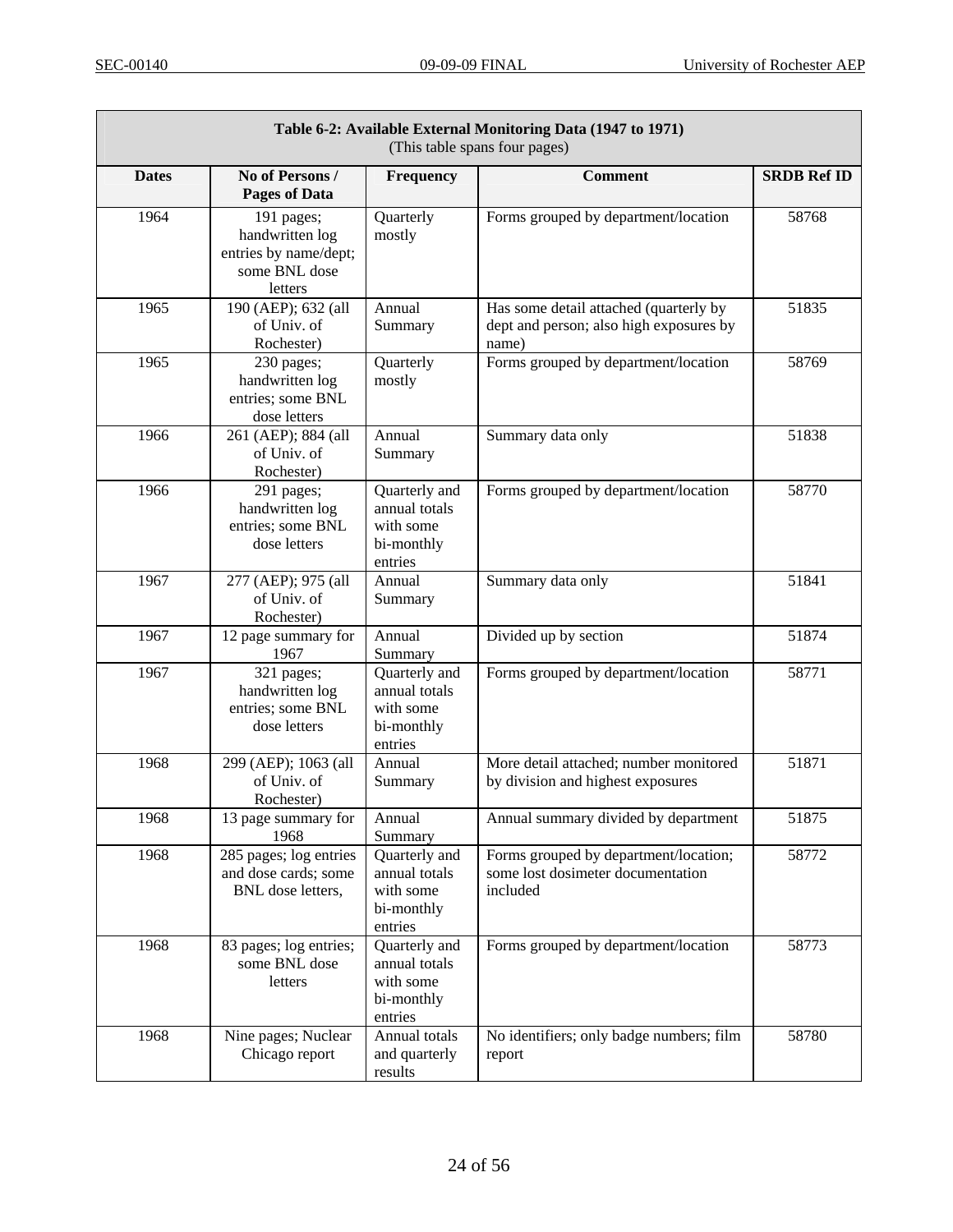| Table 6-2: Available External Monitoring Data (1947 to 1971) (This table spans four pages) | | | | |
|---|---|---|---|---|
| **Dates** | **No of Persons / Pages of Data** | **Frequency** | **Comment** | **SRDB Ref ID** |
| 1964 | 191 pages; handwritten log entries by name/dept; some BNL dose letters | Quarterly mostly | Forms grouped by department/location | 58768 |
| 1965 | 190 (AEP); 632 (all of Univ. of Rochester) | Annual Summary | Has some detail attached (quarterly by dept and person; also high exposures by name) | 51835 |
| 1965 | 230 pages; handwritten log entries; some BNL dose letters | Quarterly mostly | Forms grouped by department/location | 58769 |
| 1966 | 261 (AEP); 884 (all of Univ. of Rochester) | Annual Summary | Summary data only | 51838 |
| 1966 | 291 pages; handwritten log entries; some BNL dose letters | Quarterly and annual totals with some bi-monthly entries | Forms grouped by department/location | 58770 |
| 1967 | 277 (AEP); 975 (all of Univ. of Rochester) | Annual Summary | Summary data only | 51841 |
| 1967 | 12 page summary for 1967 | Annual Summary | Divided up by section | 51874 |
| 1967 | 321 pages; handwritten log entries; some BNL dose letters | Quarterly and annual totals with some bi-monthly entries | Forms grouped by department/location | 58771 |
| 1968 | 299 (AEP); 1063 (all of Univ. of Rochester) | Annual Summary | More detail attached; number monitored by division and highest exposures | 51871 |
| 1968 | 13 page summary for 1968 | Annual Summary | Annual summary divided by department | 51875 |
| 1968 | 285 pages; log entries and dose cards; some BNL dose letters, | Quarterly and annual totals with some bi-monthly entries | Forms grouped by department/location; some lost dosimeter documentation included | 58772 |
| 1968 | 83 pages; log entries; some BNL dose letters | Quarterly and annual totals with some bi-monthly entries | Forms grouped by department/location | 58773 |
| 1968 | Nine pages; Nuclear Chicago report | Annual totals and quarterly results | No identifiers; only badge numbers; film report | 58780 |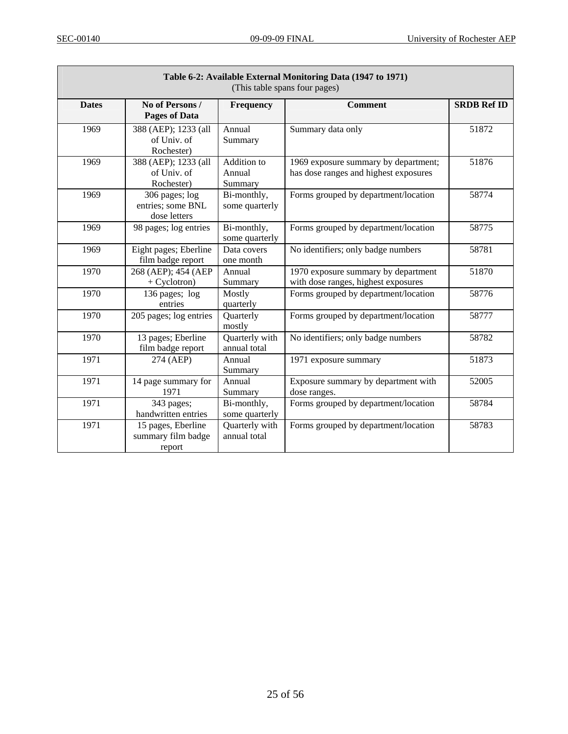**Table 6-2: Available External Monitoring Data (1947 to 1971)**
(This table spans four pages)

| Dates | No of Persons / Pages of Data | Frequency | Comment | SRDB Ref ID |
|---|---|---|---|---|
| 1969 | 388 (AEP); 1233 (all of Univ. of Rochester) | Annual Summary | Summary data only | 51872 |
| 1969 | 388 (AEP); 1233 (all of Univ. of Rochester) | Addition to Annual Summary | 1969 exposure summary by department; has dose ranges and highest exposures | 51876 |
| 1969 | 306 pages; log entries; some BNL dose letters | Bi-monthly, some quarterly | Forms grouped by department/location | 58774 |
| 1969 | 98 pages; log entries | Bi-monthly, some quarterly | Forms grouped by department/location | 58775 |
| 1969 | Eight pages; Eberline film badge report | Data covers one month | No identifiers; only badge numbers | 58781 |
| 1970 | 268 (AEP); 454 (AEP + Cyclotron) | Annual Summary | 1970 exposure summary by department with dose ranges, highest exposures | 51870 |
| 1970 | 136 pages; log entries | Mostly quarterly | Forms grouped by department/location | 58776 |
| 1970 | 205 pages; log entries | Quarterly mostly | Forms grouped by department/location | 58777 |
| 1970 | 13 pages; Eberline film badge report | Quarterly with annual total | No identifiers; only badge numbers | 58782 |
| 1971 | 274 (AEP) | Annual Summary | 1971 exposure summary | 51873 |
| 1971 | 14 page summary for 1971 | Annual Summary | Exposure summary by department with dose ranges. | 52005 |
| 1971 | 343 pages; handwritten entries | Bi-monthly, some quarterly | Forms grouped by department/location | 58784 |
| 1971 | 15 pages, Eberline summary film badge report | Quarterly with annual total | Forms grouped by department/location | 58783 |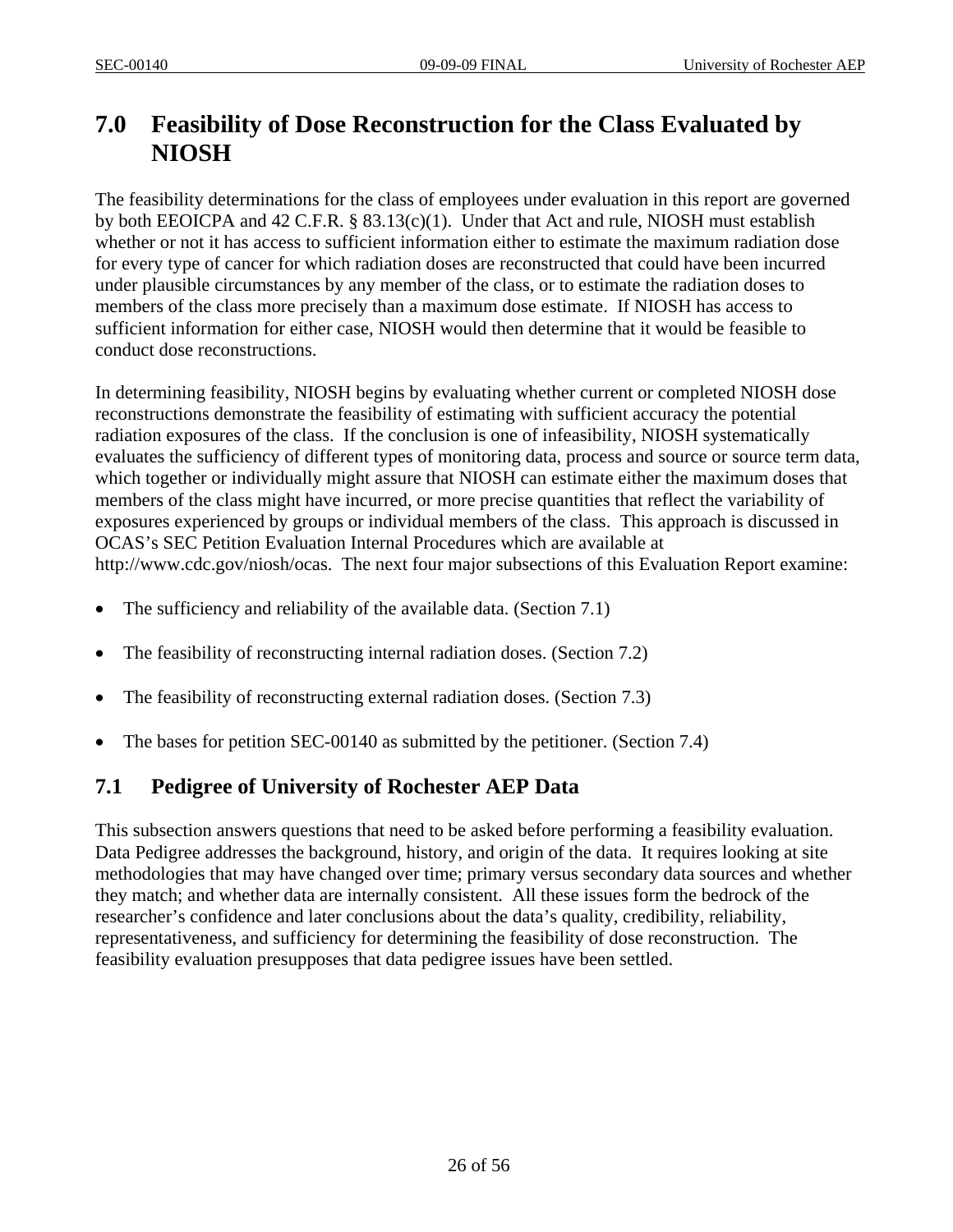# 7.0 Feasibility of Dose Reconstruction for the Class Evaluated by NIOSH

The feasibility determinations for the class of employees under evaluation in this report are governed by both EEOICPA and 42 C.F.R. § 83.13(c)(1). Under that Act and rule, NIOSH must establish whether or not it has access to sufficient information either to estimate the maximum radiation dose for every type of cancer for which radiation doses are reconstructed that could have been incurred under plausible circumstances by any member of the class, or to estimate the radiation doses to members of the class more precisely than a maximum dose estimate. If NIOSH has access to sufficient information for either case, NIOSH would then determine that it would be feasible to conduct dose reconstructions.

In determining feasibility, NIOSH begins by evaluating whether current or completed NIOSH dose reconstructions demonstrate the feasibility of estimating with sufficient accuracy the potential radiation exposures of the class. If the conclusion is one of infeasibility, NIOSH systematically evaluates the sufficiency of different types of monitoring data, process and source or source term data, which together or individually might assure that NIOSH can estimate either the maximum doses that members of the class might have incurred, or more precise quantities that reflect the variability of exposures experienced by groups or individual members of the class. This approach is discussed in OCAS's SEC Petition Evaluation Internal Procedures which are available at http://www.cdc.gov/niosh/ocas. The next four major subsections of this Evaluation Report examine:

- The sufficiency and reliability of the available data. (Section 7.1)
- The feasibility of reconstructing internal radiation doses. (Section 7.2)
- The feasibility of reconstructing external radiation doses. (Section 7.3)
- The bases for petition SEC-00140 as submitted by the petitioner. (Section 7.4)

## 7.1 Pedigree of University of Rochester AEP Data

This subsection answers questions that need to be asked before performing a feasibility evaluation. Data Pedigree addresses the background, history, and origin of the data. It requires looking at site methodologies that may have changed over time; primary versus secondary data sources and whether they match; and whether data are internally consistent. All these issues form the bedrock of the researcher's confidence and later conclusions about the data's quality, credibility, reliability, representativeness, and sufficiency for determining the feasibility of dose reconstruction. The feasibility evaluation presupposes that data pedigree issues have been settled.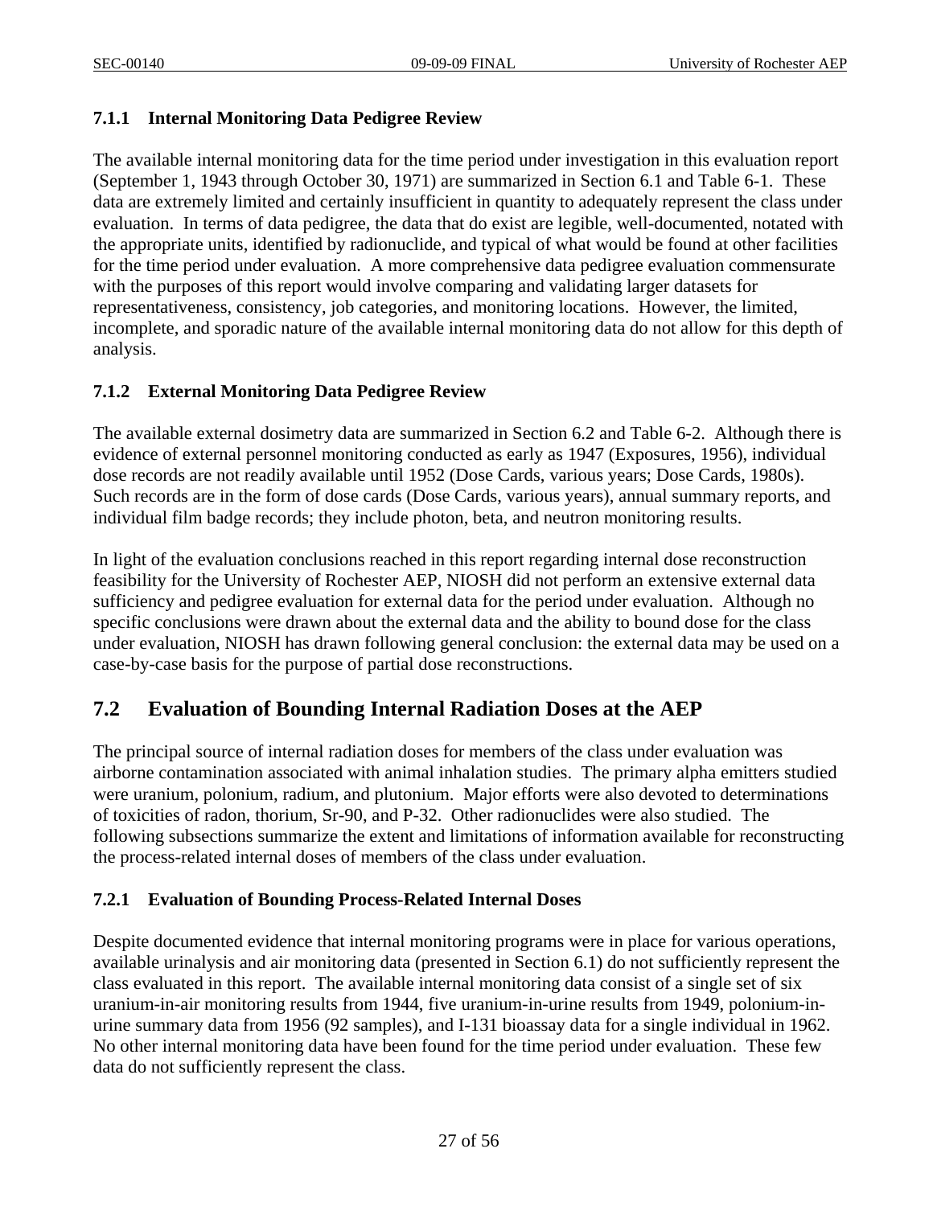### 7.1.1 Internal Monitoring Data Pedigree Review

The available internal monitoring data for the time period under investigation in this evaluation report (September 1, 1943 through October 30, 1971) are summarized in Section 6.1 and Table 6-1. These data are extremely limited and certainly insufficient in quantity to adequately represent the class under evaluation. In terms of data pedigree, the data that do exist are legible, well-documented, notated with the appropriate units, identified by radionuclide, and typical of what would be found at other facilities for the time period under evaluation. A more comprehensive data pedigree evaluation commensurate with the purposes of this report would involve comparing and validating larger datasets for representativeness, consistency, job categories, and monitoring locations. However, the limited, incomplete, and sporadic nature of the available internal monitoring data do not allow for this depth of analysis.

### 7.1.2 External Monitoring Data Pedigree Review

The available external dosimetry data are summarized in Section 6.2 and Table 6-2. Although there is evidence of external personnel monitoring conducted as early as 1947 (Exposures, 1956), individual dose records are not readily available until 1952 (Dose Cards, various years; Dose Cards, 1980s). Such records are in the form of dose cards (Dose Cards, various years), annual summary reports, and individual film badge records; they include photon, beta, and neutron monitoring results.

In light of the evaluation conclusions reached in this report regarding internal dose reconstruction feasibility for the University of Rochester AEP, NIOSH did not perform an extensive external data sufficiency and pedigree evaluation for external data for the period under evaluation. Although no specific conclusions were drawn about the external data and the ability to bound dose for the class under evaluation, NIOSH has drawn following general conclusion: the external data may be used on a case-by-case basis for the purpose of partial dose reconstructions.

## 7.2 Evaluation of Bounding Internal Radiation Doses at the AEP

The principal source of internal radiation doses for members of the class under evaluation was airborne contamination associated with animal inhalation studies. The primary alpha emitters studied were uranium, polonium, radium, and plutonium. Major efforts were also devoted to determinations of toxicities of radon, thorium, Sr-90, and P-32. Other radionuclides were also studied. The following subsections summarize the extent and limitations of information available for reconstructing the process-related internal doses of members of the class under evaluation.

### 7.2.1 Evaluation of Bounding Process-Related Internal Doses

Despite documented evidence that internal monitoring programs were in place for various operations, available urinalysis and air monitoring data (presented in Section 6.1) do not sufficiently represent the class evaluated in this report. The available internal monitoring data consist of a single set of six uranium-in-air monitoring results from 1944, five uranium-in-urine results from 1949, polonium-in-urine summary data from 1956 (92 samples), and I-131 bioassay data for a single individual in 1962. No other internal monitoring data have been found for the time period under evaluation. These few data do not sufficiently represent the class.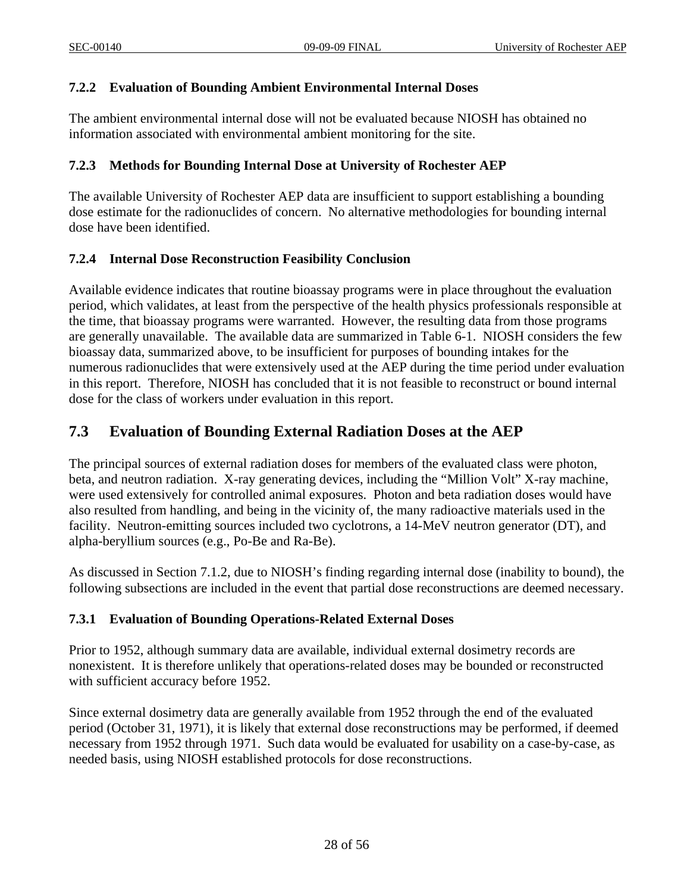### 7.2.2 Evaluation of Bounding Ambient Environmental Internal Doses

The ambient environmental internal dose will not be evaluated because NIOSH has obtained no information associated with environmental ambient monitoring for the site.

### 7.2.3 Methods for Bounding Internal Dose at University of Rochester AEP

The available University of Rochester AEP data are insufficient to support establishing a bounding dose estimate for the radionuclides of concern. No alternative methodologies for bounding internal dose have been identified.

### 7.2.4 Internal Dose Reconstruction Feasibility Conclusion

Available evidence indicates that routine bioassay programs were in place throughout the evaluation period, which validates, at least from the perspective of the health physics professionals responsible at the time, that bioassay programs were warranted. However, the resulting data from those programs are generally unavailable. The available data are summarized in Table 6-1. NIOSH considers the few bioassay data, summarized above, to be insufficient for purposes of bounding intakes for the numerous radionuclides that were extensively used at the AEP during the time period under evaluation in this report. Therefore, NIOSH has concluded that it is not feasible to reconstruct or bound internal dose for the class of workers under evaluation in this report.

## 7.3 Evaluation of Bounding External Radiation Doses at the AEP

The principal sources of external radiation doses for members of the evaluated class were photon, beta, and neutron radiation. X-ray generating devices, including the "Million Volt" X-ray machine, were used extensively for controlled animal exposures. Photon and beta radiation doses would have also resulted from handling, and being in the vicinity of, the many radioactive materials used in the facility. Neutron-emitting sources included two cyclotrons, a 14-MeV neutron generator (DT), and alpha-beryllium sources (e.g., Po-Be and Ra-Be).

As discussed in Section 7.1.2, due to NIOSH's finding regarding internal dose (inability to bound), the following subsections are included in the event that partial dose reconstructions are deemed necessary.

### 7.3.1 Evaluation of Bounding Operations-Related External Doses

Prior to 1952, although summary data are available, individual external dosimetry records are nonexistent. It is therefore unlikely that operations-related doses may be bounded or reconstructed with sufficient accuracy before 1952.

Since external dosimetry data are generally available from 1952 through the end of the evaluated period (October 31, 1971), it is likely that external dose reconstructions may be performed, if deemed necessary from 1952 through 1971. Such data would be evaluated for usability on a case-by-case, as needed basis, using NIOSH established protocols for dose reconstructions.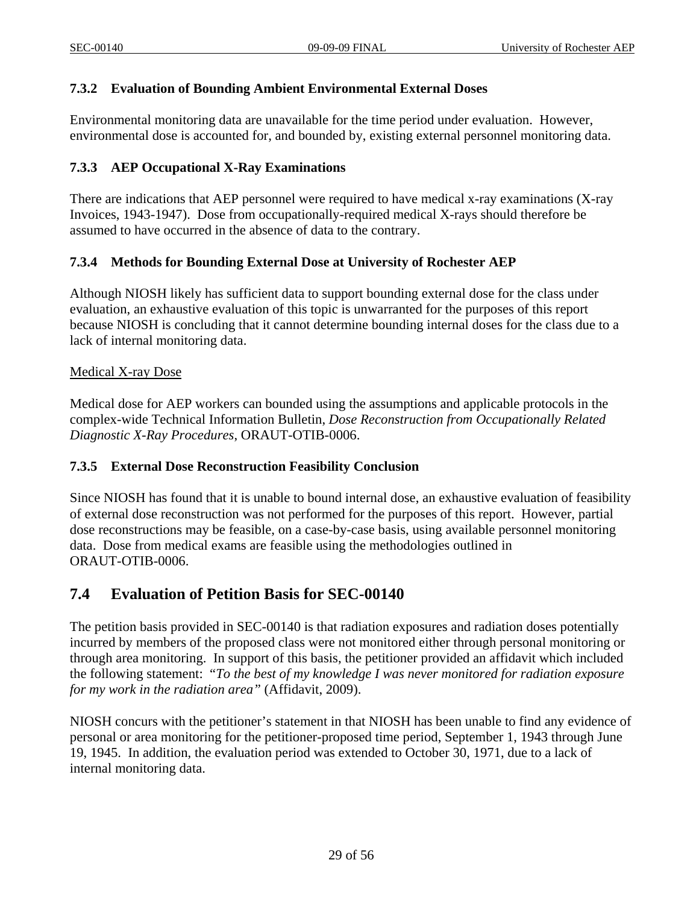### 7.3.2 Evaluation of Bounding Ambient Environmental External Doses

Environmental monitoring data are unavailable for the time period under evaluation. However, environmental dose is accounted for, and bounded by, existing external personnel monitoring data.

### 7.3.3 AEP Occupational X-Ray Examinations

There are indications that AEP personnel were required to have medical x-ray examinations (X-ray Invoices, 1943-1947). Dose from occupationally-required medical X-rays should therefore be assumed to have occurred in the absence of data to the contrary.

### 7.3.4 Methods for Bounding External Dose at University of Rochester AEP

Although NIOSH likely has sufficient data to support bounding external dose for the class under evaluation, an exhaustive evaluation of this topic is unwarranted for the purposes of this report because NIOSH is concluding that it cannot determine bounding internal doses for the class due to a lack of internal monitoring data.

<u>Medical X-ray Dose</u>

Medical dose for AEP workers can bounded using the assumptions and applicable protocols in the complex-wide Technical Information Bulletin, *Dose Reconstruction from Occupationally Related Diagnostic X-Ray Procedures*, ORAUT-OTIB-0006.

### 7.3.5 External Dose Reconstruction Feasibility Conclusion

Since NIOSH has found that it is unable to bound internal dose, an exhaustive evaluation of feasibility of external dose reconstruction was not performed for the purposes of this report. However, partial dose reconstructions may be feasible, on a case-by-case basis, using available personnel monitoring data. Dose from medical exams are feasible using the methodologies outlined in ORAUT-OTIB-0006.

## 7.4 Evaluation of Petition Basis for SEC-00140

The petition basis provided in SEC-00140 is that radiation exposures and radiation doses potentially incurred by members of the proposed class were not monitored either through personal monitoring or through area monitoring. In support of this basis, the petitioner provided an affidavit which included the following statement: *"To the best of my knowledge I was never monitored for radiation exposure for my work in the radiation area"* (Affidavit, 2009).

NIOSH concurs with the petitioner's statement in that NIOSH has been unable to find any evidence of personal or area monitoring for the petitioner-proposed time period, September 1, 1943 through June 19, 1945. In addition, the evaluation period was extended to October 30, 1971, due to a lack of internal monitoring data.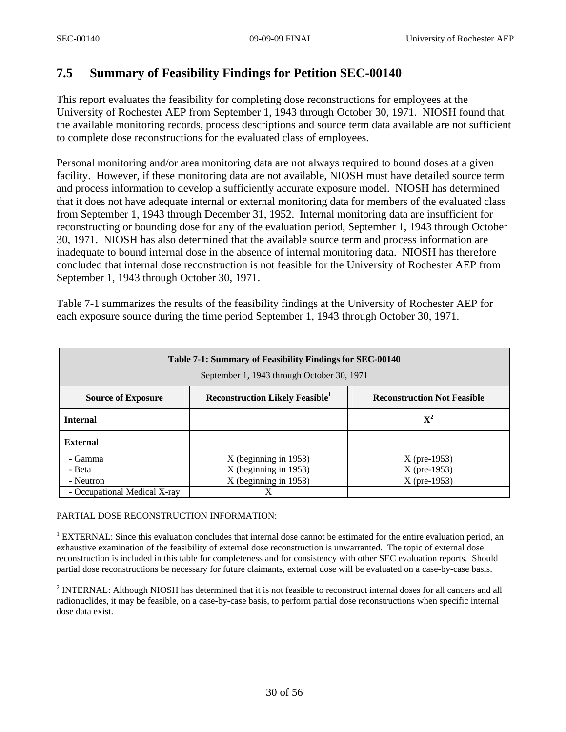## 7.5 Summary of Feasibility Findings for Petition SEC-00140

This report evaluates the feasibility for completing dose reconstructions for employees at the University of Rochester AEP from September 1, 1943 through October 30, 1971. NIOSH found that the available monitoring records, process descriptions and source term data available are not sufficient to complete dose reconstructions for the evaluated class of employees.

Personal monitoring and/or area monitoring data are not always required to bound doses at a given facility. However, if these monitoring data are not available, NIOSH must have detailed source term and process information to develop a sufficiently accurate exposure model. NIOSH has determined that it does not have adequate internal or external monitoring data for members of the evaluated class from September 1, 1943 through December 31, 1952. Internal monitoring data are insufficient for reconstructing or bounding dose for any of the evaluation period, September 1, 1943 through October 30, 1971. NIOSH has also determined that the available source term and process information are inadequate to bound internal dose in the absence of internal monitoring data. NIOSH has therefore concluded that internal dose reconstruction is not feasible for the University of Rochester AEP from September 1, 1943 through October 30, 1971.

Table 7-1 summarizes the results of the feasibility findings at the University of Rochester AEP for each exposure source during the time period September 1, 1943 through October 30, 1971.

**Table 7-1: Summary of Feasibility Findings for SEC-00140**
September 1, 1943 through October 30, 1971

| Source of Exposure | Reconstruction Likely Feasible[1] | Reconstruction Not Feasible |
|---|---|---|
| **Internal** | | X[2] |
| **External** | | |
| - Gamma | X (beginning in 1953) | X (pre-1953) |
| - Beta | X (beginning in 1953) | X (pre-1953) |
| - Neutron | X (beginning in 1953) | X (pre-1953) |
| - Occupational Medical X-ray | X | |

PARTIAL DOSE RECONSTRUCTION INFORMATION:

[1] EXTERNAL: Since this evaluation concludes that internal dose cannot be estimated for the entire evaluation period, an exhaustive examination of the feasibility of external dose reconstruction is unwarranted. The topic of external dose reconstruction is included in this table for completeness and for consistency with other SEC evaluation reports. Should partial dose reconstructions be necessary for future claimants, external dose will be evaluated on a case-by-case basis.

[2] INTERNAL: Although NIOSH has determined that it is not feasible to reconstruct internal doses for all cancers and all radionuclides, it may be feasible, on a case-by-case basis, to perform partial dose reconstructions when specific internal dose data exist.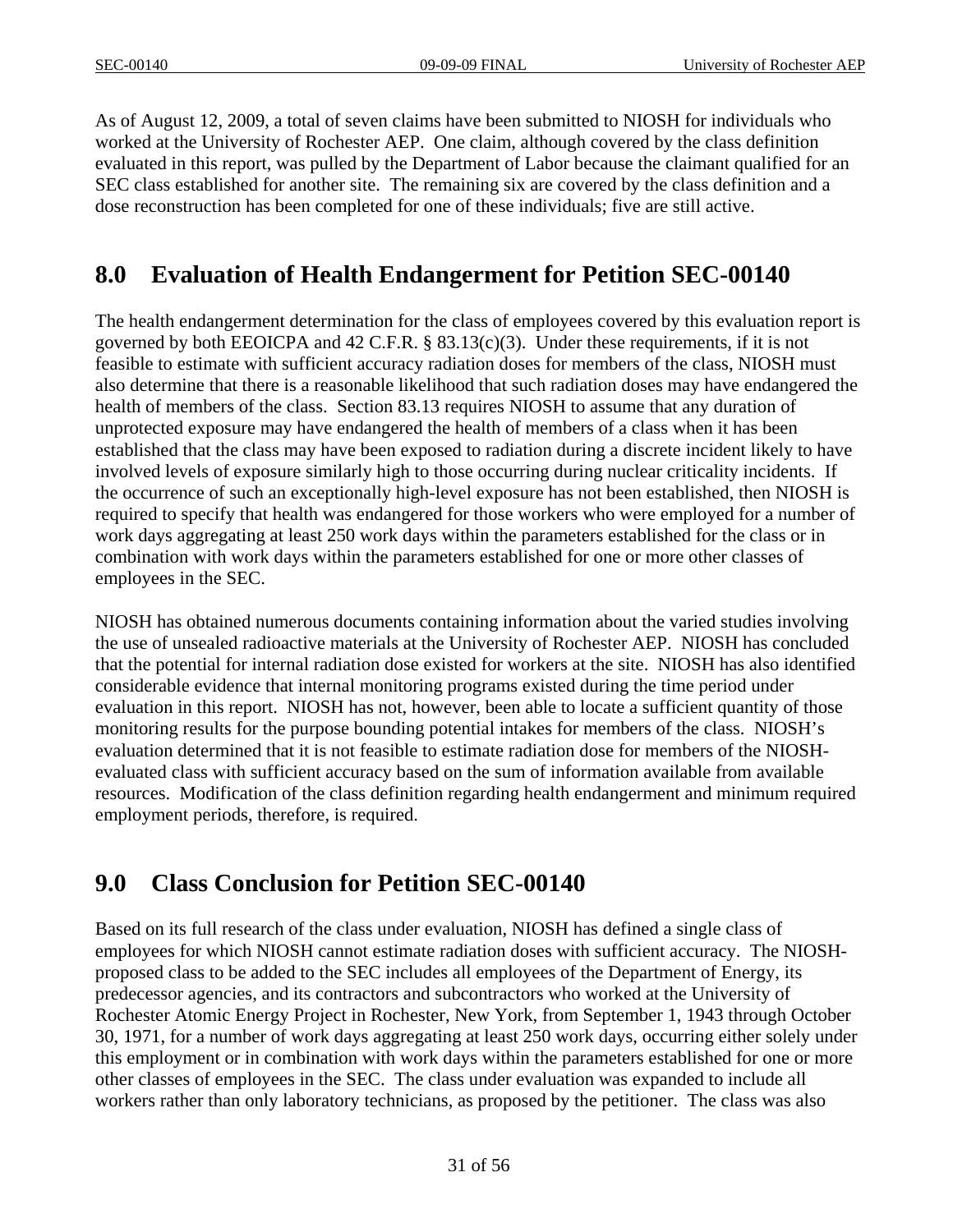As of August 12, 2009, a total of seven claims have been submitted to NIOSH for individuals who worked at the University of Rochester AEP. One claim, although covered by the class definition evaluated in this report, was pulled by the Department of Labor because the claimant qualified for an SEC class established for another site. The remaining six are covered by the class definition and a dose reconstruction has been completed for one of these individuals; five are still active.

## 8.0 Evaluation of Health Endangerment for Petition SEC-00140

The health endangerment determination for the class of employees covered by this evaluation report is governed by both EEOICPA and 42 C.F.R. § 83.13(c)(3). Under these requirements, if it is not feasible to estimate with sufficient accuracy radiation doses for members of the class, NIOSH must also determine that there is a reasonable likelihood that such radiation doses may have endangered the health of members of the class. Section 83.13 requires NIOSH to assume that any duration of unprotected exposure may have endangered the health of members of a class when it has been established that the class may have been exposed to radiation during a discrete incident likely to have involved levels of exposure similarly high to those occurring during nuclear criticality incidents. If the occurrence of such an exceptionally high-level exposure has not been established, then NIOSH is required to specify that health was endangered for those workers who were employed for a number of work days aggregating at least 250 work days within the parameters established for the class or in combination with work days within the parameters established for one or more other classes of employees in the SEC.

NIOSH has obtained numerous documents containing information about the varied studies involving the use of unsealed radioactive materials at the University of Rochester AEP. NIOSH has concluded that the potential for internal radiation dose existed for workers at the site. NIOSH has also identified considerable evidence that internal monitoring programs existed during the time period under evaluation in this report. NIOSH has not, however, been able to locate a sufficient quantity of those monitoring results for the purpose bounding potential intakes for members of the class. NIOSH's evaluation determined that it is not feasible to estimate radiation dose for members of the NIOSH-evaluated class with sufficient accuracy based on the sum of information available from available resources. Modification of the class definition regarding health endangerment and minimum required employment periods, therefore, is required.

## 9.0 Class Conclusion for Petition SEC-00140

Based on its full research of the class under evaluation, NIOSH has defined a single class of employees for which NIOSH cannot estimate radiation doses with sufficient accuracy. The NIOSH-proposed class to be added to the SEC includes all employees of the Department of Energy, its predecessor agencies, and its contractors and subcontractors who worked at the University of Rochester Atomic Energy Project in Rochester, New York, from September 1, 1943 through October 30, 1971, for a number of work days aggregating at least 250 work days, occurring either solely under this employment or in combination with work days within the parameters established for one or more other classes of employees in the SEC. The class under evaluation was expanded to include all workers rather than only laboratory technicians, as proposed by the petitioner. The class was also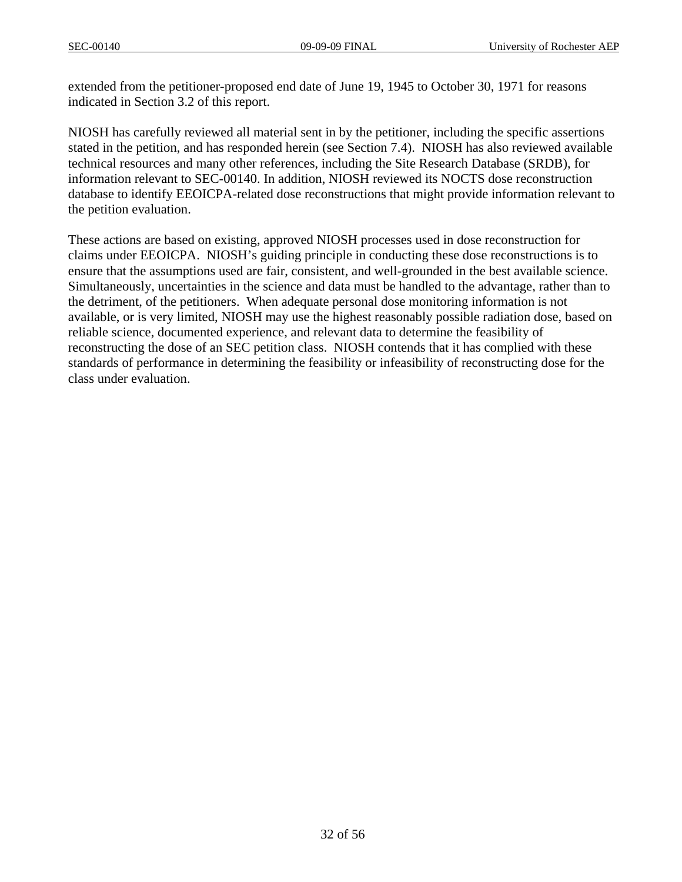extended from the petitioner-proposed end date of June 19, 1945 to October 30, 1971 for reasons indicated in Section 3.2 of this report.

NIOSH has carefully reviewed all material sent in by the petitioner, including the specific assertions stated in the petition, and has responded herein (see Section 7.4). NIOSH has also reviewed available technical resources and many other references, including the Site Research Database (SRDB), for information relevant to SEC-00140. In addition, NIOSH reviewed its NOCTS dose reconstruction database to identify EEOICPA-related dose reconstructions that might provide information relevant to the petition evaluation.

These actions are based on existing, approved NIOSH processes used in dose reconstruction for claims under EEOICPA. NIOSH's guiding principle in conducting these dose reconstructions is to ensure that the assumptions used are fair, consistent, and well-grounded in the best available science. Simultaneously, uncertainties in the science and data must be handled to the advantage, rather than to the detriment, of the petitioners. When adequate personal dose monitoring information is not available, or is very limited, NIOSH may use the highest reasonably possible radiation dose, based on reliable science, documented experience, and relevant data to determine the feasibility of reconstructing the dose of an SEC petition class. NIOSH contends that it has complied with these standards of performance in determining the feasibility or infeasibility of reconstructing dose for the class under evaluation.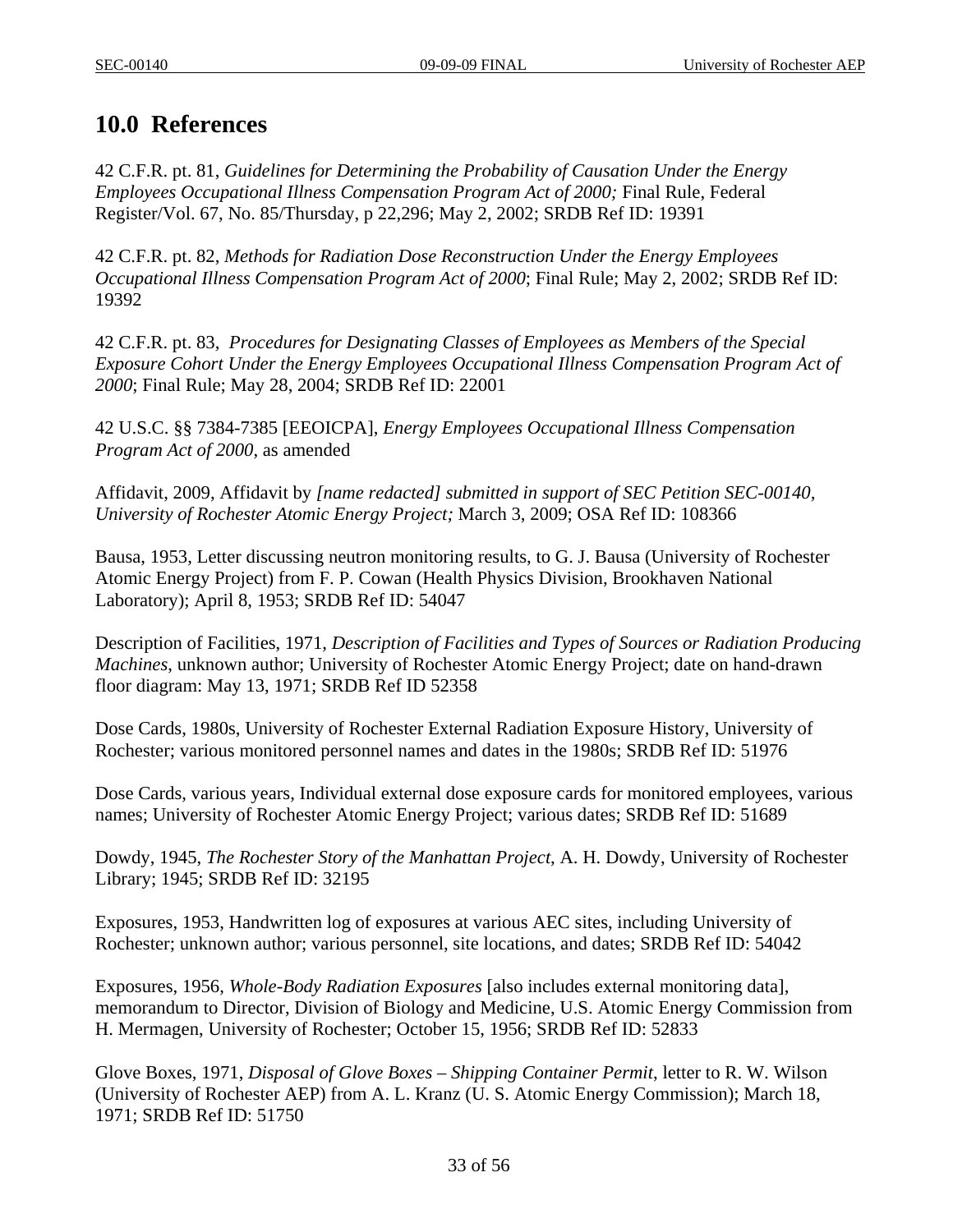# 10.0 References

42 C.F.R. pt. 81, *Guidelines for Determining the Probability of Causation Under the Energy Employees Occupational Illness Compensation Program Act of 2000;* Final Rule, Federal Register/Vol. 67, No. 85/Thursday, p 22,296; May 2, 2002; SRDB Ref ID: 19391

42 C.F.R. pt. 82, *Methods for Radiation Dose Reconstruction Under the Energy Employees Occupational Illness Compensation Program Act of 2000*; Final Rule; May 2, 2002; SRDB Ref ID: 19392

42 C.F.R. pt. 83, *Procedures for Designating Classes of Employees as Members of the Special Exposure Cohort Under the Energy Employees Occupational Illness Compensation Program Act of 2000*; Final Rule; May 28, 2004; SRDB Ref ID: 22001

42 U.S.C. §§ 7384-7385 [EEOICPA], *Energy Employees Occupational Illness Compensation Program Act of 2000*, as amended

Affidavit, 2009, Affidavit by *[name redacted] submitted in support of SEC Petition SEC-00140, University of Rochester Atomic Energy Project;* March 3, 2009; OSA Ref ID: 108366

Bausa, 1953, Letter discussing neutron monitoring results, to G. J. Bausa (University of Rochester Atomic Energy Project) from F. P. Cowan (Health Physics Division, Brookhaven National Laboratory); April 8, 1953; SRDB Ref ID: 54047

Description of Facilities, 1971, *Description of Facilities and Types of Sources or Radiation Producing Machines*, unknown author; University of Rochester Atomic Energy Project; date on hand-drawn floor diagram: May 13, 1971; SRDB Ref ID 52358

Dose Cards, 1980s, University of Rochester External Radiation Exposure History, University of Rochester; various monitored personnel names and dates in the 1980s; SRDB Ref ID: 51976

Dose Cards, various years, Individual external dose exposure cards for monitored employees, various names; University of Rochester Atomic Energy Project; various dates; SRDB Ref ID: 51689

Dowdy, 1945, *The Rochester Story of the Manhattan Project*, A. H. Dowdy, University of Rochester Library; 1945; SRDB Ref ID: 32195

Exposures, 1953, Handwritten log of exposures at various AEC sites, including University of Rochester; unknown author; various personnel, site locations, and dates; SRDB Ref ID: 54042

Exposures, 1956, *Whole-Body Radiation Exposures* [also includes external monitoring data], memorandum to Director, Division of Biology and Medicine, U.S. Atomic Energy Commission from H. Mermagen, University of Rochester; October 15, 1956; SRDB Ref ID: 52833

Glove Boxes, 1971, *Disposal of Glove Boxes – Shipping Container Permit*, letter to R. W. Wilson (University of Rochester AEP) from A. L. Kranz (U. S. Atomic Energy Commission); March 18, 1971; SRDB Ref ID: 51750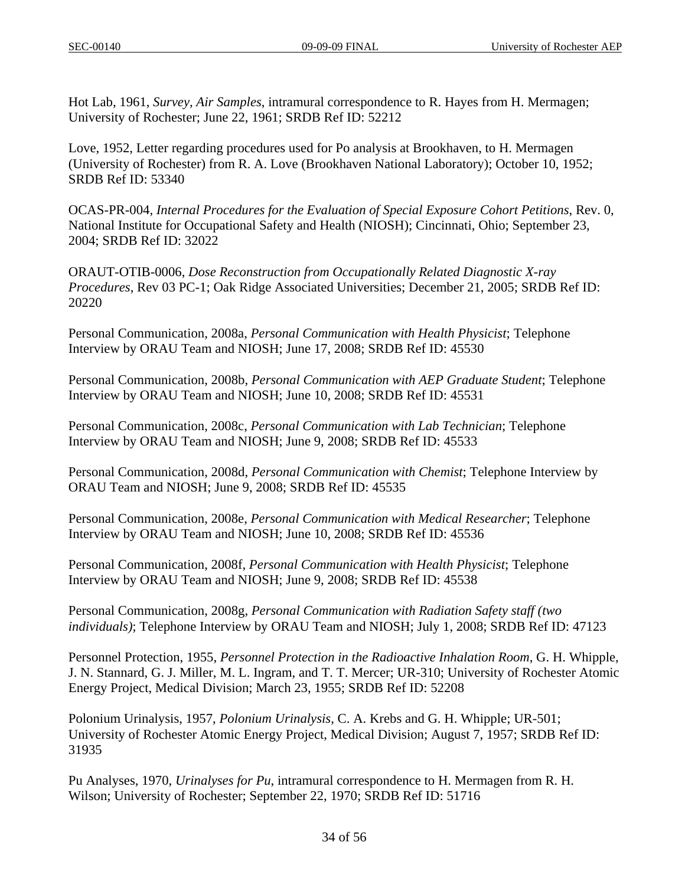Hot Lab, 1961, *Survey, Air Samples*, intramural correspondence to R. Hayes from H. Mermagen; University of Rochester; June 22, 1961; SRDB Ref ID: 52212

Love, 1952, Letter regarding procedures used for Po analysis at Brookhaven, to H. Mermagen (University of Rochester) from R. A. Love (Brookhaven National Laboratory); October 10, 1952; SRDB Ref ID: 53340

OCAS-PR-004, *Internal Procedures for the Evaluation of Special Exposure Cohort Petitions*, Rev. 0, National Institute for Occupational Safety and Health (NIOSH); Cincinnati, Ohio; September 23, 2004; SRDB Ref ID: 32022

ORAUT-OTIB-0006, *Dose Reconstruction from Occupationally Related Diagnostic X-ray Procedures*, Rev 03 PC-1; Oak Ridge Associated Universities; December 21, 2005; SRDB Ref ID: 20220

Personal Communication, 2008a, *Personal Communication with Health Physicist*; Telephone Interview by ORAU Team and NIOSH; June 17, 2008; SRDB Ref ID: 45530

Personal Communication, 2008b, *Personal Communication with AEP Graduate Student*; Telephone Interview by ORAU Team and NIOSH; June 10, 2008; SRDB Ref ID: 45531

Personal Communication, 2008c, *Personal Communication with Lab Technician*; Telephone Interview by ORAU Team and NIOSH; June 9, 2008; SRDB Ref ID: 45533

Personal Communication, 2008d, *Personal Communication with Chemist*; Telephone Interview by ORAU Team and NIOSH; June 9, 2008; SRDB Ref ID: 45535

Personal Communication, 2008e, *Personal Communication with Medical Researcher*; Telephone Interview by ORAU Team and NIOSH; June 10, 2008; SRDB Ref ID: 45536

Personal Communication, 2008f, *Personal Communication with Health Physicist*; Telephone Interview by ORAU Team and NIOSH; June 9, 2008; SRDB Ref ID: 45538

Personal Communication, 2008g, *Personal Communication with Radiation Safety staff (two individuals)*; Telephone Interview by ORAU Team and NIOSH; July 1, 2008; SRDB Ref ID: 47123

Personnel Protection, 1955, *Personnel Protection in the Radioactive Inhalation Room*, G. H. Whipple, J. N. Stannard, G. J. Miller, M. L. Ingram, and T. T. Mercer; UR-310; University of Rochester Atomic Energy Project, Medical Division; March 23, 1955; SRDB Ref ID: 52208

Polonium Urinalysis, 1957, *Polonium Urinalysis*, C. A. Krebs and G. H. Whipple; UR-501; University of Rochester Atomic Energy Project, Medical Division; August 7, 1957; SRDB Ref ID: 31935

Pu Analyses, 1970, *Urinalyses for Pu*, intramural correspondence to H. Mermagen from R. H. Wilson; University of Rochester; September 22, 1970; SRDB Ref ID: 51716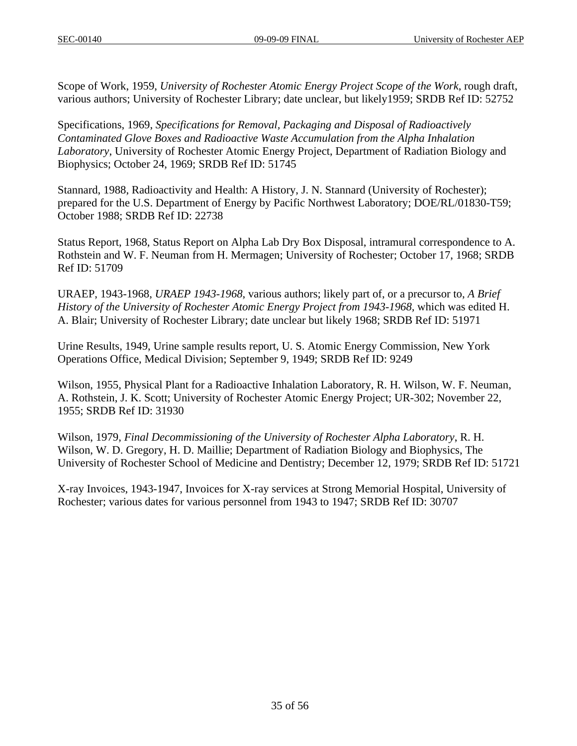Scope of Work, 1959, *University of Rochester Atomic Energy Project Scope of the Work*, rough draft, various authors; University of Rochester Library; date unclear, but likely1959; SRDB Ref ID: 52752

Specifications, 1969, *Specifications for Removal, Packaging and Disposal of Radioactively Contaminated Glove Boxes and Radioactive Waste Accumulation from the Alpha Inhalation Laboratory*, University of Rochester Atomic Energy Project, Department of Radiation Biology and Biophysics; October 24, 1969; SRDB Ref ID: 51745

Stannard, 1988, Radioactivity and Health: A History, J. N. Stannard (University of Rochester); prepared for the U.S. Department of Energy by Pacific Northwest Laboratory; DOE/RL/01830-T59; October 1988; SRDB Ref ID: 22738

Status Report, 1968, Status Report on Alpha Lab Dry Box Disposal, intramural correspondence to A. Rothstein and W. F. Neuman from H. Mermagen; University of Rochester; October 17, 1968; SRDB Ref ID: 51709

URAEP, 1943-1968, *URAEP 1943-1968*, various authors; likely part of, or a precursor to, *A Brief History of the University of Rochester Atomic Energy Project from 1943-1968*, which was edited H. A. Blair; University of Rochester Library; date unclear but likely 1968; SRDB Ref ID: 51971

Urine Results, 1949, Urine sample results report, U. S. Atomic Energy Commission, New York Operations Office, Medical Division; September 9, 1949; SRDB Ref ID: 9249

Wilson, 1955, Physical Plant for a Radioactive Inhalation Laboratory, R. H. Wilson, W. F. Neuman, A. Rothstein, J. K. Scott; University of Rochester Atomic Energy Project; UR-302; November 22, 1955; SRDB Ref ID: 31930

Wilson, 1979, *Final Decommissioning of the University of Rochester Alpha Laboratory*, R. H. Wilson, W. D. Gregory, H. D. Maillie; Department of Radiation Biology and Biophysics, The University of Rochester School of Medicine and Dentistry; December 12, 1979; SRDB Ref ID: 51721

X-ray Invoices, 1943-1947, Invoices for X-ray services at Strong Memorial Hospital, University of Rochester; various dates for various personnel from 1943 to 1947; SRDB Ref ID: 30707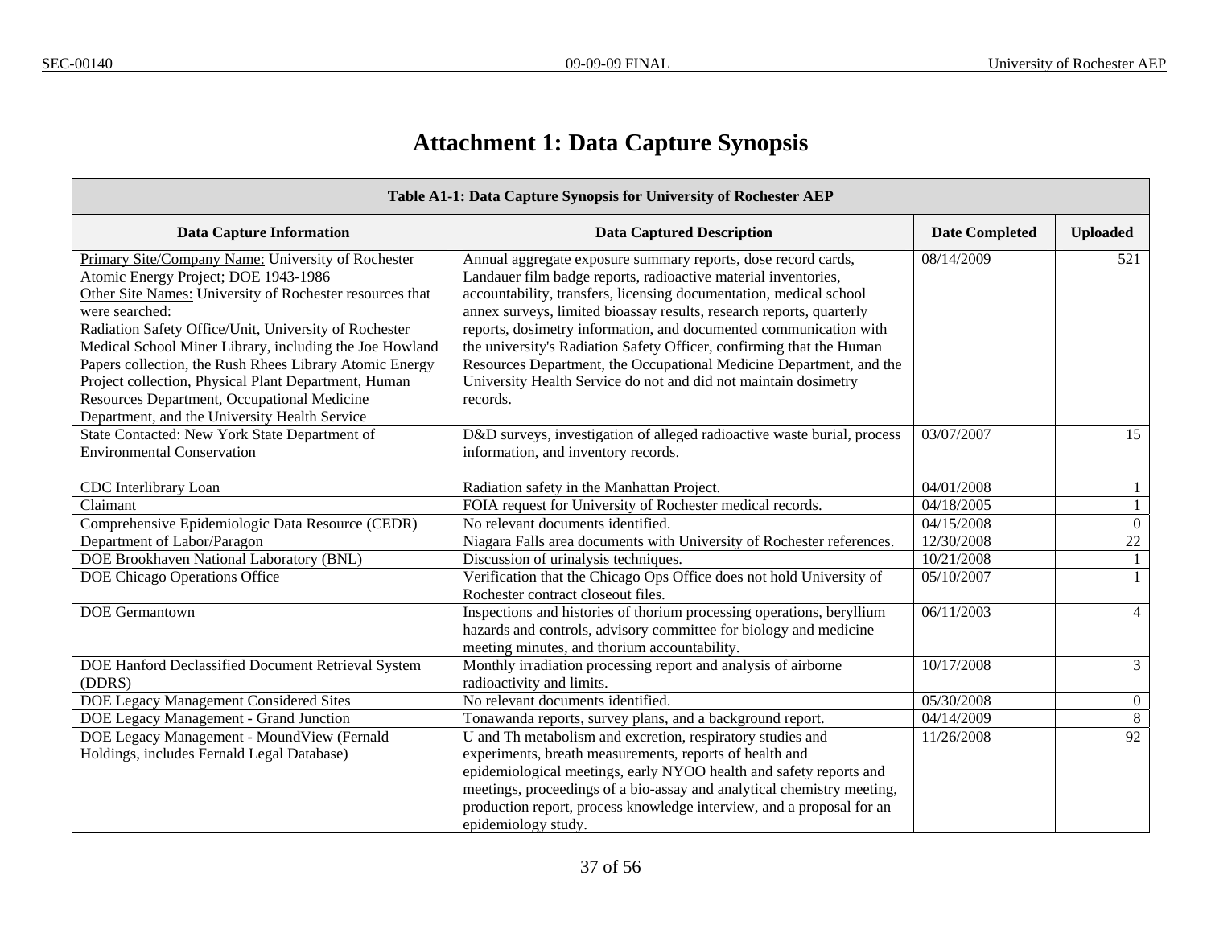# Attachment 1: Data Capture Synopsis

| Table A1-1: Data Capture Synopsis for University of Rochester AEP | | | |
|---|---|---|---|
| **Data Capture Information** | **Data Captured Description** | **Date Completed** | **Uploaded** |
| Primary Site/Company Name: University of Rochester Atomic Energy Project; DOE 1943-1986<br>Other Site Names: University of Rochester resources that were searched:<br>Radiation Safety Office/Unit, University of Rochester Medical School Miner Library, including the Joe Howland Papers collection, the Rush Rhees Library Atomic Energy Project collection, Physical Plant Department, Human Resources Department, Occupational Medicine Department, and the University Health Service | Annual aggregate exposure summary reports, dose record cards, Landauer film badge reports, radioactive material inventories, accountability, transfers, licensing documentation, medical school annex surveys, limited bioassay results, research reports, quarterly reports, dosimetry information, and documented communication with the university's Radiation Safety Officer, confirming that the Human Resources Department, the Occupational Medicine Department, and the University Health Service do not and did not maintain dosimetry records. | 08/14/2009 | 521 |
| State Contacted: New York State Department of Environmental Conservation | D&D surveys, investigation of alleged radioactive waste burial, process information, and inventory records. | 03/07/2007 | 15 |
| CDC Interlibrary Loan | Radiation safety in the Manhattan Project. | 04/01/2008 | 1 |
| Claimant | FOIA request for University of Rochester medical records. | 04/18/2005 | 1 |
| Comprehensive Epidemiologic Data Resource (CEDR) | No relevant documents identified. | 04/15/2008 | 0 |
| Department of Labor/Paragon | Niagara Falls area documents with University of Rochester references. | 12/30/2008 | 22 |
| DOE Brookhaven National Laboratory (BNL) | Discussion of urinalysis techniques. | 10/21/2008 | 1 |
| DOE Chicago Operations Office | Verification that the Chicago Ops Office does not hold University of Rochester contract closeout files. | 05/10/2007 | 1 |
| DOE Germantown | Inspections and histories of thorium processing operations, beryllium hazards and controls, advisory committee for biology and medicine meeting minutes, and thorium accountability. | 06/11/2003 | 4 |
| DOE Hanford Declassified Document Retrieval System (DDRS) | Monthly irradiation processing report and analysis of airborne radioactivity and limits. | 10/17/2008 | 3 |
| DOE Legacy Management Considered Sites | No relevant documents identified. | 05/30/2008 | 0 |
| DOE Legacy Management - Grand Junction | Tonawanda reports, survey plans, and a background report. | 04/14/2009 | 8 |
| DOE Legacy Management - MoundView (Fernald Holdings, includes Fernald Legal Database) | U and Th metabolism and excretion, respiratory studies and experiments, breath measurements, reports of health and epidemiological meetings, early NYOO health and safety reports and meetings, proceedings of a bio-assay and analytical chemistry meeting, production report, process knowledge interview, and a proposal for an epidemiology study. | 11/26/2008 | 92 |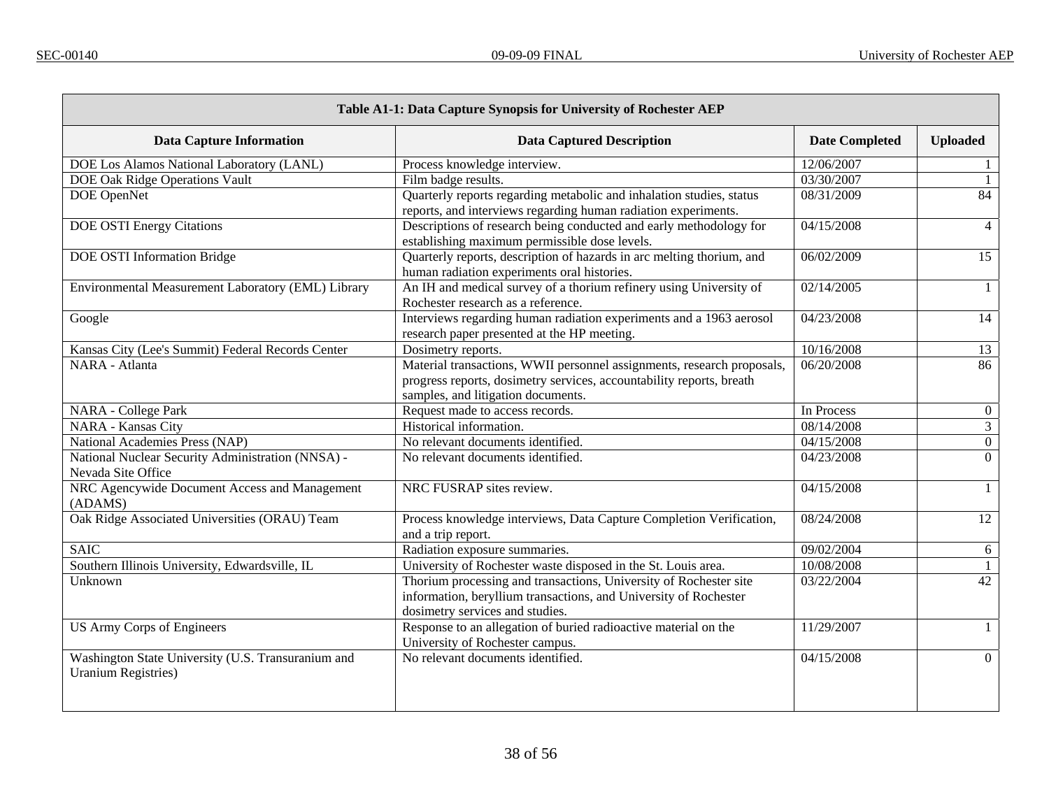| Table A1-1: Data Capture Synopsis for University of Rochester AEP | | | |
|---|---|---|---|
| **Data Capture Information** | **Data Captured Description** | **Date Completed** | **Uploaded** |
| DOE Los Alamos National Laboratory (LANL) | Process knowledge interview. | 12/06/2007 | 1 |
| DOE Oak Ridge Operations Vault | Film badge results. | 03/30/2007 | 1 |
| DOE OpenNet | Quarterly reports regarding metabolic and inhalation studies, status reports, and interviews regarding human radiation experiments. | 08/31/2009 | 84 |
| DOE OSTI Energy Citations | Descriptions of research being conducted and early methodology for establishing maximum permissible dose levels. | 04/15/2008 | 4 |
| DOE OSTI Information Bridge | Quarterly reports, description of hazards in arc melting thorium, and human radiation experiments oral histories. | 06/02/2009 | 15 |
| Environmental Measurement Laboratory (EML) Library | An IH and medical survey of a thorium refinery using University of Rochester research as a reference. | 02/14/2005 | 1 |
| Google | Interviews regarding human radiation experiments and a 1963 aerosol research paper presented at the HP meeting. | 04/23/2008 | 14 |
| Kansas City (Lee's Summit) Federal Records Center | Dosimetry reports. | 10/16/2008 | 13 |
| NARA - Atlanta | Material transactions, WWII personnel assignments, research proposals, progress reports, dosimetry services, accountability reports, breath samples, and litigation documents. | 06/20/2008 | 86 |
| NARA - College Park | Request made to access records. | In Process | 0 |
| NARA - Kansas City | Historical information. | 08/14/2008 | 3 |
| National Academies Press (NAP) | No relevant documents identified. | 04/15/2008 | 0 |
| National Nuclear Security Administration (NNSA) - Nevada Site Office | No relevant documents identified. | 04/23/2008 | 0 |
| NRC Agencywide Document Access and Management (ADAMS) | NRC FUSRAP sites review. | 04/15/2008 | 1 |
| Oak Ridge Associated Universities (ORAU) Team | Process knowledge interviews, Data Capture Completion Verification, and a trip report. | 08/24/2008 | 12 |
| SAIC | Radiation exposure summaries. | 09/02/2004 | 6 |
| Southern Illinois University, Edwardsville, IL | University of Rochester waste disposed in the St. Louis area. | 10/08/2008 | 1 |
| Unknown | Thorium processing and transactions, University of Rochester site information, beryllium transactions, and University of Rochester dosimetry services and studies. | 03/22/2004 | 42 |
| US Army Corps of Engineers | Response to an allegation of buried radioactive material on the University of Rochester campus. | 11/29/2007 | 1 |
| Washington State University (U.S. Transuranium and Uranium Registries) | No relevant documents identified. | 04/15/2008 | 0 |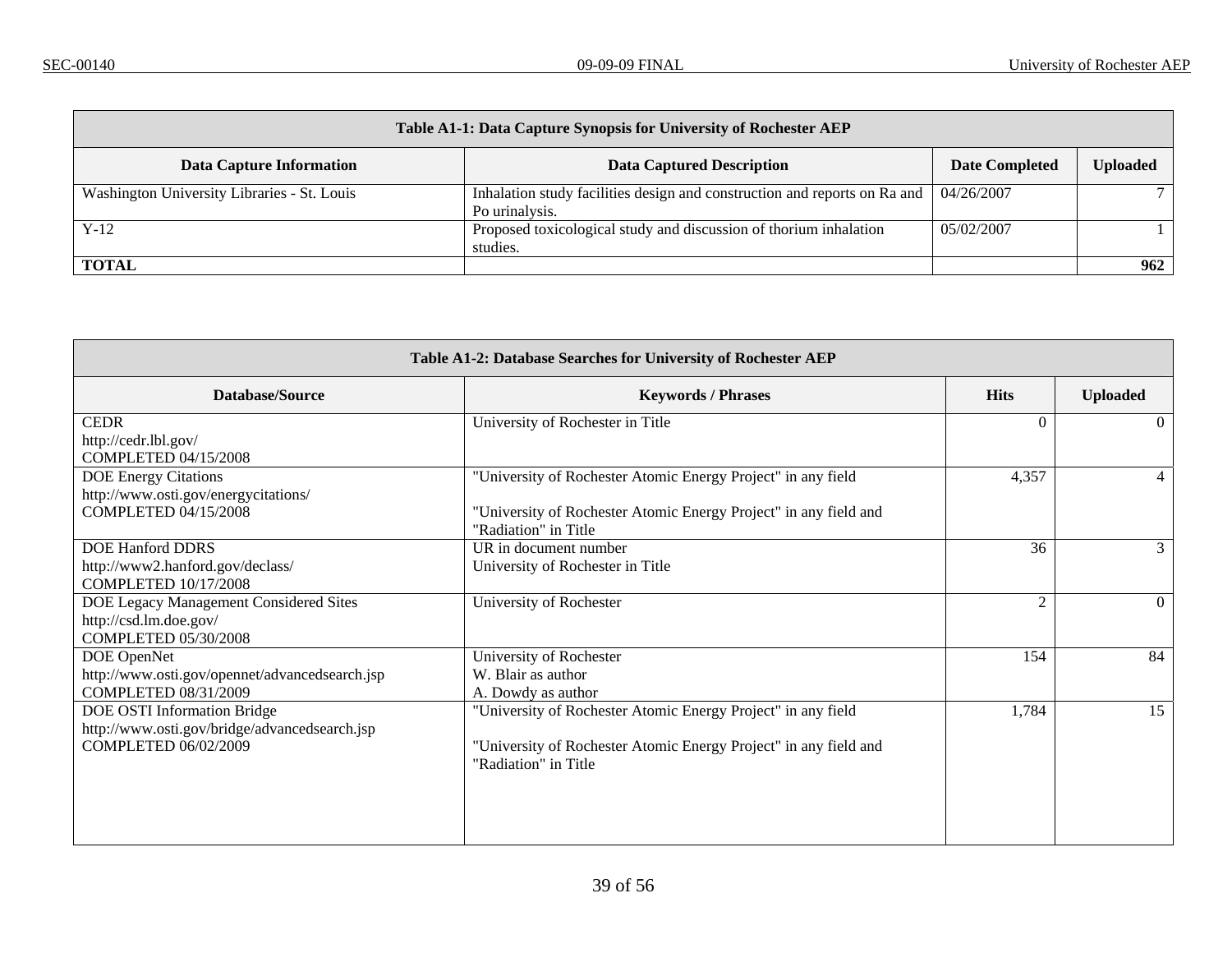| Table A1-1: Data Capture Synopsis for University of Rochester AEP | | | |
|---|---|---|---|
| **Data Capture Information** | **Data Captured Description** | **Date Completed** | **Uploaded** |
| Washington University Libraries - St. Louis | Inhalation study facilities design and construction and reports on Ra and Po urinalysis. | 04/26/2007 | 7 |
| Y-12 | Proposed toxicological study and discussion of thorium inhalation studies. | 05/02/2007 | 1 |
| **TOTAL** | | | **962** |

| Table A1-2: Database Searches for University of Rochester AEP | | | |
|---|---|---|---|
| **Database/Source** | **Keywords / Phrases** | **Hits** | **Uploaded** |
| CEDR<br>http://cedr.lbl.gov/<br>COMPLETED 04/15/2008 | University of Rochester in Title | 0 | 0 |
| DOE Energy Citations<br>http://www.osti.gov/energycitations/<br>COMPLETED 04/15/2008 | "University of Rochester Atomic Energy Project" in any field<br><br>"University of Rochester Atomic Energy Project" in any field and "Radiation" in Title | 4,357 | 4 |
| DOE Hanford DDRS<br>http://www2.hanford.gov/declass/<br>COMPLETED 10/17/2008 | UR in document number<br>University of Rochester in Title | 36 | 3 |
| DOE Legacy Management Considered Sites<br>http://csd.lm.doe.gov/<br>COMPLETED 05/30/2008 | University of Rochester | 2 | 0 |
| DOE OpenNet<br>http://www.osti.gov/opennet/advancedsearch.jsp<br>COMPLETED 08/31/2009 | University of Rochester<br>W. Blair as author<br>A. Dowdy as author | 154 | 84 |
| DOE OSTI Information Bridge<br>http://www.osti.gov/bridge/advancedsearch.jsp<br>COMPLETED 06/02/2009 | "University of Rochester Atomic Energy Project" in any field<br><br>"University of Rochester Atomic Energy Project" in any field and "Radiation" in Title | 1,784 | 15 |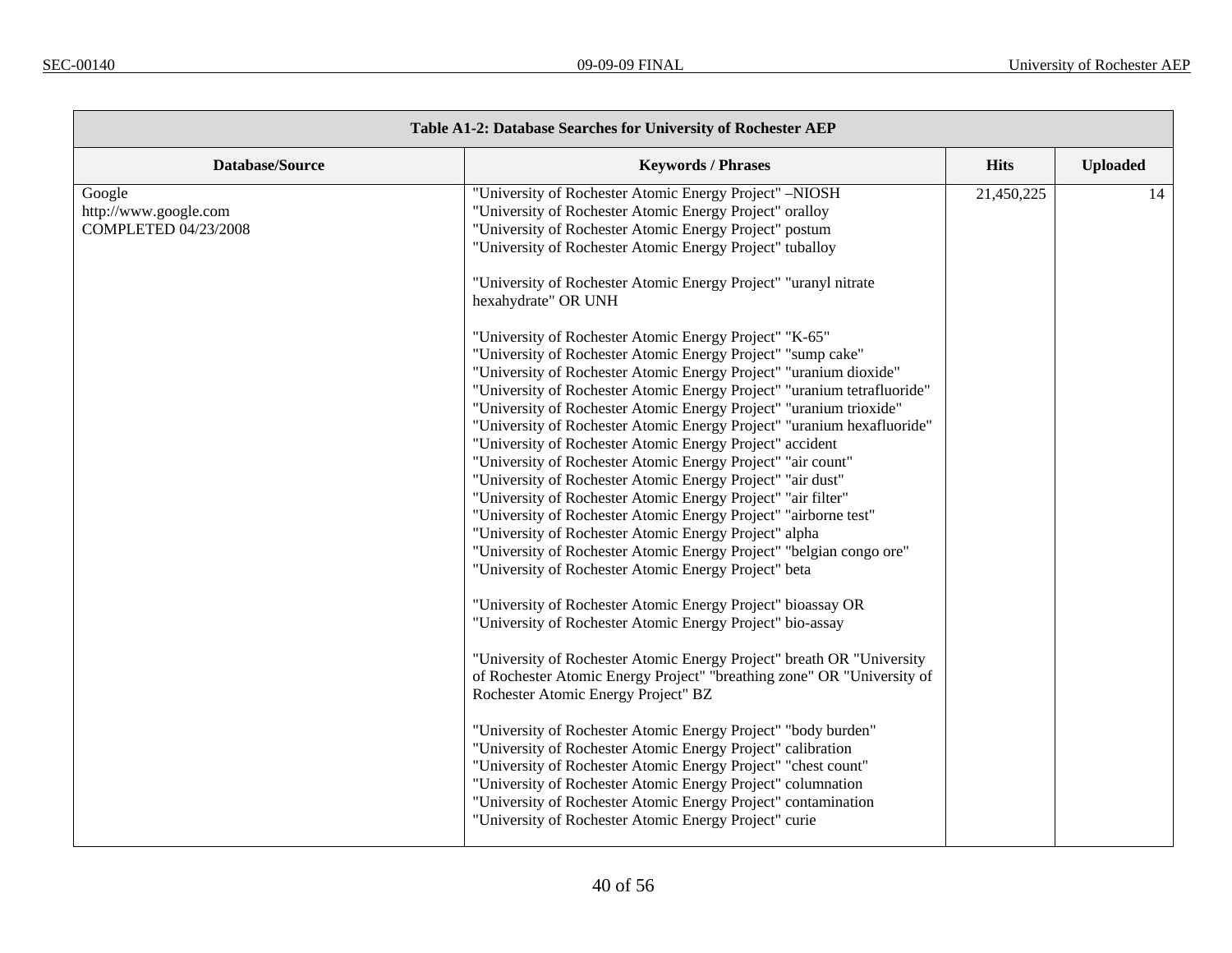| Table A1-2: Database Searches for University of Rochester AEP | | | |
|---|---|---|---|
| **Database/Source** | **Keywords / Phrases** | **Hits** | **Uploaded** |
| Google<br>http://www.google.com<br>COMPLETED 04/23/2008 | "University of Rochester Atomic Energy Project" –NIOSH<br>"University of Rochester Atomic Energy Project" oralloy<br>"University of Rochester Atomic Energy Project" postum<br>"University of Rochester Atomic Energy Project" tuballoy<br><br>"University of Rochester Atomic Energy Project" "uranyl nitrate hexahydrate" OR UNH<br><br>"University of Rochester Atomic Energy Project" "K-65"<br>"University of Rochester Atomic Energy Project" "sump cake"<br>"University of Rochester Atomic Energy Project" "uranium dioxide"<br>"University of Rochester Atomic Energy Project" "uranium tetrafluoride"<br>"University of Rochester Atomic Energy Project" "uranium trioxide"<br>"University of Rochester Atomic Energy Project" "uranium hexafluoride"<br>"University of Rochester Atomic Energy Project" accident<br>"University of Rochester Atomic Energy Project" "air count"<br>"University of Rochester Atomic Energy Project" "air dust"<br>"University of Rochester Atomic Energy Project" "air filter"<br>"University of Rochester Atomic Energy Project" "airborne test"<br>"University of Rochester Atomic Energy Project" alpha<br>"University of Rochester Atomic Energy Project" "belgian congo ore"<br>"University of Rochester Atomic Energy Project" beta<br><br>"University of Rochester Atomic Energy Project" bioassay OR "University of Rochester Atomic Energy Project" bio-assay<br><br>"University of Rochester Atomic Energy Project" breath OR "University of Rochester Atomic Energy Project" "breathing zone" OR "University of Rochester Atomic Energy Project" BZ<br><br>"University of Rochester Atomic Energy Project" "body burden"<br>"University of Rochester Atomic Energy Project" calibration<br>"University of Rochester Atomic Energy Project" "chest count"<br>"University of Rochester Atomic Energy Project" columnation<br>"University of Rochester Atomic Energy Project" contamination<br>"University of Rochester Atomic Energy Project" curie | 21,450,225 | 14 |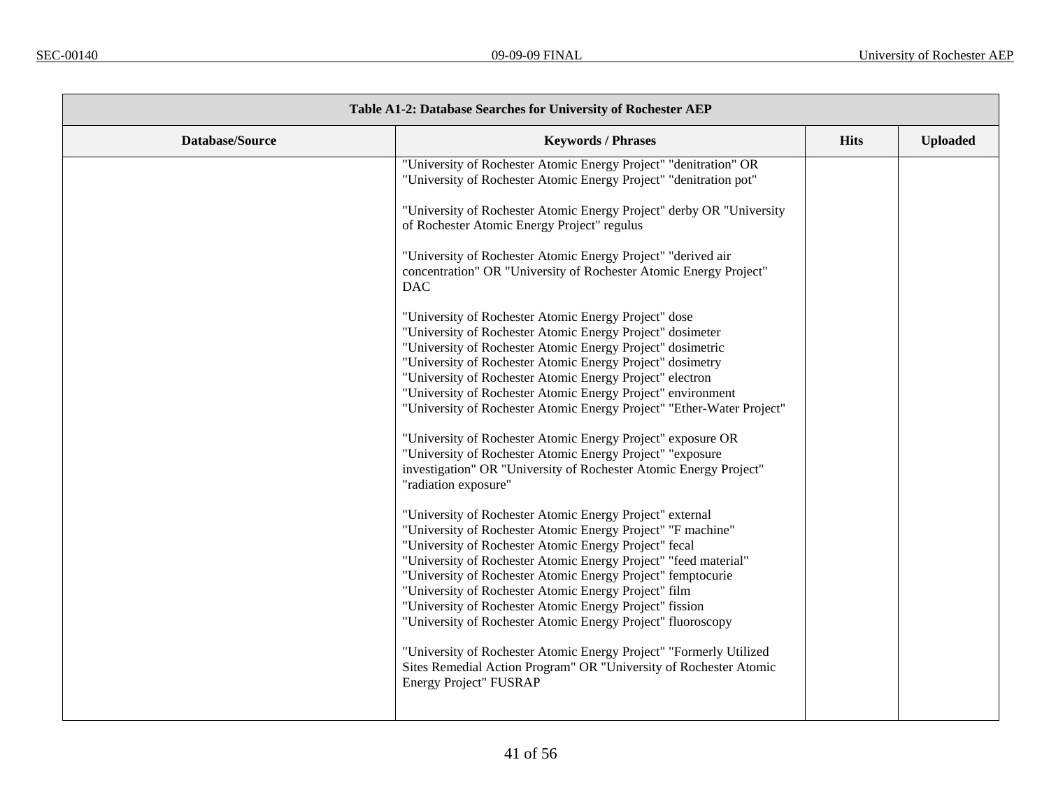| Table A1-2: Database Searches for University of Rochester AEP | | | |
|---|---|---|---|
| **Database/Source** | **Keywords / Phrases** | **Hits** | **Uploaded** |
| | "University of Rochester Atomic Energy Project" "denitration" OR "University of Rochester Atomic Energy Project" "denitration pot"<br><br>"University of Rochester Atomic Energy Project" derby OR "University of Rochester Atomic Energy Project" regulus<br><br>"University of Rochester Atomic Energy Project" "derived air concentration" OR "University of Rochester Atomic Energy Project" DAC<br><br>"University of Rochester Atomic Energy Project" dose<br>"University of Rochester Atomic Energy Project" dosimeter<br>"University of Rochester Atomic Energy Project" dosimetric<br>"University of Rochester Atomic Energy Project" dosimetry<br>"University of Rochester Atomic Energy Project" electron<br>"University of Rochester Atomic Energy Project" environment<br>"University of Rochester Atomic Energy Project" "Ether-Water Project"<br><br>"University of Rochester Atomic Energy Project" exposure OR "University of Rochester Atomic Energy Project" "exposure investigation" OR "University of Rochester Atomic Energy Project" "radiation exposure"<br><br>"University of Rochester Atomic Energy Project" external<br>"University of Rochester Atomic Energy Project" "F machine"<br>"University of Rochester Atomic Energy Project" fecal<br>"University of Rochester Atomic Energy Project" "feed material"<br>"University of Rochester Atomic Energy Project" femptocurie<br>"University of Rochester Atomic Energy Project" film<br>"University of Rochester Atomic Energy Project" fission<br>"University of Rochester Atomic Energy Project" fluoroscopy<br><br>"University of Rochester Atomic Energy Project" "Formerly Utilized Sites Remedial Action Program" OR "University of Rochester Atomic Energy Project" FUSRAP | | |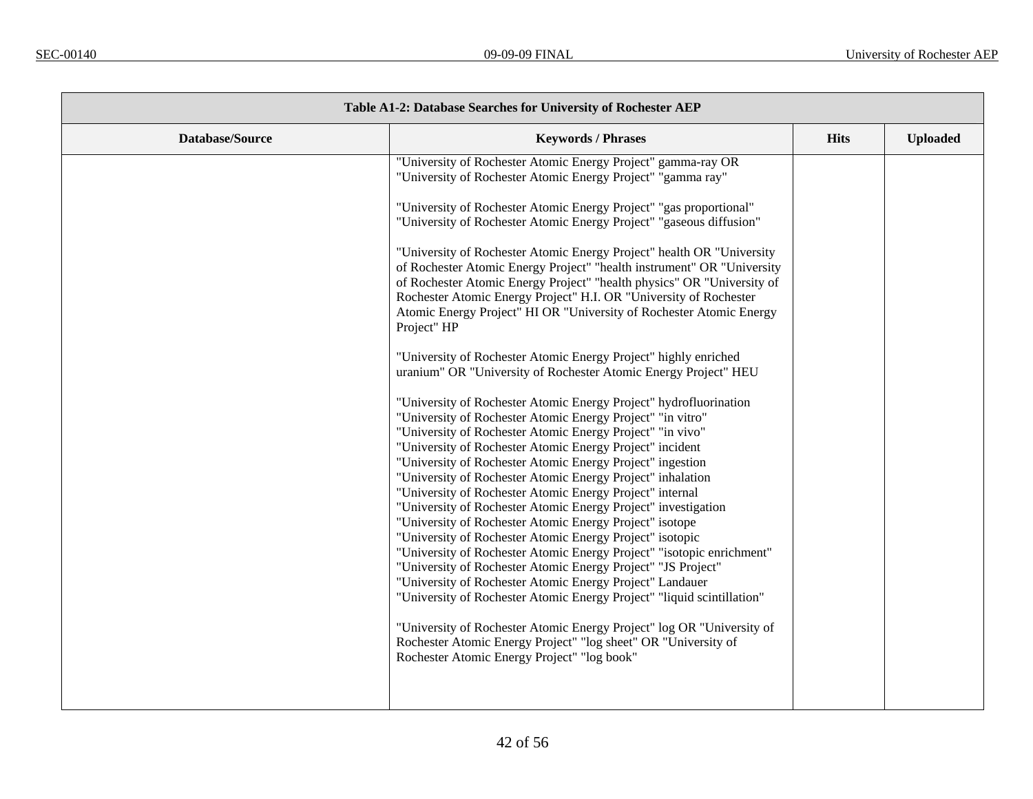| Table A1-2: Database Searches for University of Rochester AEP | | | |
|---|---|---|---|
| **Database/Source** | **Keywords / Phrases** | **Hits** | **Uploaded** |
| | "University of Rochester Atomic Energy Project" gamma-ray OR "University of Rochester Atomic Energy Project" "gamma ray"<br><br>"University of Rochester Atomic Energy Project" "gas proportional"<br>"University of Rochester Atomic Energy Project" "gaseous diffusion"<br><br>"University of Rochester Atomic Energy Project" health OR "University of Rochester Atomic Energy Project" "health instrument" OR "University of Rochester Atomic Energy Project" "health physics" OR "University of Rochester Atomic Energy Project" H.I. OR "University of Rochester Atomic Energy Project" HI OR "University of Rochester Atomic Energy Project" HP<br><br>"University of Rochester Atomic Energy Project" highly enriched uranium" OR "University of Rochester Atomic Energy Project" HEU<br><br>"University of Rochester Atomic Energy Project" hydrofluorination<br>"University of Rochester Atomic Energy Project" "in vitro"<br>"University of Rochester Atomic Energy Project" "in vivo"<br>"University of Rochester Atomic Energy Project" incident<br>"University of Rochester Atomic Energy Project" ingestion<br>"University of Rochester Atomic Energy Project" inhalation<br>"University of Rochester Atomic Energy Project" internal<br>"University of Rochester Atomic Energy Project" investigation<br>"University of Rochester Atomic Energy Project" isotope<br>"University of Rochester Atomic Energy Project" isotopic<br>"University of Rochester Atomic Energy Project" "isotopic enrichment"<br>"University of Rochester Atomic Energy Project" "JS Project"<br>"University of Rochester Atomic Energy Project" Landauer<br>"University of Rochester Atomic Energy Project" "liquid scintillation"<br><br>"University of Rochester Atomic Energy Project" log OR "University of Rochester Atomic Energy Project" "log sheet" OR "University of Rochester Atomic Energy Project" "log book" | | |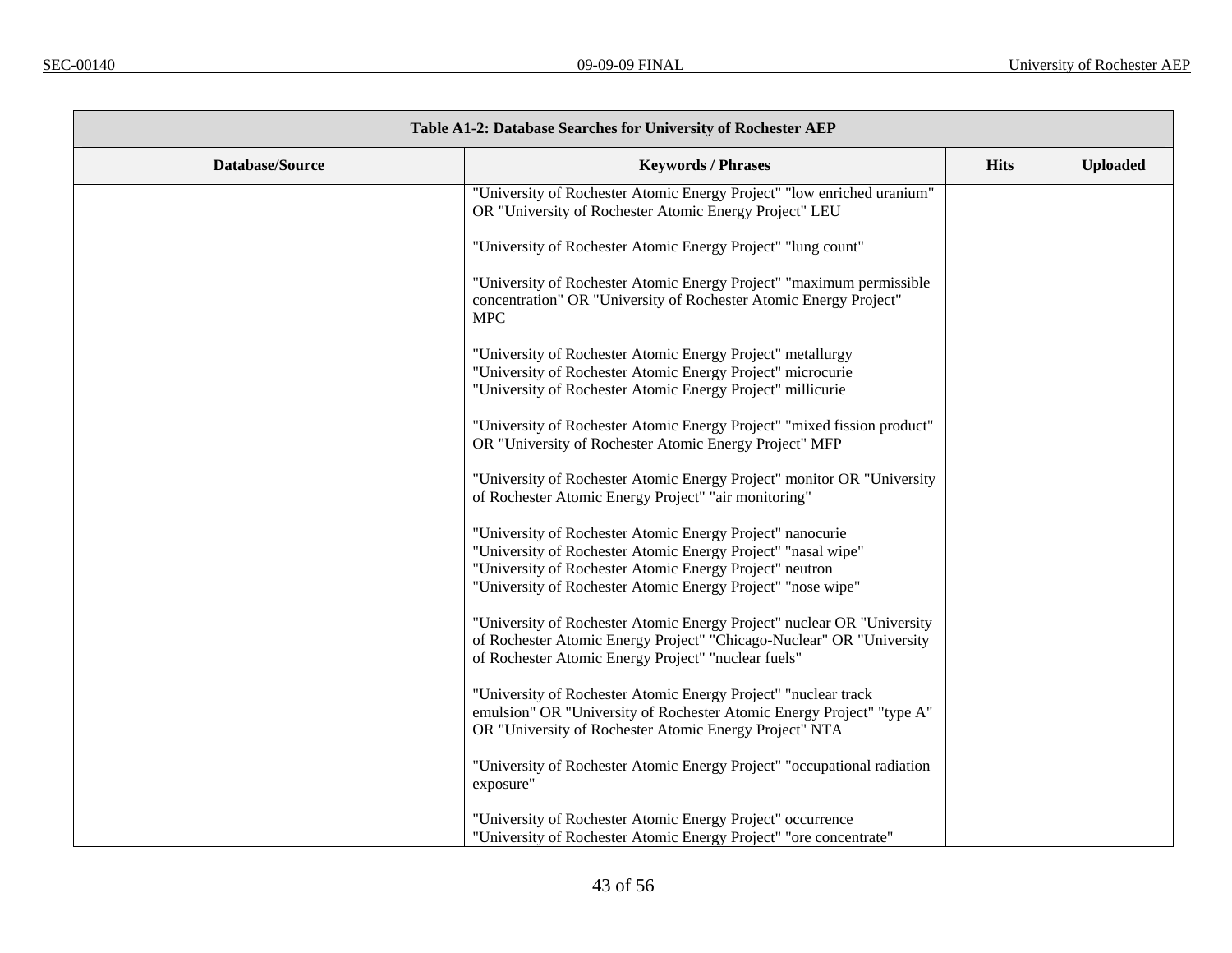| Table A1-2: Database Searches for University of Rochester AEP | | | |
|---|---|---|---|
| **Database/Source** | **Keywords / Phrases** | **Hits** | **Uploaded** |
| | "University of Rochester Atomic Energy Project" "low enriched uranium" OR "University of Rochester Atomic Energy Project" LEU<br><br>"University of Rochester Atomic Energy Project" "lung count"<br><br>"University of Rochester Atomic Energy Project" "maximum permissible concentration" OR "University of Rochester Atomic Energy Project" MPC<br><br>"University of Rochester Atomic Energy Project" metallurgy<br>"University of Rochester Atomic Energy Project" microcurie<br>"University of Rochester Atomic Energy Project" millicurie<br><br>"University of Rochester Atomic Energy Project" "mixed fission product" OR "University of Rochester Atomic Energy Project" MFP<br><br>"University of Rochester Atomic Energy Project" monitor OR "University of Rochester Atomic Energy Project" "air monitoring"<br><br>"University of Rochester Atomic Energy Project" nanocurie<br>"University of Rochester Atomic Energy Project" "nasal wipe"<br>"University of Rochester Atomic Energy Project" neutron<br>"University of Rochester Atomic Energy Project" "nose wipe"<br><br>"University of Rochester Atomic Energy Project" nuclear OR "University of Rochester Atomic Energy Project" "Chicago-Nuclear" OR "University of Rochester Atomic Energy Project" "nuclear fuels"<br><br>"University of Rochester Atomic Energy Project" "nuclear track emulsion" OR "University of Rochester Atomic Energy Project" "type A" OR "University of Rochester Atomic Energy Project" NTA<br><br>"University of Rochester Atomic Energy Project" "occupational radiation exposure"<br><br>"University of Rochester Atomic Energy Project" occurrence<br>"University of Rochester Atomic Energy Project" "ore concentrate" | | |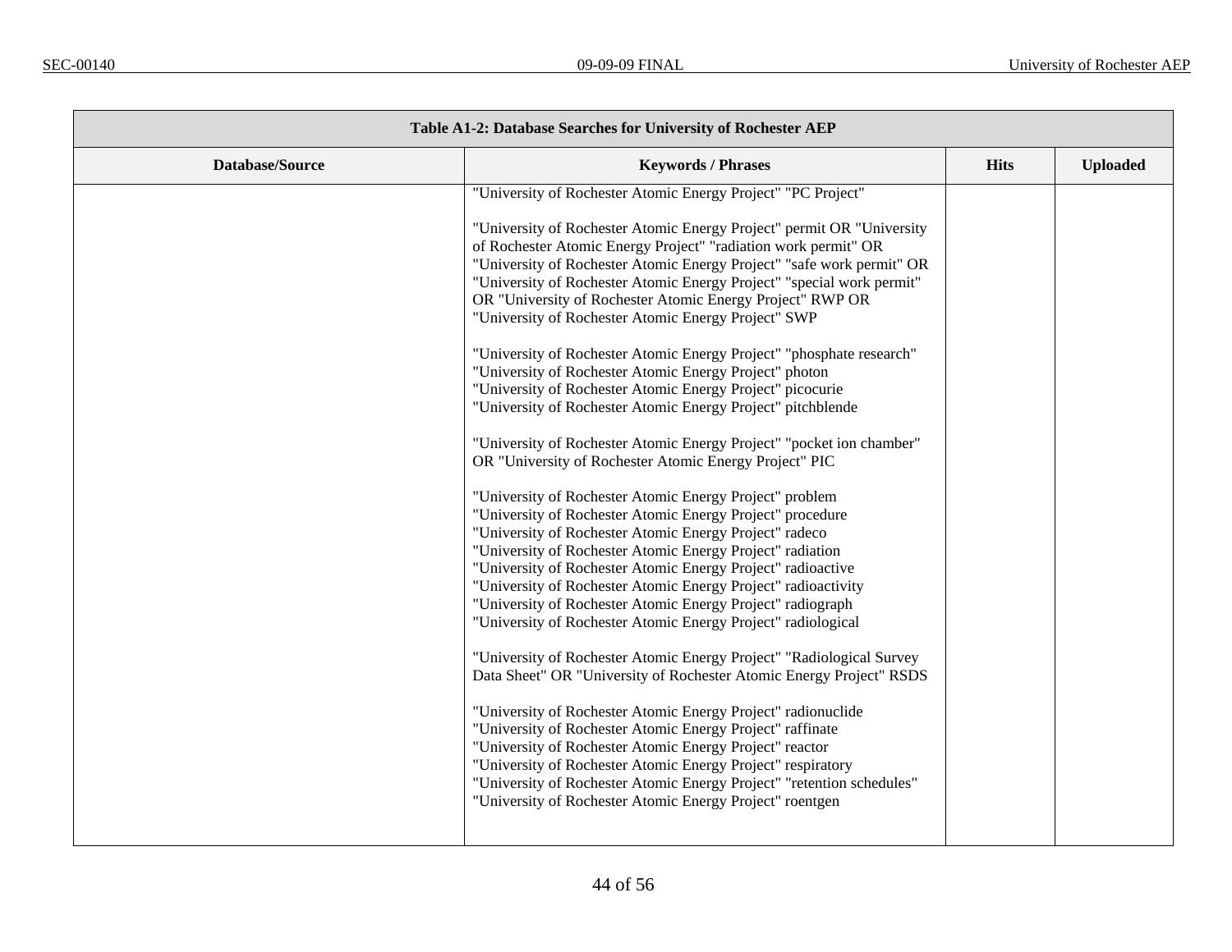| Table A1-2: Database Searches for University of Rochester AEP | | | |
|---|---|---|---|
| **Database/Source** | **Keywords / Phrases** | **Hits** | **Uploaded** |
| | "University of Rochester Atomic Energy Project" "PC Project"<br><br>"University of Rochester Atomic Energy Project" permit OR "University of Rochester Atomic Energy Project" "radiation work permit" OR "University of Rochester Atomic Energy Project" "safe work permit" OR "University of Rochester Atomic Energy Project" "special work permit" OR "University of Rochester Atomic Energy Project" RWP OR "University of Rochester Atomic Energy Project" SWP<br><br>"University of Rochester Atomic Energy Project" "phosphate research"<br>"University of Rochester Atomic Energy Project" photon<br>"University of Rochester Atomic Energy Project" picocurie<br>"University of Rochester Atomic Energy Project" pitchblende<br><br>"University of Rochester Atomic Energy Project" "pocket ion chamber" OR "University of Rochester Atomic Energy Project" PIC<br><br>"University of Rochester Atomic Energy Project" problem<br>"University of Rochester Atomic Energy Project" procedure<br>"University of Rochester Atomic Energy Project" radeco<br>"University of Rochester Atomic Energy Project" radiation<br>"University of Rochester Atomic Energy Project" radioactive<br>"University of Rochester Atomic Energy Project" radioactivity<br>"University of Rochester Atomic Energy Project" radiograph<br>"University of Rochester Atomic Energy Project" radiological<br><br>"University of Rochester Atomic Energy Project" "Radiological Survey Data Sheet" OR "University of Rochester Atomic Energy Project" RSDS<br><br>"University of Rochester Atomic Energy Project" radionuclide<br>"University of Rochester Atomic Energy Project" raffinate<br>"University of Rochester Atomic Energy Project" reactor<br>"University of Rochester Atomic Energy Project" respiratory<br>"University of Rochester Atomic Energy Project" "retention schedules"<br>"University of Rochester Atomic Energy Project" roentgen | | |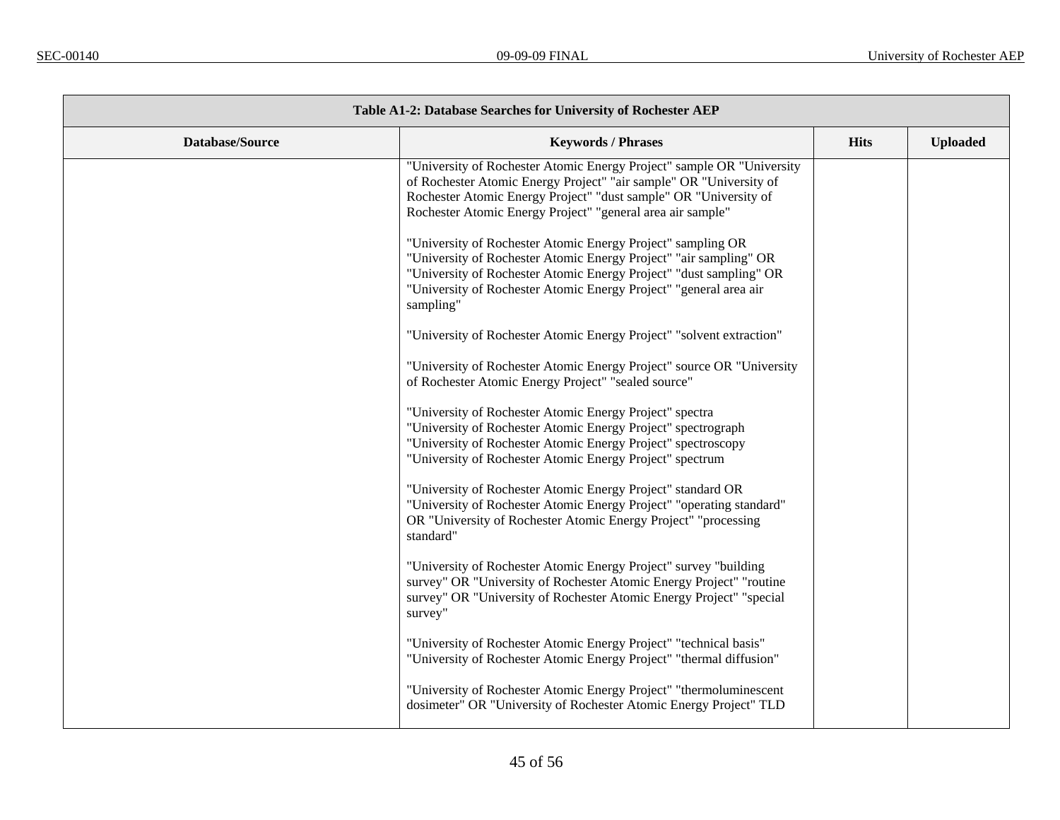| Table A1-2: Database Searches for University of Rochester AEP | | | |
|---|---|---|---|
| **Database/Source** | **Keywords / Phrases** | **Hits** | **Uploaded** |
| | "University of Rochester Atomic Energy Project" sample OR "University of Rochester Atomic Energy Project" "air sample" OR "University of Rochester Atomic Energy Project" "dust sample" OR "University of Rochester Atomic Energy Project" "general area air sample"<br><br>"University of Rochester Atomic Energy Project" sampling OR "University of Rochester Atomic Energy Project" "air sampling" OR "University of Rochester Atomic Energy Project" "dust sampling" OR "University of Rochester Atomic Energy Project" "general area air sampling"<br><br>"University of Rochester Atomic Energy Project" "solvent extraction"<br><br>"University of Rochester Atomic Energy Project" source OR "University of Rochester Atomic Energy Project" "sealed source"<br><br>"University of Rochester Atomic Energy Project" spectra<br>"University of Rochester Atomic Energy Project" spectrograph<br>"University of Rochester Atomic Energy Project" spectroscopy<br>"University of Rochester Atomic Energy Project" spectrum<br><br>"University of Rochester Atomic Energy Project" standard OR "University of Rochester Atomic Energy Project" "operating standard" OR "University of Rochester Atomic Energy Project" "processing standard"<br><br>"University of Rochester Atomic Energy Project" survey "building survey" OR "University of Rochester Atomic Energy Project" "routine survey" OR "University of Rochester Atomic Energy Project" "special survey"<br><br>"University of Rochester Atomic Energy Project" "technical basis"<br>"University of Rochester Atomic Energy Project" "thermal diffusion"<br><br>"University of Rochester Atomic Energy Project" "thermoluminescent dosimeter" OR "University of Rochester Atomic Energy Project" TLD | | |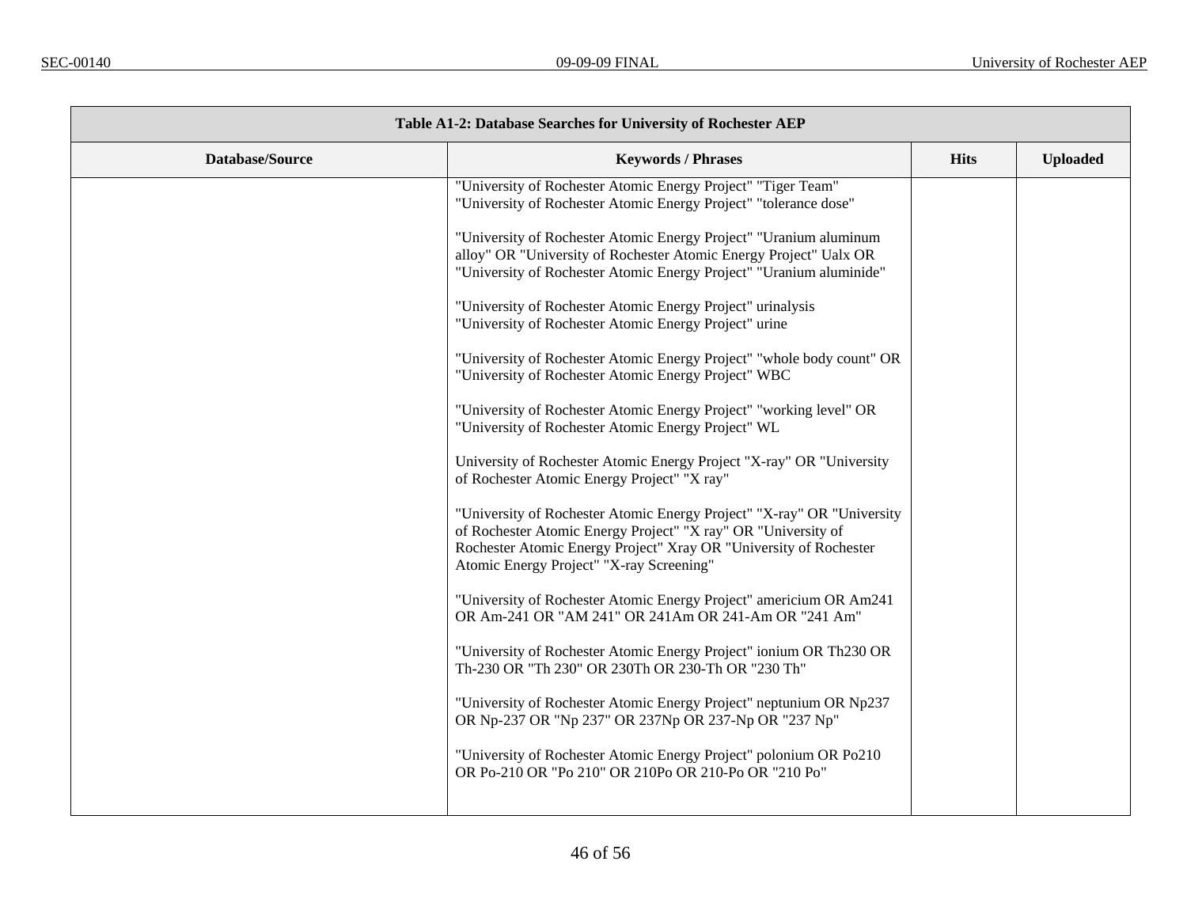| Table A1-2: Database Searches for University of Rochester AEP | | | |
|---|---|---|---|
| **Database/Source** | **Keywords / Phrases** | **Hits** | **Uploaded** |
| | "University of Rochester Atomic Energy Project" "Tiger Team"<br>"University of Rochester Atomic Energy Project" "tolerance dose"<br><br>"University of Rochester Atomic Energy Project" "Uranium aluminum alloy" OR "University of Rochester Atomic Energy Project" Ualx OR "University of Rochester Atomic Energy Project" "Uranium aluminide"<br><br>"University of Rochester Atomic Energy Project" urinalysis<br>"University of Rochester Atomic Energy Project" urine<br><br>"University of Rochester Atomic Energy Project" "whole body count" OR "University of Rochester Atomic Energy Project" WBC<br><br>"University of Rochester Atomic Energy Project" "working level" OR "University of Rochester Atomic Energy Project" WL<br><br>University of Rochester Atomic Energy Project "X-ray" OR "University of Rochester Atomic Energy Project" "X ray"<br><br>"University of Rochester Atomic Energy Project" "X-ray" OR "University of Rochester Atomic Energy Project" "X ray" OR "University of Rochester Atomic Energy Project" Xray OR "University of Rochester Atomic Energy Project" "X-ray Screening"<br><br>"University of Rochester Atomic Energy Project" americium OR Am241 OR Am-241 OR "AM 241" OR 241Am OR 241-Am OR "241 Am"<br><br>"University of Rochester Atomic Energy Project" ionium OR Th230 OR Th-230 OR "Th 230" OR 230Th OR 230-Th OR "230 Th"<br><br>"University of Rochester Atomic Energy Project" neptunium OR Np237 OR Np-237 OR "Np 237" OR 237Np OR 237-Np OR "237 Np"<br><br>"University of Rochester Atomic Energy Project" polonium OR Po210 OR Po-210 OR "Po 210" OR 210Po OR 210-Po OR "210 Po" | | |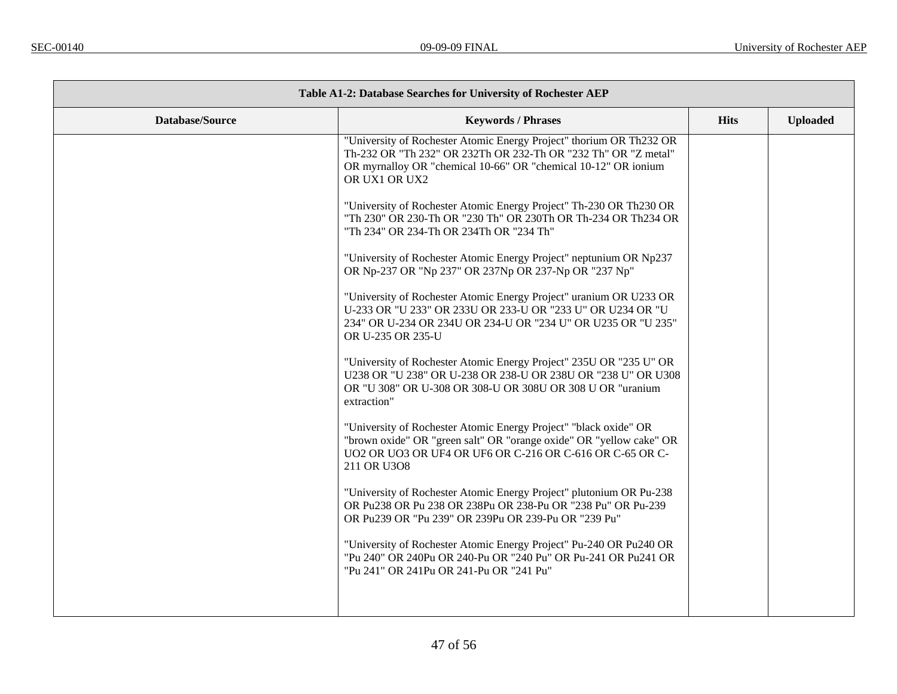| Table A1-2: Database Searches for University of Rochester AEP | | | |
|---|---|---|---|
| **Database/Source** | **Keywords / Phrases** | **Hits** | **Uploaded** |
| | "University of Rochester Atomic Energy Project" thorium OR Th232 OR Th-232 OR "Th 232" OR 232Th OR 232-Th OR "232 Th" OR "Z metal" OR myrnalloy OR "chemical 10-66" OR "chemical 10-12" OR ionium OR UX1 OR UX2<br><br>"University of Rochester Atomic Energy Project" Th-230 OR Th230 OR "Th 230" OR 230-Th OR "230 Th" OR 230Th OR Th-234 OR Th234 OR "Th 234" OR 234-Th OR 234Th OR "234 Th"<br><br>"University of Rochester Atomic Energy Project" neptunium OR Np237 OR Np-237 OR "Np 237" OR 237Np OR 237-Np OR "237 Np"<br><br>"University of Rochester Atomic Energy Project" uranium OR U233 OR U-233 OR "U 233" OR 233U OR 233-U OR "233 U" OR U234 OR "U 234" OR U-234 OR 234U OR 234-U OR "234 U" OR U235 OR "U 235" OR U-235 OR 235-U<br><br>"University of Rochester Atomic Energy Project" 235U OR "235 U" OR U238 OR "U 238" OR U-238 OR 238-U OR 238U OR "238 U" OR U308 OR "U 308" OR U-308 OR 308-U OR 308U OR 308 U OR "uranium extraction"<br><br>"University of Rochester Atomic Energy Project" "black oxide" OR "brown oxide" OR "green salt" OR "orange oxide" OR "yellow cake" OR UO2 OR UO3 OR UF4 OR UF6 OR C-216 OR C-616 OR C-65 OR C-211 OR U3O8<br><br>"University of Rochester Atomic Energy Project" plutonium OR Pu-238 OR Pu238 OR Pu 238 OR 238Pu OR 238-Pu OR "238 Pu" OR Pu-239 OR Pu239 OR "Pu 239" OR 239Pu OR 239-Pu OR "239 Pu"<br><br>"University of Rochester Atomic Energy Project" Pu-240 OR Pu240 OR "Pu 240" OR 240Pu OR 240-Pu OR "240 Pu" OR Pu-241 OR Pu241 OR "Pu 241" OR 241Pu OR 241-Pu OR "241 Pu" | | |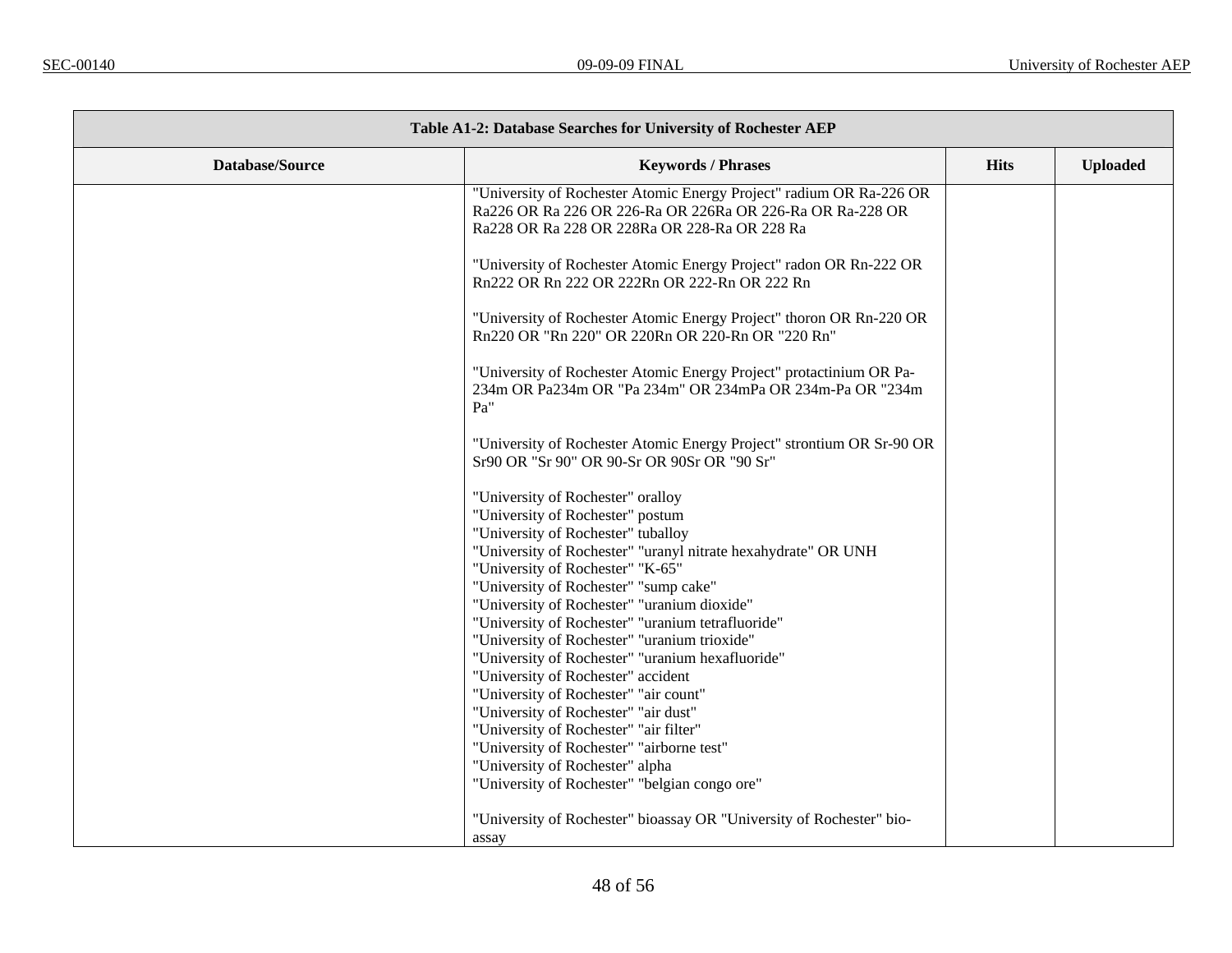| Table A1-2: Database Searches for University of Rochester AEP | | | |
|---|---|---|---|
| **Database/Source** | **Keywords / Phrases** | **Hits** | **Uploaded** |
| | "University of Rochester Atomic Energy Project" radium OR Ra-226 OR Ra226 OR Ra 226 OR 226-Ra OR 226Ra OR 226-Ra OR Ra-228 OR Ra228 OR Ra 228 OR 228Ra OR 228-Ra OR 228 Ra<br><br>"University of Rochester Atomic Energy Project" radon OR Rn-222 OR Rn222 OR Rn 222 OR 222Rn OR 222-Rn OR 222 Rn<br><br>"University of Rochester Atomic Energy Project" thoron OR Rn-220 OR Rn220 OR "Rn 220" OR 220Rn OR 220-Rn OR "220 Rn"<br><br>"University of Rochester Atomic Energy Project" protactinium OR Pa-234m OR Pa234m OR "Pa 234m" OR 234mPa OR 234m-Pa OR "234m Pa"<br><br>"University of Rochester Atomic Energy Project" strontium OR Sr-90 OR Sr90 OR "Sr 90" OR 90-Sr OR 90Sr OR "90 Sr"<br><br>"University of Rochester" oralloy<br>"University of Rochester" postum<br>"University of Rochester" tuballoy<br>"University of Rochester" "uranyl nitrate hexahydrate" OR UNH<br>"University of Rochester" "K-65"<br>"University of Rochester" "sump cake"<br>"University of Rochester" "uranium dioxide"<br>"University of Rochester" "uranium tetrafluoride"<br>"University of Rochester" "uranium trioxide"<br>"University of Rochester" "uranium hexafluoride"<br>"University of Rochester" accident<br>"University of Rochester" "air count"<br>"University of Rochester" "air dust"<br>"University of Rochester" "air filter"<br>"University of Rochester" "airborne test"<br>"University of Rochester" alpha<br>"University of Rochester" "belgian congo ore"<br><br>"University of Rochester" bioassay OR "University of Rochester" bio-assay | | |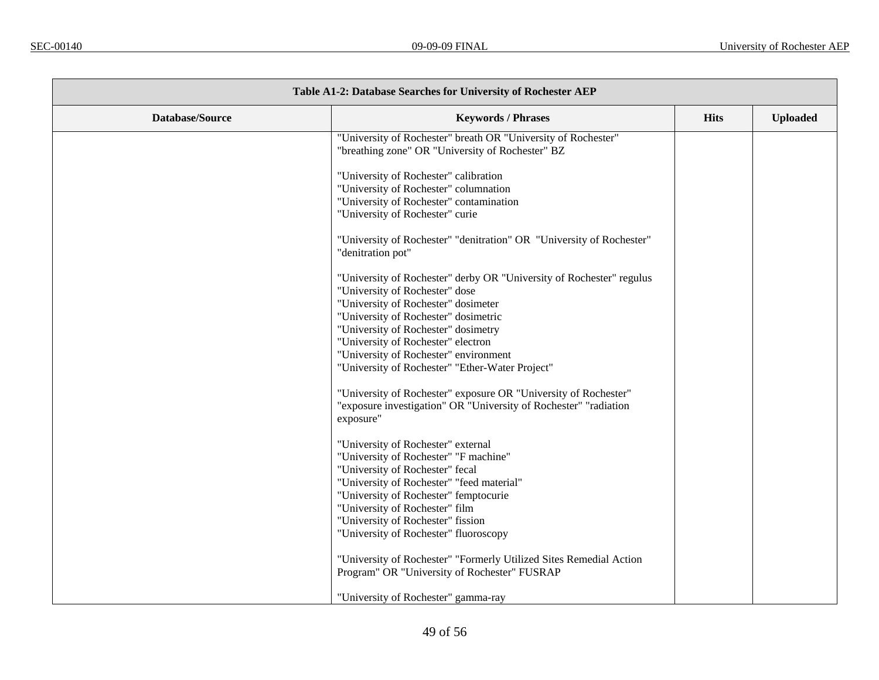| Table A1-2: Database Searches for University of Rochester AEP | | | |
|---|---|---|---|
| **Database/Source** | **Keywords / Phrases** | **Hits** | **Uploaded** |
| | "University of Rochester" breath OR "University of Rochester" "breathing zone" OR "University of Rochester" BZ<br><br>"University of Rochester" calibration<br>"University of Rochester" columnation<br>"University of Rochester" contamination<br>"University of Rochester" curie<br><br>"University of Rochester" "denitration" OR "University of Rochester" "denitration pot"<br><br>"University of Rochester" derby OR "University of Rochester" regulus<br>"University of Rochester" dose<br>"University of Rochester" dosimeter<br>"University of Rochester" dosimetric<br>"University of Rochester" dosimetry<br>"University of Rochester" electron<br>"University of Rochester" environment<br>"University of Rochester" "Ether-Water Project"<br><br>"University of Rochester" exposure OR "University of Rochester" "exposure investigation" OR "University of Rochester" "radiation exposure"<br><br>"University of Rochester" external<br>"University of Rochester" "F machine"<br>"University of Rochester" fecal<br>"University of Rochester" "feed material"<br>"University of Rochester" femptocurie<br>"University of Rochester" film<br>"University of Rochester" fission<br>"University of Rochester" fluoroscopy<br><br>"University of Rochester" "Formerly Utilized Sites Remedial Action Program" OR "University of Rochester" FUSRAP<br><br>"University of Rochester" gamma-ray | | |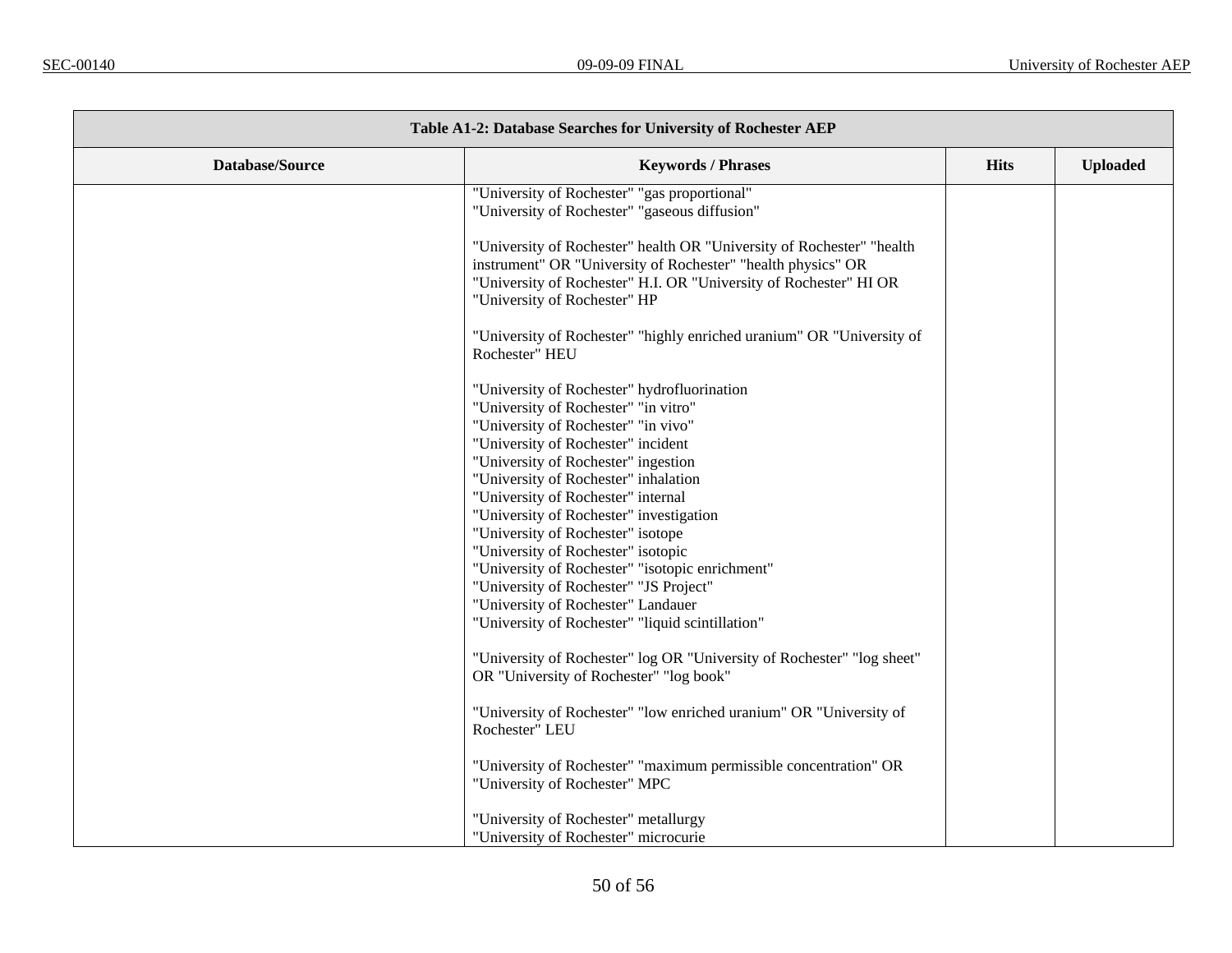| Table A1-2: Database Searches for University of Rochester AEP | | | |
|---|---|---|---|
| **Database/Source** | **Keywords / Phrases** | **Hits** | **Uploaded** |
| | "University of Rochester" "gas proportional"<br>"University of Rochester" "gaseous diffusion"<br><br>"University of Rochester" health OR "University of Rochester" "health instrument" OR "University of Rochester" "health physics" OR "University of Rochester" H.I. OR "University of Rochester" HI OR "University of Rochester" HP<br><br>"University of Rochester" "highly enriched uranium" OR "University of Rochester" HEU<br><br>"University of Rochester" hydrofluorination<br>"University of Rochester" "in vitro"<br>"University of Rochester" "in vivo"<br>"University of Rochester" incident<br>"University of Rochester" ingestion<br>"University of Rochester" inhalation<br>"University of Rochester" internal<br>"University of Rochester" investigation<br>"University of Rochester" isotope<br>"University of Rochester" isotopic<br>"University of Rochester" "isotopic enrichment"<br>"University of Rochester" "JS Project"<br>"University of Rochester" Landauer<br>"University of Rochester" "liquid scintillation"<br><br>"University of Rochester" log OR "University of Rochester" "log sheet" OR "University of Rochester" "log book"<br><br>"University of Rochester" "low enriched uranium" OR "University of Rochester" LEU<br><br>"University of Rochester" "maximum permissible concentration" OR "University of Rochester" MPC<br><br>"University of Rochester" metallurgy<br>"University of Rochester" microcurie | | |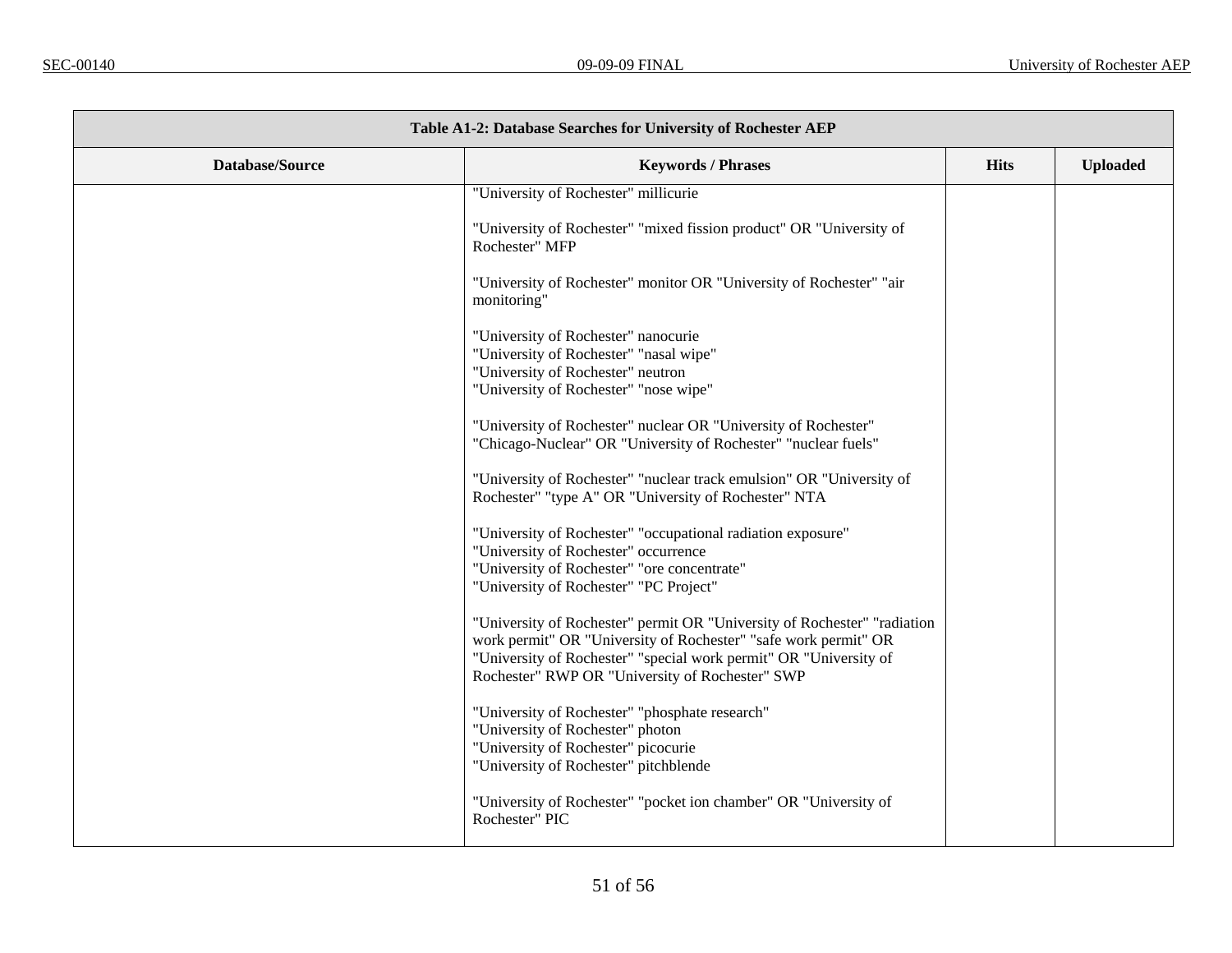| Table A1-2: Database Searches for University of Rochester AEP | | | |
|---|---|---|---|
| **Database/Source** | **Keywords / Phrases** | **Hits** | **Uploaded** |
| | "University of Rochester" millicurie<br><br>"University of Rochester" "mixed fission product" OR "University of Rochester" MFP<br><br>"University of Rochester" monitor OR "University of Rochester" "air monitoring"<br><br>"University of Rochester" nanocurie<br>"University of Rochester" "nasal wipe"<br>"University of Rochester" neutron<br>"University of Rochester" "nose wipe"<br><br>"University of Rochester" nuclear OR "University of Rochester" "Chicago-Nuclear" OR "University of Rochester" "nuclear fuels"<br><br>"University of Rochester" "nuclear track emulsion" OR "University of Rochester" "type A" OR "University of Rochester" NTA<br><br>"University of Rochester" "occupational radiation exposure"<br>"University of Rochester" occurrence<br>"University of Rochester" "ore concentrate"<br>"University of Rochester" "PC Project"<br><br>"University of Rochester" permit OR "University of Rochester" "radiation work permit" OR "University of Rochester" "safe work permit" OR "University of Rochester" "special work permit" OR "University of Rochester" RWP OR "University of Rochester" SWP<br><br>"University of Rochester" "phosphate research"<br>"University of Rochester" photon<br>"University of Rochester" picocurie<br>"University of Rochester" pitchblende<br><br>"University of Rochester" "pocket ion chamber" OR "University of Rochester" PIC | | |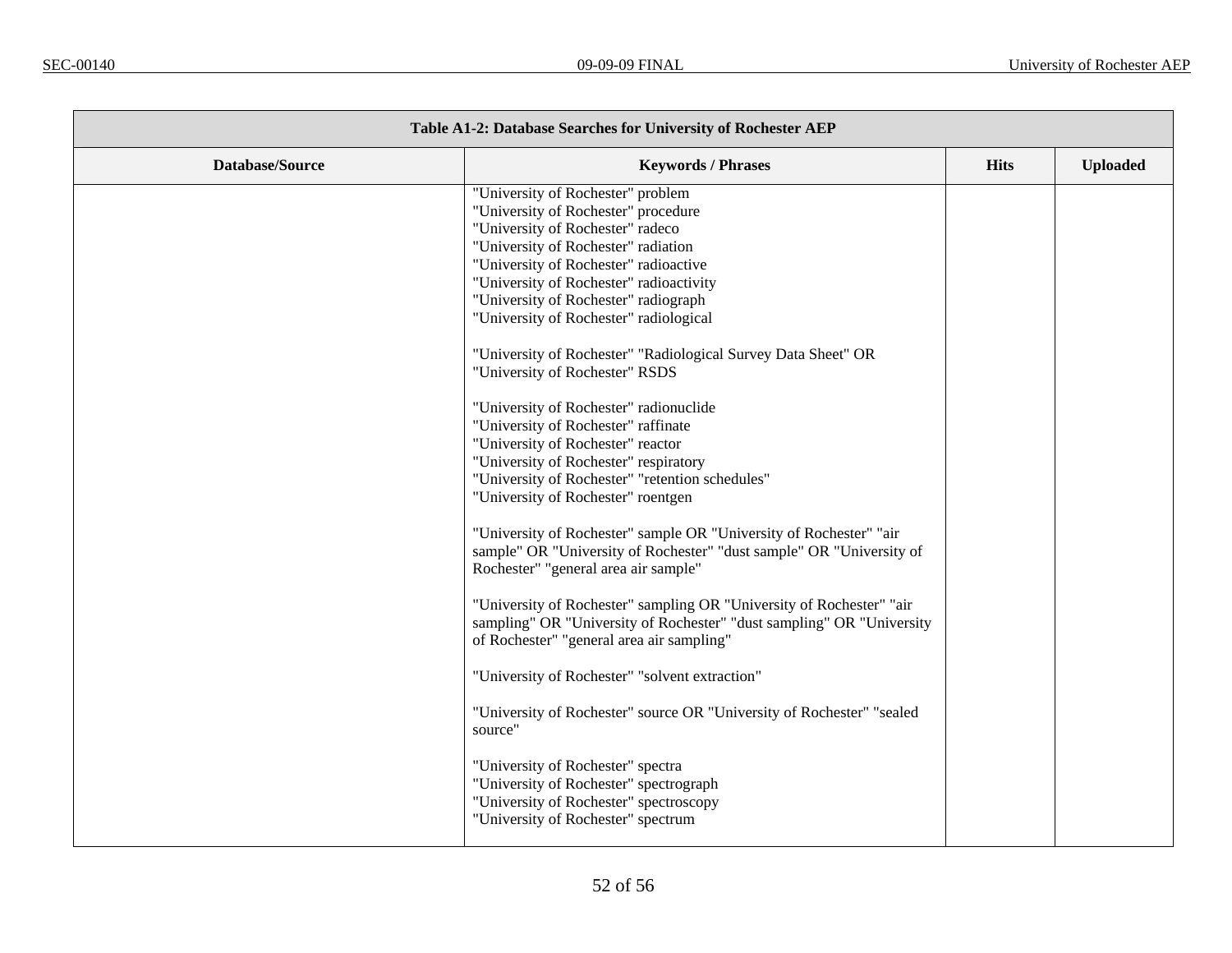| Table A1-2: Database Searches for University of Rochester AEP | | | |
|---|---|---|---|
| **Database/Source** | **Keywords / Phrases** | **Hits** | **Uploaded** |
| | "University of Rochester" problem<br>"University of Rochester" procedure<br>"University of Rochester" radeco<br>"University of Rochester" radiation<br>"University of Rochester" radioactive<br>"University of Rochester" radioactivity<br>"University of Rochester" radiograph<br>"University of Rochester" radiological<br><br>"University of Rochester" "Radiological Survey Data Sheet" OR "University of Rochester" RSDS<br><br>"University of Rochester" radionuclide<br>"University of Rochester" raffinate<br>"University of Rochester" reactor<br>"University of Rochester" respiratory<br>"University of Rochester" "retention schedules"<br>"University of Rochester" roentgen<br><br>"University of Rochester" sample OR "University of Rochester" "air sample" OR "University of Rochester" "dust sample" OR "University of Rochester" "general area air sample"<br><br>"University of Rochester" sampling OR "University of Rochester" "air sampling" OR "University of Rochester" "dust sampling" OR "University of Rochester" "general area air sampling"<br><br>"University of Rochester" "solvent extraction"<br><br>"University of Rochester" source OR "University of Rochester" "sealed source"<br><br>"University of Rochester" spectra<br>"University of Rochester" spectrograph<br>"University of Rochester" spectroscopy<br>"University of Rochester" spectrum | | |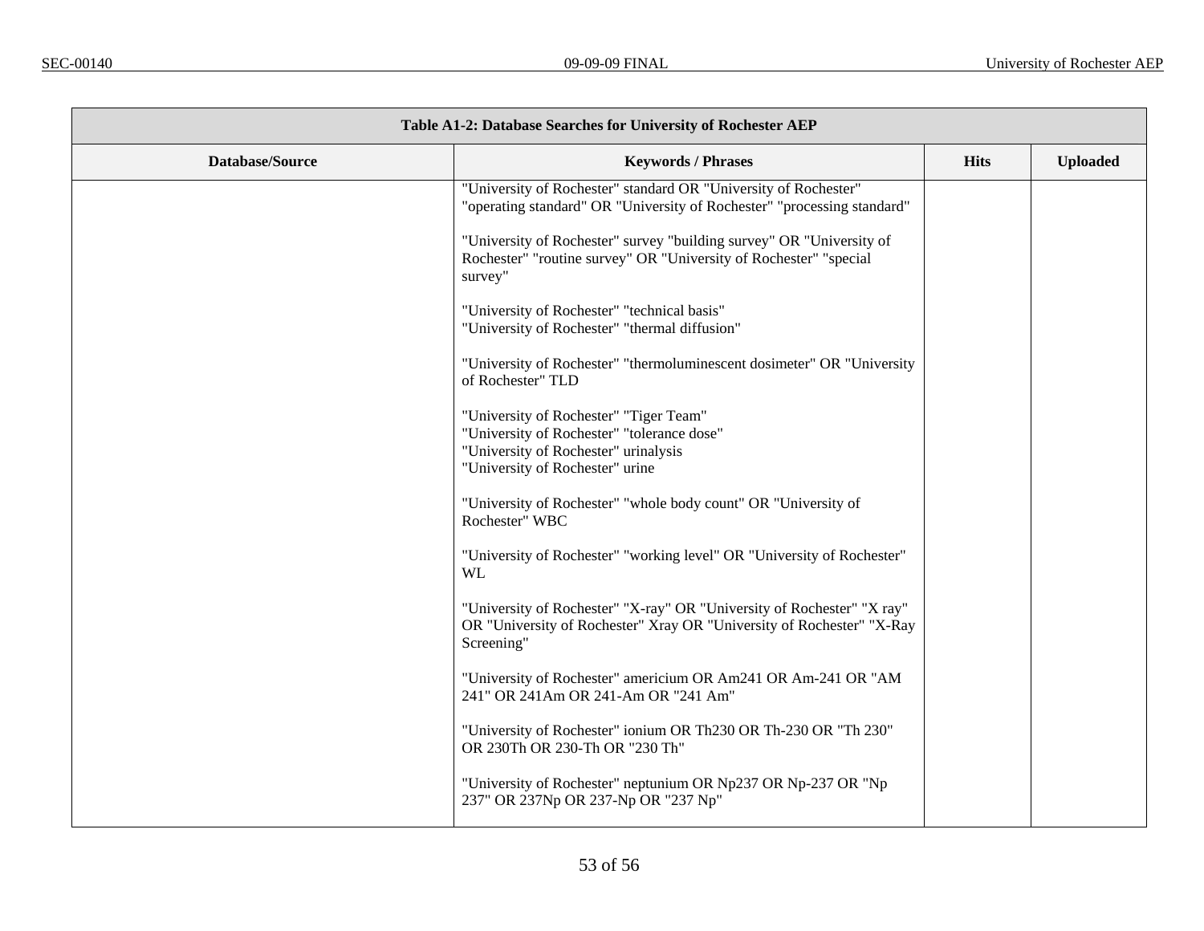| Table A1-2: Database Searches for University of Rochester AEP | | | |
|---|---|---|---|
| **Database/Source** | **Keywords / Phrases** | **Hits** | **Uploaded** |
| | "University of Rochester" standard OR "University of Rochester" "operating standard" OR "University of Rochester" "processing standard"<br><br>"University of Rochester" survey "building survey" OR "University of Rochester" "routine survey" OR "University of Rochester" "special survey"<br><br>"University of Rochester" "technical basis"<br>"University of Rochester" "thermal diffusion"<br><br>"University of Rochester" "thermoluminescent dosimeter" OR "University of Rochester" TLD<br><br>"University of Rochester" "Tiger Team"<br>"University of Rochester" "tolerance dose"<br>"University of Rochester" urinalysis<br>"University of Rochester" urine<br><br>"University of Rochester" "whole body count" OR "University of Rochester" WBC<br><br>"University of Rochester" "working level" OR "University of Rochester" WL<br><br>"University of Rochester" "X-ray" OR "University of Rochester" "X ray" OR "University of Rochester" Xray OR "University of Rochester" "X-Ray Screening"<br><br>"University of Rochester" americium OR Am241 OR Am-241 OR "AM 241" OR 241Am OR 241-Am OR "241 Am"<br><br>"University of Rochester" ionium OR Th230 OR Th-230 OR "Th 230" OR 230Th OR 230-Th OR "230 Th"<br><br>"University of Rochester" neptunium OR Np237 OR Np-237 OR "Np 237" OR 237Np OR 237-Np OR "237 Np" | | |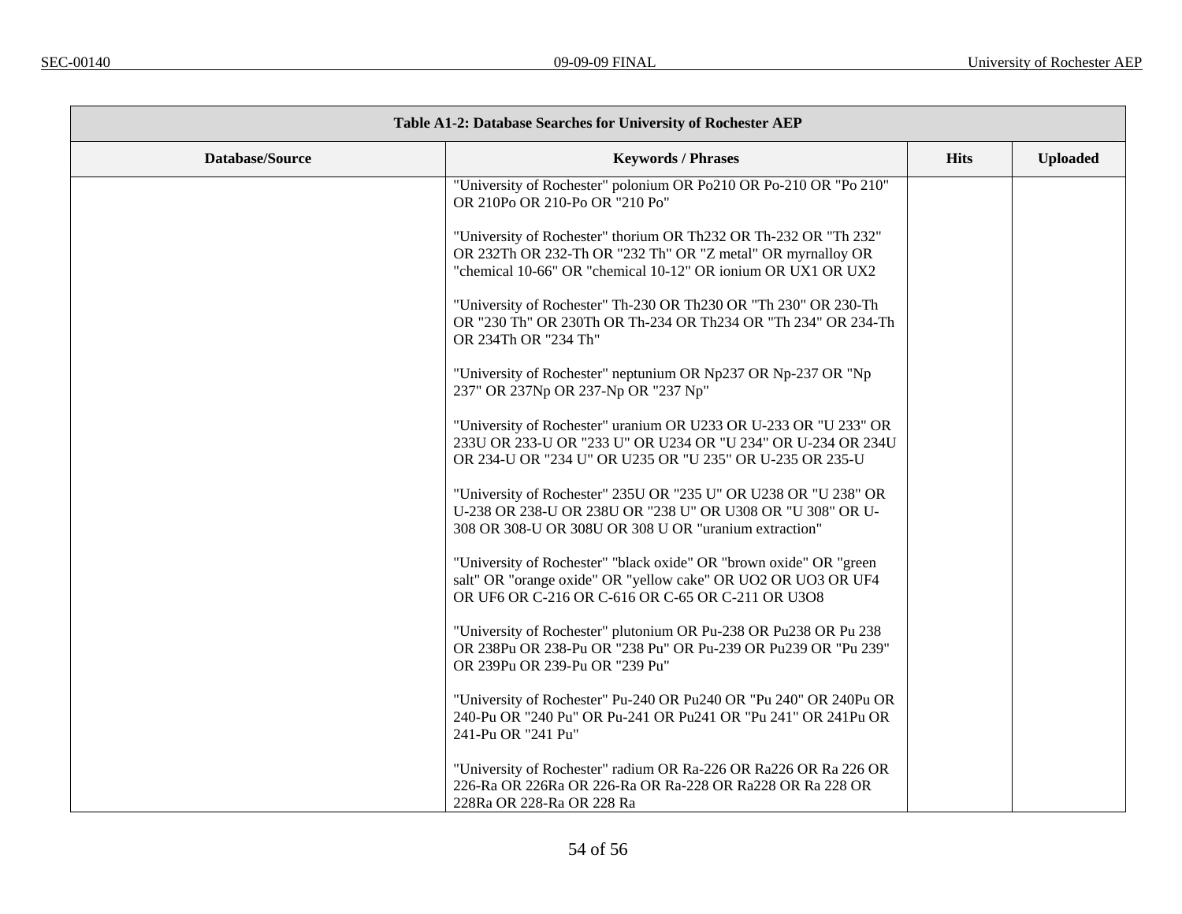| Table A1-2: Database Searches for University of Rochester AEP | | | |
|---|---|---|---|
| **Database/Source** | **Keywords / Phrases** | **Hits** | **Uploaded** |
| | "University of Rochester" polonium OR Po210 OR Po-210 OR "Po 210" OR 210Po OR 210-Po OR "210 Po"<br><br>"University of Rochester" thorium OR Th232 OR Th-232 OR "Th 232" OR 232Th OR 232-Th OR "232 Th" OR "Z metal" OR myrnalloy OR "chemical 10-66" OR "chemical 10-12" OR ionium OR UX1 OR UX2<br><br>"University of Rochester" Th-230 OR Th230 OR "Th 230" OR 230-Th OR "230 Th" OR 230Th OR Th-234 OR Th234 OR "Th 234" OR 234-Th OR 234Th OR "234 Th"<br><br>"University of Rochester" neptunium OR Np237 OR Np-237 OR "Np 237" OR 237Np OR 237-Np OR "237 Np"<br><br>"University of Rochester" uranium OR U233 OR U-233 OR "U 233" OR 233U OR 233-U OR "233 U" OR U234 OR "U 234" OR U-234 OR 234U OR 234-U OR "234 U" OR U235 OR "U 235" OR U-235 OR 235-U<br><br>"University of Rochester" 235U OR "235 U" OR U238 OR "U 238" OR U-238 OR 238-U OR 238U OR "238 U" OR U308 OR "U 308" OR U-308 OR 308-U OR 308U OR 308 U OR "uranium extraction"<br><br>"University of Rochester" "black oxide" OR "brown oxide" OR "green salt" OR "orange oxide" OR "yellow cake" OR UO2 OR UO3 OR UF4 OR UF6 OR C-216 OR C-616 OR C-65 OR C-211 OR U3O8<br><br>"University of Rochester" plutonium OR Pu-238 OR Pu238 OR Pu 238 OR 238Pu OR 238-Pu OR "238 Pu" OR Pu-239 OR Pu239 OR "Pu 239" OR 239Pu OR 239-Pu OR "239 Pu"<br><br>"University of Rochester" Pu-240 OR Pu240 OR "Pu 240" OR 240Pu OR 240-Pu OR "240 Pu" OR Pu-241 OR Pu241 OR "Pu 241" OR 241Pu OR 241-Pu OR "241 Pu"<br><br>"University of Rochester" radium OR Ra-226 OR Ra226 OR Ra 226 OR 226-Ra OR 226Ra OR 226-Ra OR Ra-228 OR Ra228 OR Ra 228 OR 228Ra OR 228-Ra OR 228 Ra | | |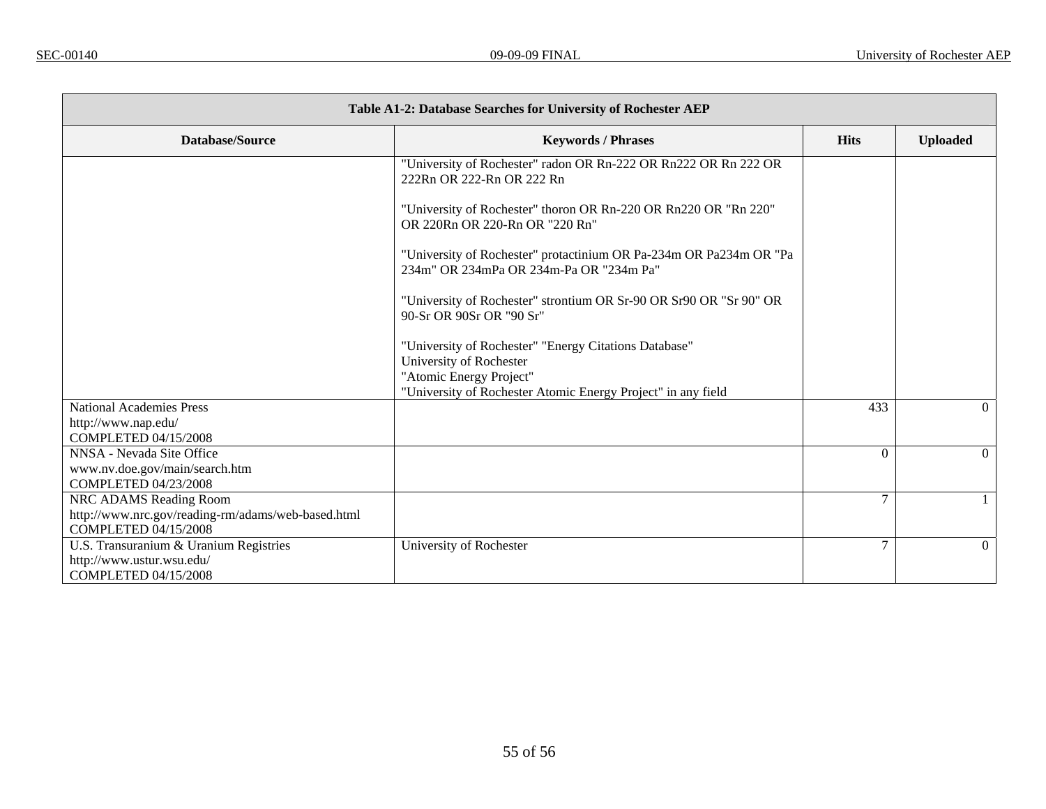| Table A1-2: Database Searches for University of Rochester AEP | | | |
|---|---|---|---|
| **Database/Source** | **Keywords / Phrases** | **Hits** | **Uploaded** |
| | "University of Rochester" radon OR Rn-222 OR Rn222 OR Rn 222 OR 222Rn OR 222-Rn OR 222 Rn<br><br>"University of Rochester" thoron OR Rn-220 OR Rn220 OR "Rn 220" OR 220Rn OR 220-Rn OR "220 Rn"<br><br>"University of Rochester" protactinium OR Pa-234m OR Pa234m OR "Pa 234m" OR 234mPa OR 234m-Pa OR "234m Pa"<br><br>"University of Rochester" strontium OR Sr-90 OR Sr90 OR "Sr 90" OR 90-Sr OR 90Sr OR "90 Sr"<br><br>"University of Rochester" "Energy Citations Database"<br>University of Rochester<br>"Atomic Energy Project"<br>"University of Rochester Atomic Energy Project" in any field | | |
| National Academies Press<br>http://www.nap.edu/<br>COMPLETED 04/15/2008 | | 433 | 0 |
| NNSA - Nevada Site Office<br>www.nv.doe.gov/main/search.htm<br>COMPLETED 04/23/2008 | | 0 | 0 |
| NRC ADAMS Reading Room<br>http://www.nrc.gov/reading-rm/adams/web-based.html<br>COMPLETED 04/15/2008 | | 7 | 1 |
| U.S. Transuranium & Uranium Registries<br>http://www.ustur.wsu.edu/<br>COMPLETED 04/15/2008 | University of Rochester | 7 | 0 |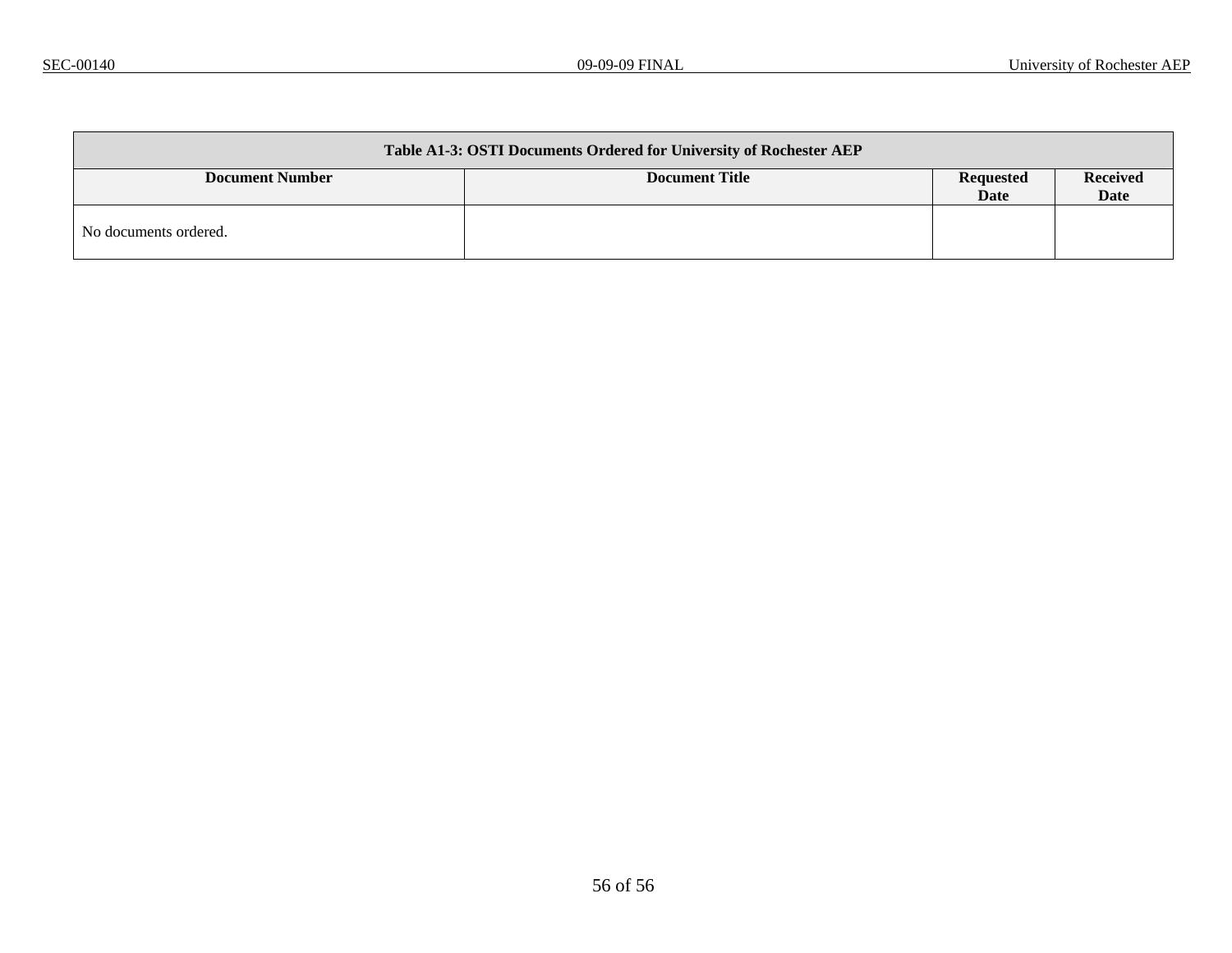| Table A1-3: OSTI Documents Ordered for University of Rochester AEP | | | |
|---|---|---|---|
| **Document Number** | **Document Title** | **Requested Date** | **Received Date** |
| No documents ordered. | | | |